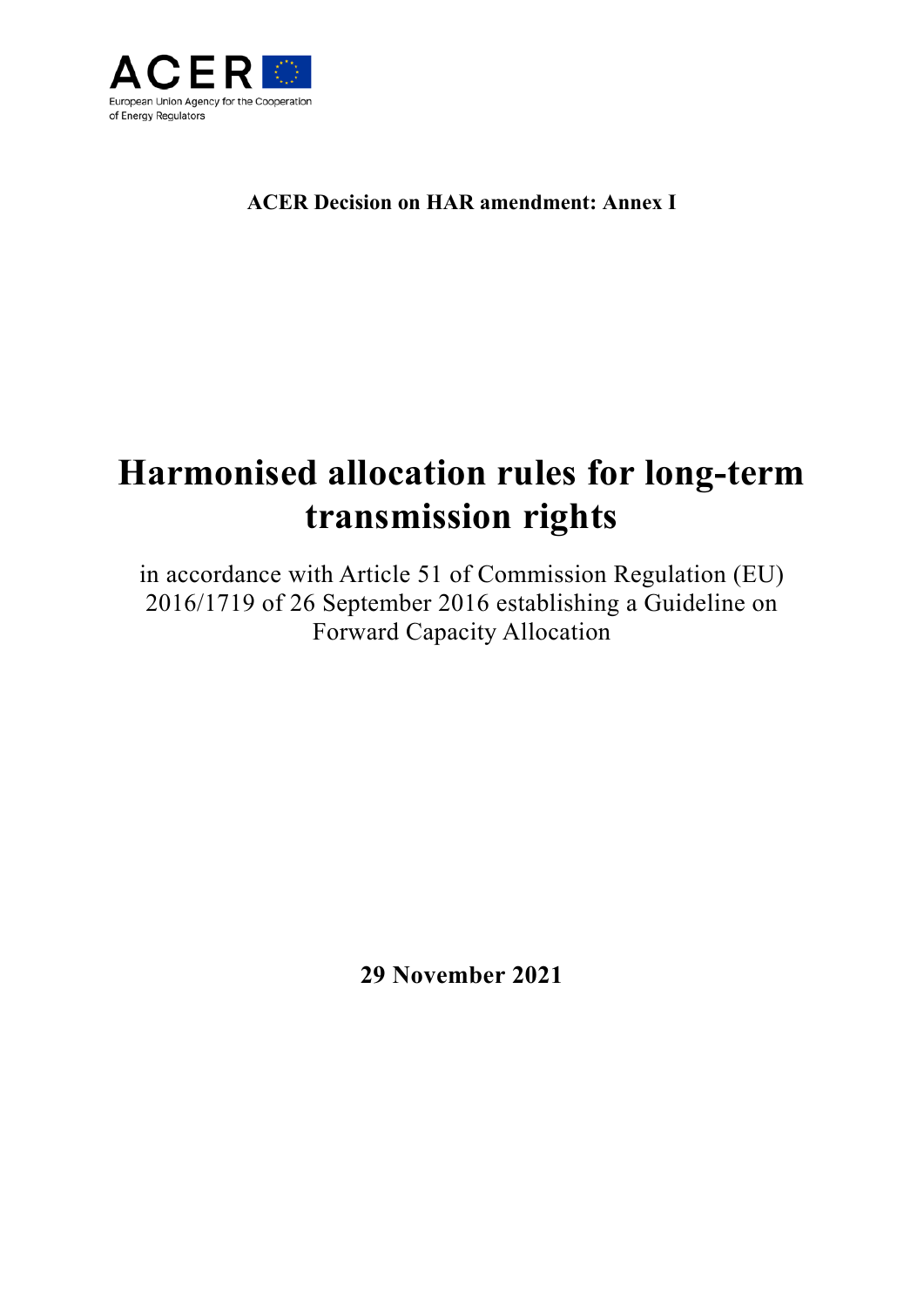ACER

European Union Agency for the Cooperation of Energy Regulators

**ACER Decision on HAR amendment: Annex I**

# Harmonised allocation rules for long-term transmission rights

in accordance with Article 51 of Commission Regulation (EU) 2016/1719 of 26 September 2016 establishing a Guideline on Forward Capacity Allocation

**29 November 2021**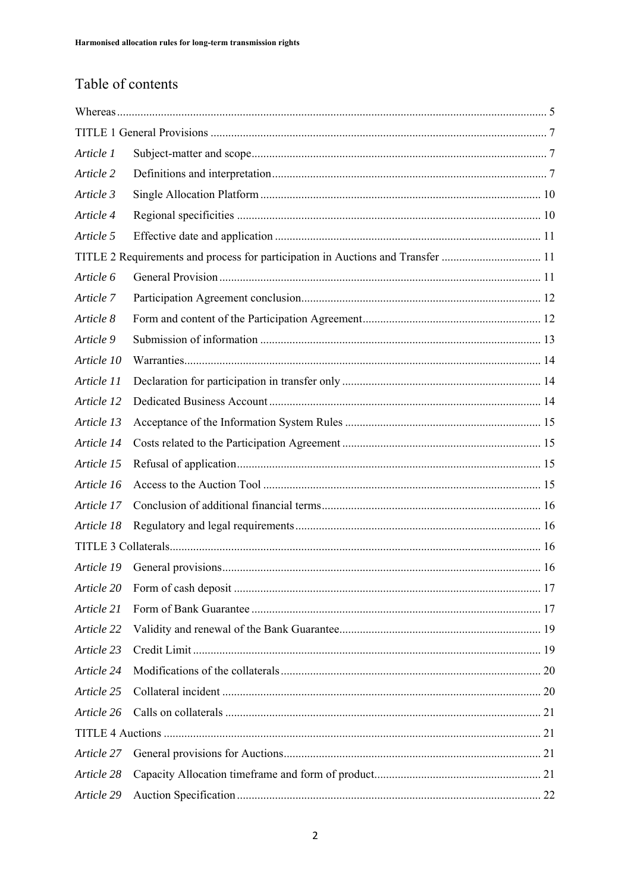# Table of contents

| | | |
|---|---|---|
| Whereas | | 5 |
| TITLE 1 General Provisions | | 7 |
| *Article 1* | Subject-matter and scope | 7 |
| *Article 2* | Definitions and interpretation | 7 |
| *Article 3* | Single Allocation Platform | 10 |
| *Article 4* | Regional specificities | 10 |
| *Article 5* | Effective date and application | 11 |
| TITLE 2 Requirements and process for participation in Auctions and Transfer | | 11 |
| *Article 6* | General Provision | 11 |
| *Article 7* | Participation Agreement conclusion | 12 |
| *Article 8* | Form and content of the Participation Agreement | 12 |
| *Article 9* | Submission of information | 13 |
| *Article 10* | Warranties | 14 |
| *Article 11* | Declaration for participation in transfer only | 14 |
| *Article 12* | Dedicated Business Account | 14 |
| *Article 13* | Acceptance of the Information System Rules | 15 |
| *Article 14* | Costs related to the Participation Agreement | 15 |
| *Article 15* | Refusal of application | 15 |
| *Article 16* | Access to the Auction Tool | 15 |
| *Article 17* | Conclusion of additional financial terms | 16 |
| *Article 18* | Regulatory and legal requirements | 16 |
| TITLE 3 Collaterals | | 16 |
| *Article 19* | General provisions | 16 |
| *Article 20* | Form of cash deposit | 17 |
| *Article 21* | Form of Bank Guarantee | 17 |
| *Article 22* | Validity and renewal of the Bank Guarantee | 19 |
| *Article 23* | Credit Limit | 19 |
| *Article 24* | Modifications of the collaterals | 20 |
| *Article 25* | Collateral incident | 20 |
| *Article 26* | Calls on collaterals | 21 |
| TITLE 4 Auctions | | 21 |
| *Article 27* | General provisions for Auctions | 21 |
| *Article 28* | Capacity Allocation timeframe and form of product | 21 |
| *Article 29* | Auction Specification | 22 |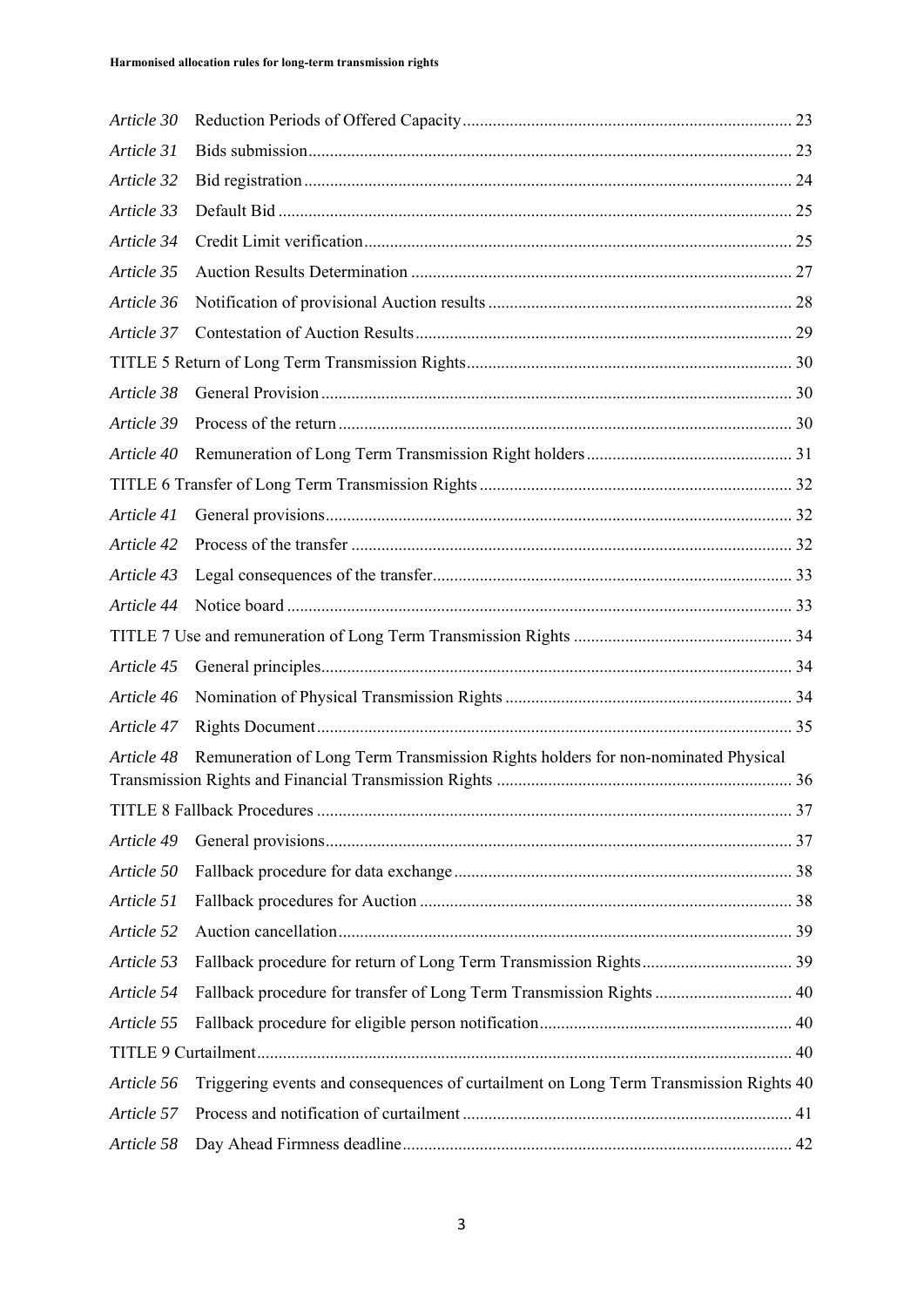*Article 30* Reduction Periods of Offered Capacity ............................................................................ 23

*Article 31* Bids submission ................................................................................................................ 23

*Article 32* Bid registration ................................................................................................................ 24

*Article 33* Default Bid ...................................................................................................................... 25

*Article 34* Credit Limit verification .................................................................................................. 25

*Article 35* Auction Results Determination ........................................................................................ 27

*Article 36* Notification of provisional Auction results ...................................................................... 28

*Article 37* Contestation of Auction Results ....................................................................................... 29

TITLE 5 Return of Long Term Transmission Rights ............................................................................ 30

*Article 38* General Provision ............................................................................................................ 30

*Article 39* Process of the return ......................................................................................................... 30

*Article 40* Remuneration of Long Term Transmission Right holders ............................................... 31

TITLE 6 Transfer of Long Term Transmission Rights ......................................................................... 32

*Article 41* General provisions ........................................................................................................... 32

*Article 42* Process of the transfer ...................................................................................................... 32

*Article 43* Legal consequences of the transfer ................................................................................... 33

*Article 44* Notice board ..................................................................................................................... 33

TITLE 7 Use and remuneration of Long Term Transmission Rights .................................................. 34

*Article 45* General principles ............................................................................................................ 34

*Article 46* Nomination of Physical Transmission Rights .................................................................. 34

*Article 47* Rights Document .............................................................................................................. 35

*Article 48* Remuneration of Long Term Transmission Rights holders for non-nominated Physical Transmission Rights and Financial Transmission Rights .................................................................... 36

TITLE 8 Fallback Procedures .............................................................................................................. 37

*Article 49* General provisions ........................................................................................................... 37

*Article 50* Fallback procedure for data exchange .............................................................................. 38

*Article 51* Fallback procedures for Auction ...................................................................................... 38

*Article 52* Auction cancellation ......................................................................................................... 39

*Article 53* Fallback procedure for return of Long Term Transmission Rights .................................. 39

*Article 54* Fallback procedure for transfer of Long Term Transmission Rights ................................ 40

*Article 55* Fallback procedure for eligible person notification .......................................................... 40

TITLE 9 Curtailment ............................................................................................................................ 40

*Article 56* Triggering events and consequences of curtailment on Long Term Transmission Rights 40

*Article 57* Process and notification of curtailment ............................................................................ 41

*Article 58* Day Ahead Firmness deadline .......................................................................................... 42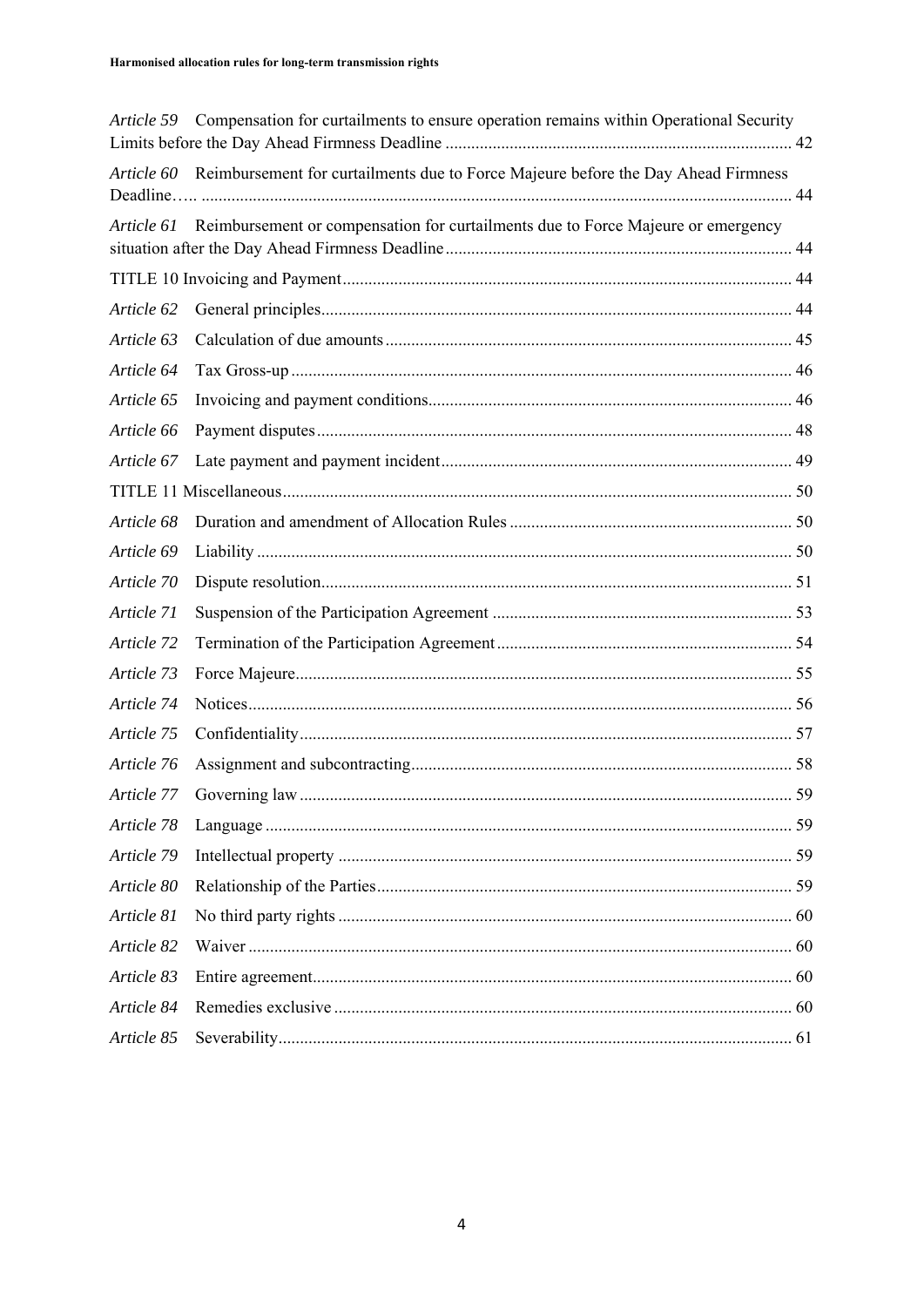*Article 59* Compensation for curtailments to ensure operation remains within Operational Security Limits before the Day Ahead Firmness Deadline ................................................................................ 42

*Article 60* Reimbursement for curtailments due to Force Majeure before the Day Ahead Firmness Deadline….. ........................................................................................................................................ 44

*Article 61* Reimbursement or compensation for curtailments due to Force Majeure or emergency situation after the Day Ahead Firmness Deadline ................................................................................ 44

TITLE 10 Invoicing and Payment ........................................................................................................ 44

*Article 62* General principles ............................................................................................................ 44

*Article 63* Calculation of due amounts ............................................................................................. 45

*Article 64* Tax Gross-up .................................................................................................................... 46

*Article 65* Invoicing and payment conditions.................................................................................... 46

*Article 66* Payment disputes ............................................................................................................. 48

*Article 67* Late payment and payment incident ................................................................................. 49

TITLE 11 Miscellaneous ...................................................................................................................... 50

*Article 68* Duration and amendment of Allocation Rules ................................................................. 50

*Article 69* Liability ............................................................................................................................ 50

*Article 70* Dispute resolution............................................................................................................. 51

*Article 71* Suspension of the Participation Agreement ..................................................................... 53

*Article 72* Termination of the Participation Agreement .................................................................... 54

*Article 73* Force Majeure................................................................................................................... 55

*Article 74* Notices.............................................................................................................................. 56

*Article 75* Confidentiality.................................................................................................................. 57

*Article 76* Assignment and subcontracting........................................................................................ 58

*Article 77* Governing law .................................................................................................................. 59

*Article 78* Language .......................................................................................................................... 59

*Article 79* Intellectual property ......................................................................................................... 59

*Article 80* Relationship of the Parties................................................................................................ 59

*Article 81* No third party rights ......................................................................................................... 60

*Article 82* Waiver .............................................................................................................................. 60

*Article 83* Entire agreement............................................................................................................... 60

*Article 84* Remedies exclusive .......................................................................................................... 60

*Article 85* Severability....................................................................................................................... 61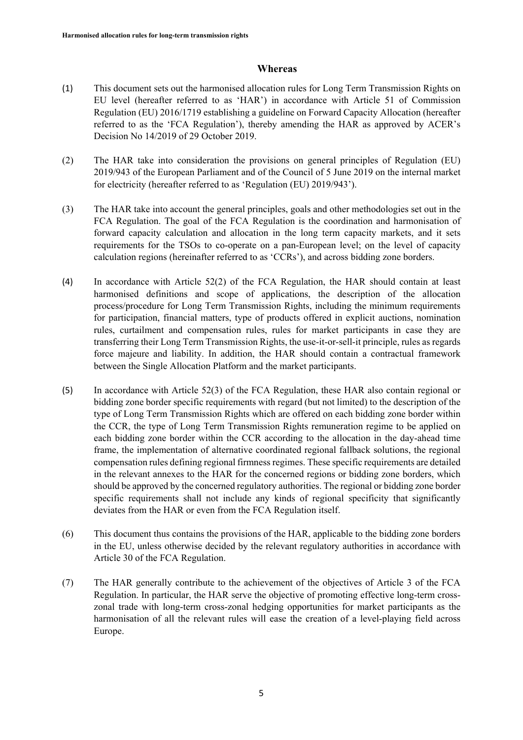## Whereas

(1) This document sets out the harmonised allocation rules for Long Term Transmission Rights on EU level (hereafter referred to as 'HAR') in accordance with Article 51 of Commission Regulation (EU) 2016/1719 establishing a guideline on Forward Capacity Allocation (hereafter referred to as the 'FCA Regulation'), thereby amending the HAR as approved by ACER's Decision No 14/2019 of 29 October 2019.

(2) The HAR take into consideration the provisions on general principles of Regulation (EU) 2019/943 of the European Parliament and of the Council of 5 June 2019 on the internal market for electricity (hereafter referred to as 'Regulation (EU) 2019/943').

(3) The HAR take into account the general principles, goals and other methodologies set out in the FCA Regulation. The goal of the FCA Regulation is the coordination and harmonisation of forward capacity calculation and allocation in the long term capacity markets, and it sets requirements for the TSOs to co-operate on a pan-European level; on the level of capacity calculation regions (hereinafter referred to as 'CCRs'), and across bidding zone borders.

(4) In accordance with Article 52(2) of the FCA Regulation, the HAR should contain at least harmonised definitions and scope of applications, the description of the allocation process/procedure for Long Term Transmission Rights, including the minimum requirements for participation, financial matters, type of products offered in explicit auctions, nomination rules, curtailment and compensation rules, rules for market participants in case they are transferring their Long Term Transmission Rights, the use-it-or-sell-it principle, rules as regards force majeure and liability. In addition, the HAR should contain a contractual framework between the Single Allocation Platform and the market participants.

(5) In accordance with Article 52(3) of the FCA Regulation, these HAR also contain regional or bidding zone border specific requirements with regard (but not limited) to the description of the type of Long Term Transmission Rights which are offered on each bidding zone border within the CCR, the type of Long Term Transmission Rights remuneration regime to be applied on each bidding zone border within the CCR according to the allocation in the day-ahead time frame, the implementation of alternative coordinated regional fallback solutions, the regional compensation rules defining regional firmness regimes. These specific requirements are detailed in the relevant annexes to the HAR for the concerned regions or bidding zone borders, which should be approved by the concerned regulatory authorities. The regional or bidding zone border specific requirements shall not include any kinds of regional specificity that significantly deviates from the HAR or even from the FCA Regulation itself.

(6) This document thus contains the provisions of the HAR, applicable to the bidding zone borders in the EU, unless otherwise decided by the relevant regulatory authorities in accordance with Article 30 of the FCA Regulation.

(7) The HAR generally contribute to the achievement of the objectives of Article 3 of the FCA Regulation. In particular, the HAR serve the objective of promoting effective long-term cross-zonal trade with long-term cross-zonal hedging opportunities for market participants as the harmonisation of all the relevant rules will ease the creation of a level-playing field across Europe.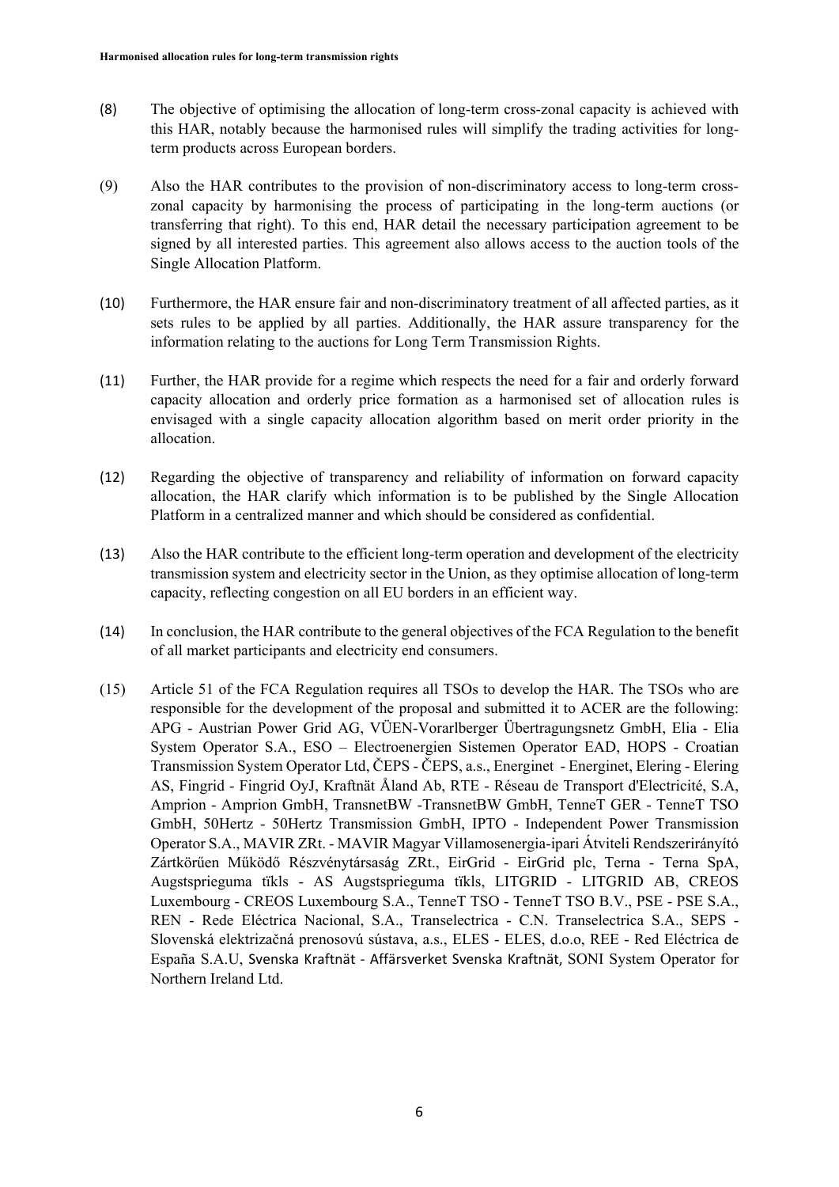(8) The objective of optimising the allocation of long-term cross-zonal capacity is achieved with this HAR, notably because the harmonised rules will simplify the trading activities for long-term products across European borders.

(9) Also the HAR contributes to the provision of non-discriminatory access to long-term cross-zonal capacity by harmonising the process of participating in the long-term auctions (or transferring that right). To this end, HAR detail the necessary participation agreement to be signed by all interested parties. This agreement also allows access to the auction tools of the Single Allocation Platform.

(10) Furthermore, the HAR ensure fair and non-discriminatory treatment of all affected parties, as it sets rules to be applied by all parties. Additionally, the HAR assure transparency for the information relating to the auctions for Long Term Transmission Rights.

(11) Further, the HAR provide for a regime which respects the need for a fair and orderly forward capacity allocation and orderly price formation as a harmonised set of allocation rules is envisaged with a single capacity allocation algorithm based on merit order priority in the allocation.

(12) Regarding the objective of transparency and reliability of information on forward capacity allocation, the HAR clarify which information is to be published by the Single Allocation Platform in a centralized manner and which should be considered as confidential.

(13) Also the HAR contribute to the efficient long-term operation and development of the electricity transmission system and electricity sector in the Union, as they optimise allocation of long-term capacity, reflecting congestion on all EU borders in an efficient way.

(14) In conclusion, the HAR contribute to the general objectives of the FCA Regulation to the benefit of all market participants and electricity end consumers.

(15) Article 51 of the FCA Regulation requires all TSOs to develop the HAR. The TSOs who are responsible for the development of the proposal and submitted it to ACER are the following: APG - Austrian Power Grid AG, VÜEN-Vorarlberger Übertragungsnetz GmbH, Elia - Elia System Operator S.A., ESO – Electroenergien Sistemen Operator EAD, HOPS - Croatian Transmission System Operator Ltd, ČEPS - ČEPS, a.s., Energinet - Energinet, Elering - Elering AS, Fingrid - Fingrid OyJ, Kraftnät Åland Ab, RTE - Réseau de Transport d'Electricité, S.A, Amprion - Amprion GmbH, TransnetBW -TransnetBW GmbH, TenneT GER - TenneT TSO GmbH, 50Hertz - 50Hertz Transmission GmbH, IPTO - Independent Power Transmission Operator S.A., MAVIR ZRt. - MAVIR Magyar Villamosenergia-ipari Átviteli Rendszerirányító Zártkörűen Működő Részvénytársaság ZRt., EirGrid - EirGrid plc, Terna - Terna SpA, Augstsprieguma tīkls - AS Augstsprieguma tīkls, LITGRID - LITGRID AB, CREOS Luxembourg - CREOS Luxembourg S.A., TenneT TSO - TenneT TSO B.V., PSE - PSE S.A., REN - Rede Eléctrica Nacional, S.A., Transelectrica - C.N. Transelectrica S.A., SEPS - Slovenská elektrizačná prenosovú sústava, a.s., ELES - ELES, d.o.o, REE - Red Eléctrica de España S.A.U, Svenska Kraftnät - Affärsverket Svenska Kraftnät, SONI System Operator for Northern Ireland Ltd.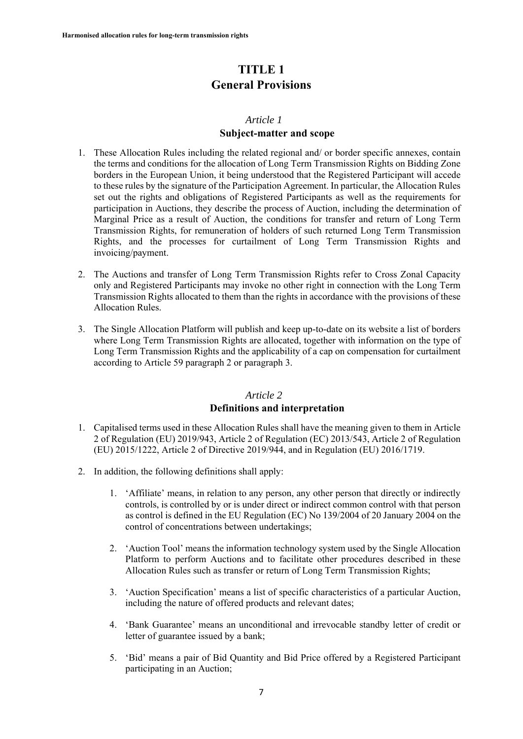# TITLE 1
# General Provisions

### *Article 1*
### Subject-matter and scope

1. These Allocation Rules including the related regional and/ or border specific annexes, contain the terms and conditions for the allocation of Long Term Transmission Rights on Bidding Zone borders in the European Union, it being understood that the Registered Participant will accede to these rules by the signature of the Participation Agreement. In particular, the Allocation Rules set out the rights and obligations of Registered Participants as well as the requirements for participation in Auctions, they describe the process of Auction, including the determination of Marginal Price as a result of Auction, the conditions for transfer and return of Long Term Transmission Rights, for remuneration of holders of such returned Long Term Transmission Rights, and the processes for curtailment of Long Term Transmission Rights and invoicing/payment.

2. The Auctions and transfer of Long Term Transmission Rights refer to Cross Zonal Capacity only and Registered Participants may invoke no other right in connection with the Long Term Transmission Rights allocated to them than the rights in accordance with the provisions of these Allocation Rules.

3. The Single Allocation Platform will publish and keep up-to-date on its website a list of borders where Long Term Transmission Rights are allocated, together with information on the type of Long Term Transmission Rights and the applicability of a cap on compensation for curtailment according to Article 59 paragraph 2 or paragraph 3.

### *Article 2*
### Definitions and interpretation

1. Capitalised terms used in these Allocation Rules shall have the meaning given to them in Article 2 of Regulation (EU) 2019/943, Article 2 of Regulation (EC) 2013/543, Article 2 of Regulation (EU) 2015/1222, Article 2 of Directive 2019/944, and in Regulation (EU) 2016/1719.

2. In addition, the following definitions shall apply:

   1. 'Affiliate' means, in relation to any person, any other person that directly or indirectly controls, is controlled by or is under direct or indirect common control with that person as control is defined in the EU Regulation (EC) No 139/2004 of 20 January 2004 on the control of concentrations between undertakings;

   2. 'Auction Tool' means the information technology system used by the Single Allocation Platform to perform Auctions and to facilitate other procedures described in these Allocation Rules such as transfer or return of Long Term Transmission Rights;

   3. 'Auction Specification' means a list of specific characteristics of a particular Auction, including the nature of offered products and relevant dates;

   4. 'Bank Guarantee' means an unconditional and irrevocable standby letter of credit or letter of guarantee issued by a bank;

   5. 'Bid' means a pair of Bid Quantity and Bid Price offered by a Registered Participant participating in an Auction;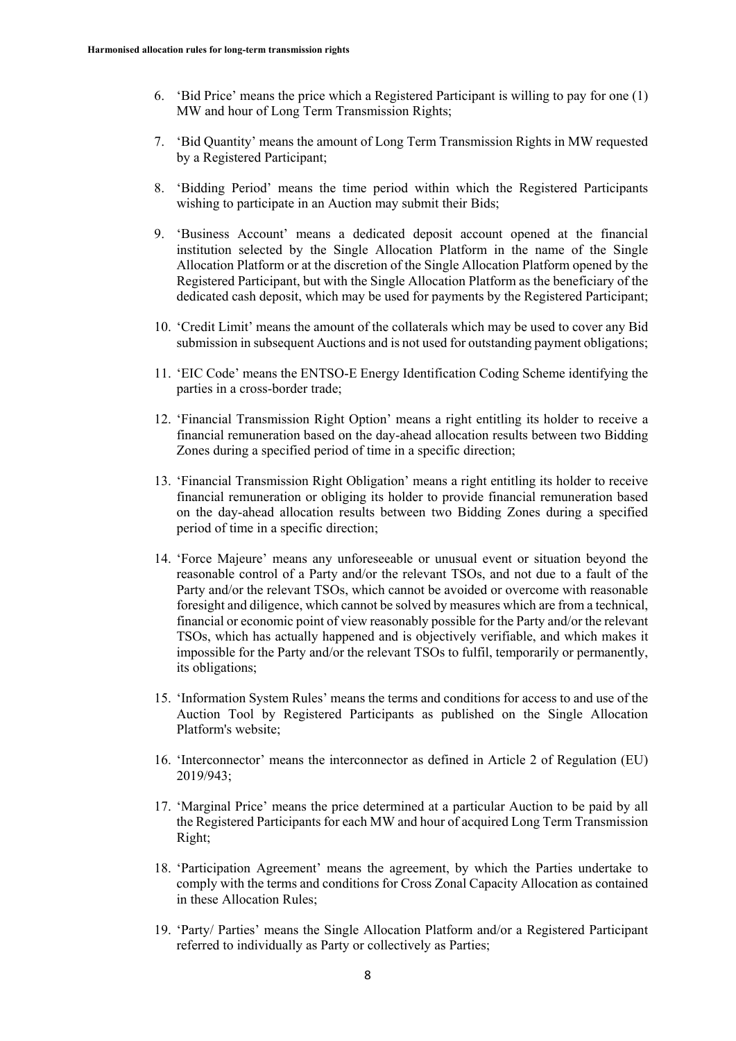6. 'Bid Price' means the price which a Registered Participant is willing to pay for one (1) MW and hour of Long Term Transmission Rights;

7. 'Bid Quantity' means the amount of Long Term Transmission Rights in MW requested by a Registered Participant;

8. 'Bidding Period' means the time period within which the Registered Participants wishing to participate in an Auction may submit their Bids;

9. 'Business Account' means a dedicated deposit account opened at the financial institution selected by the Single Allocation Platform in the name of the Single Allocation Platform or at the discretion of the Single Allocation Platform opened by the Registered Participant, but with the Single Allocation Platform as the beneficiary of the dedicated cash deposit, which may be used for payments by the Registered Participant;

10. 'Credit Limit' means the amount of the collaterals which may be used to cover any Bid submission in subsequent Auctions and is not used for outstanding payment obligations;

11. 'EIC Code' means the ENTSO-E Energy Identification Coding Scheme identifying the parties in a cross-border trade;

12. 'Financial Transmission Right Option' means a right entitling its holder to receive a financial remuneration based on the day-ahead allocation results between two Bidding Zones during a specified period of time in a specific direction;

13. 'Financial Transmission Right Obligation' means a right entitling its holder to receive financial remuneration or obliging its holder to provide financial remuneration based on the day-ahead allocation results between two Bidding Zones during a specified period of time in a specific direction;

14. 'Force Majeure' means any unforeseeable or unusual event or situation beyond the reasonable control of a Party and/or the relevant TSOs, and not due to a fault of the Party and/or the relevant TSOs, which cannot be avoided or overcome with reasonable foresight and diligence, which cannot be solved by measures which are from a technical, financial or economic point of view reasonably possible for the Party and/or the relevant TSOs, which has actually happened and is objectively verifiable, and which makes it impossible for the Party and/or the relevant TSOs to fulfil, temporarily or permanently, its obligations;

15. 'Information System Rules' means the terms and conditions for access to and use of the Auction Tool by Registered Participants as published on the Single Allocation Platform's website;

16. 'Interconnector' means the interconnector as defined in Article 2 of Regulation (EU) 2019/943;

17. 'Marginal Price' means the price determined at a particular Auction to be paid by all the Registered Participants for each MW and hour of acquired Long Term Transmission Right;

18. 'Participation Agreement' means the agreement, by which the Parties undertake to comply with the terms and conditions for Cross Zonal Capacity Allocation as contained in these Allocation Rules;

19. 'Party/ Parties' means the Single Allocation Platform and/or a Registered Participant referred to individually as Party or collectively as Parties;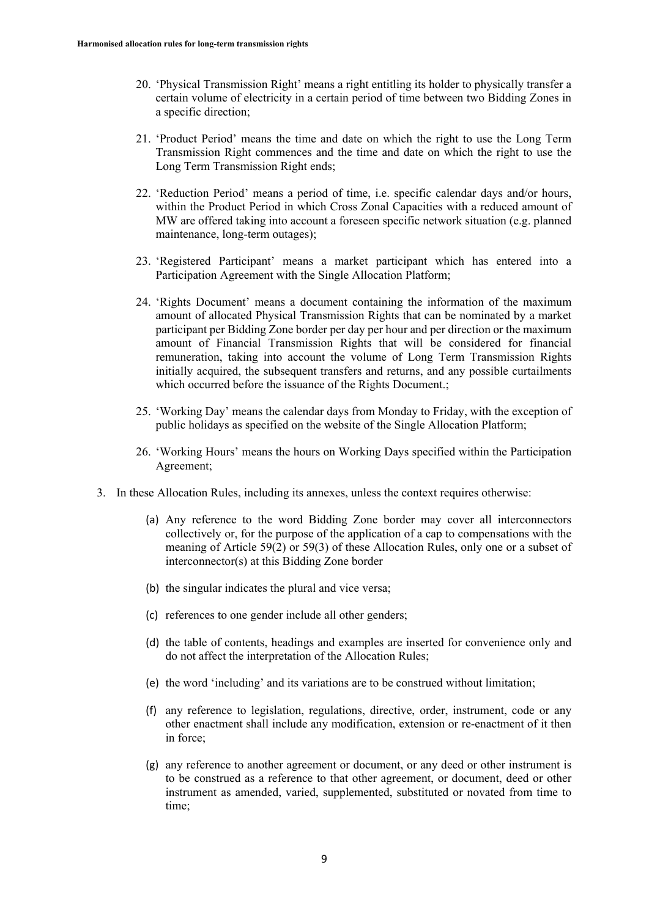20. 'Physical Transmission Right' means a right entitling its holder to physically transfer a certain volume of electricity in a certain period of time between two Bidding Zones in a specific direction;

21. 'Product Period' means the time and date on which the right to use the Long Term Transmission Right commences and the time and date on which the right to use the Long Term Transmission Right ends;

22. 'Reduction Period' means a period of time, i.e. specific calendar days and/or hours, within the Product Period in which Cross Zonal Capacities with a reduced amount of MW are offered taking into account a foreseen specific network situation (e.g. planned maintenance, long-term outages);

23. 'Registered Participant' means a market participant which has entered into a Participation Agreement with the Single Allocation Platform;

24. 'Rights Document' means a document containing the information of the maximum amount of allocated Physical Transmission Rights that can be nominated by a market participant per Bidding Zone border per day per hour and per direction or the maximum amount of Financial Transmission Rights that will be considered for financial remuneration, taking into account the volume of Long Term Transmission Rights initially acquired, the subsequent transfers and returns, and any possible curtailments which occurred before the issuance of the Rights Document.;

25. 'Working Day' means the calendar days from Monday to Friday, with the exception of public holidays as specified on the website of the Single Allocation Platform;

26. 'Working Hours' means the hours on Working Days specified within the Participation Agreement;

3. In these Allocation Rules, including its annexes, unless the context requires otherwise:

   (a) Any reference to the word Bidding Zone border may cover all interconnectors collectively or, for the purpose of the application of a cap to compensations with the meaning of Article 59(2) or 59(3) of these Allocation Rules, only one or a subset of interconnector(s) at this Bidding Zone border

   (b) the singular indicates the plural and vice versa;

   (c) references to one gender include all other genders;

   (d) the table of contents, headings and examples are inserted for convenience only and do not affect the interpretation of the Allocation Rules;

   (e) the word 'including' and its variations are to be construed without limitation;

   (f) any reference to legislation, regulations, directive, order, instrument, code or any other enactment shall include any modification, extension or re-enactment of it then in force;

   (g) any reference to another agreement or document, or any deed or other instrument is to be construed as a reference to that other agreement, or document, deed or other instrument as amended, varied, supplemented, substituted or novated from time to time;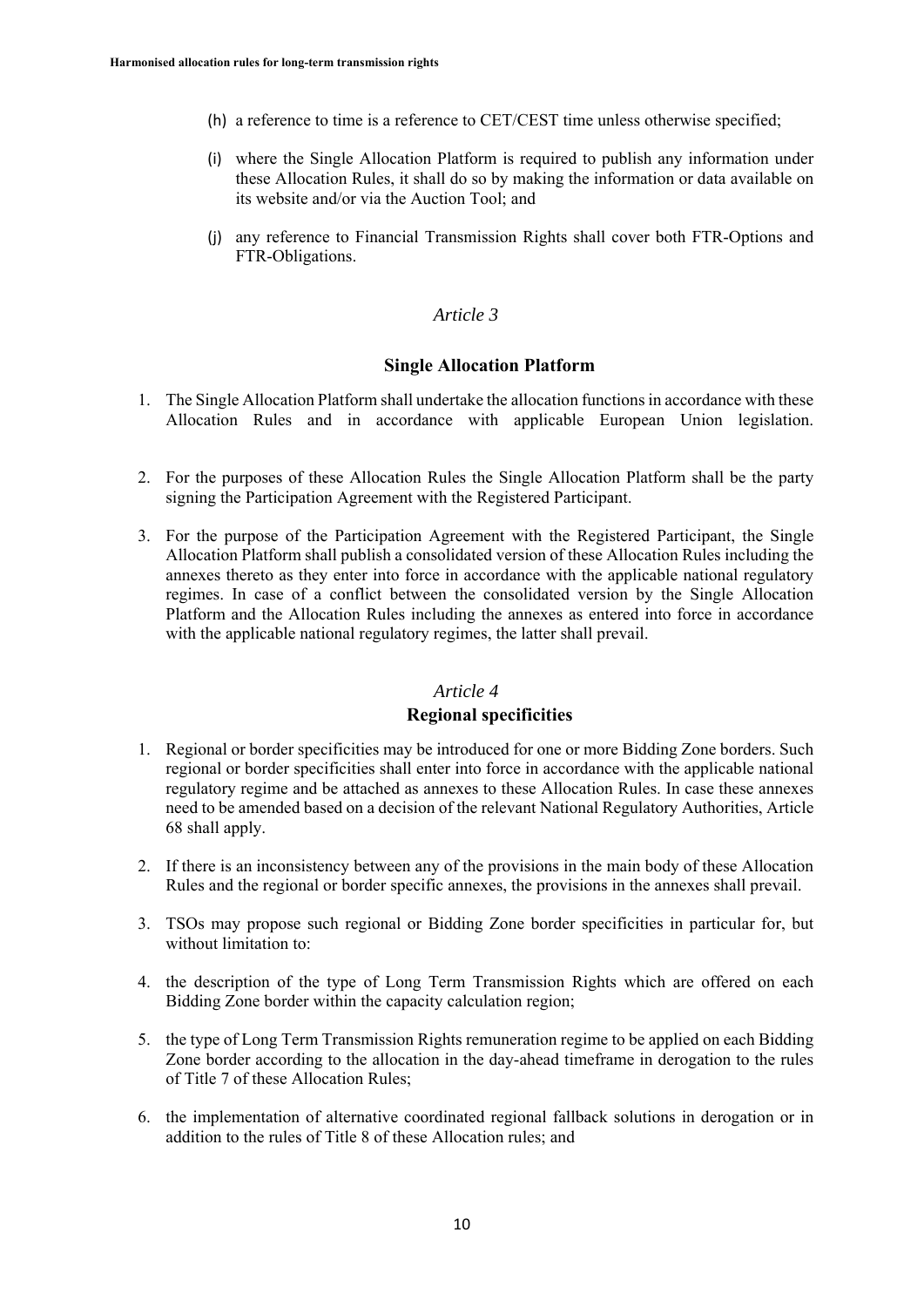(h) a reference to time is a reference to CET/CEST time unless otherwise specified;

(i) where the Single Allocation Platform is required to publish any information under these Allocation Rules, it shall do so by making the information or data available on its website and/or via the Auction Tool; and

(j) any reference to Financial Transmission Rights shall cover both FTR-Options and FTR-Obligations.

*Article 3*

**Single Allocation Platform**

1. The Single Allocation Platform shall undertake the allocation functions in accordance with these Allocation Rules and in accordance with applicable European Union legislation.

2. For the purposes of these Allocation Rules the Single Allocation Platform shall be the party signing the Participation Agreement with the Registered Participant.

3. For the purpose of the Participation Agreement with the Registered Participant, the Single Allocation Platform shall publish a consolidated version of these Allocation Rules including the annexes thereto as they enter into force in accordance with the applicable national regulatory regimes. In case of a conflict between the consolidated version by the Single Allocation Platform and the Allocation Rules including the annexes as entered into force in accordance with the applicable national regulatory regimes, the latter shall prevail.

*Article 4*

**Regional specificities**

1. Regional or border specificities may be introduced for one or more Bidding Zone borders. Such regional or border specificities shall enter into force in accordance with the applicable national regulatory regime and be attached as annexes to these Allocation Rules. In case these annexes need to be amended based on a decision of the relevant National Regulatory Authorities, Article 68 shall apply.

2. If there is an inconsistency between any of the provisions in the main body of these Allocation Rules and the regional or border specific annexes, the provisions in the annexes shall prevail.

3. TSOs may propose such regional or Bidding Zone border specificities in particular for, but without limitation to:

4. the description of the type of Long Term Transmission Rights which are offered on each Bidding Zone border within the capacity calculation region;

5. the type of Long Term Transmission Rights remuneration regime to be applied on each Bidding Zone border according to the allocation in the day-ahead timeframe in derogation to the rules of Title 7 of these Allocation Rules;

6. the implementation of alternative coordinated regional fallback solutions in derogation or in addition to the rules of Title 8 of these Allocation rules; and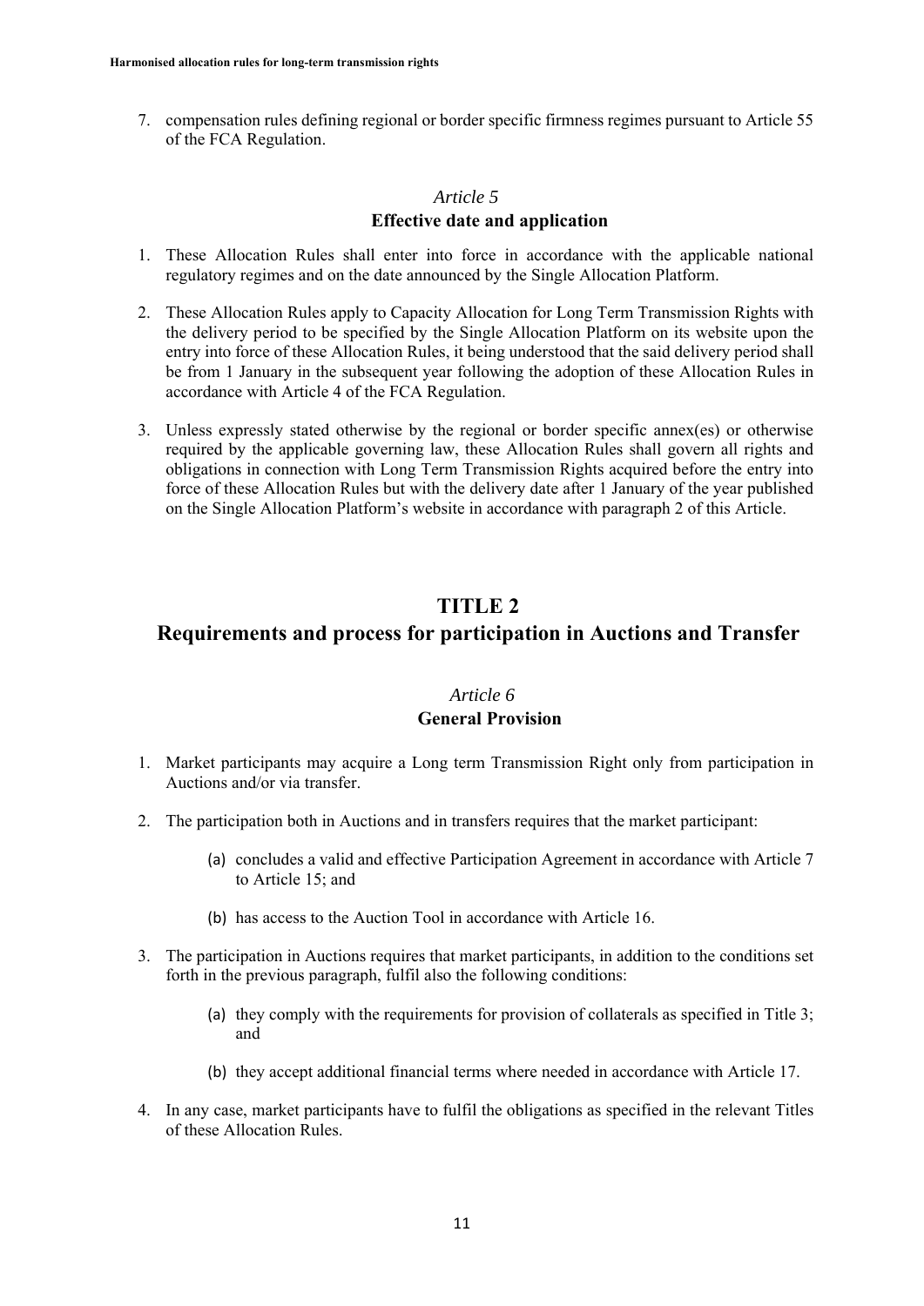7. compensation rules defining regional or border specific firmness regimes pursuant to Article 55 of the FCA Regulation.

### *Article 5*
### Effective date and application

1. These Allocation Rules shall enter into force in accordance with the applicable national regulatory regimes and on the date announced by the Single Allocation Platform.

2. These Allocation Rules apply to Capacity Allocation for Long Term Transmission Rights with the delivery period to be specified by the Single Allocation Platform on its website upon the entry into force of these Allocation Rules, it being understood that the said delivery period shall be from 1 January in the subsequent year following the adoption of these Allocation Rules in accordance with Article 4 of the FCA Regulation.

3. Unless expressly stated otherwise by the regional or border specific annex(es) or otherwise required by the applicable governing law, these Allocation Rules shall govern all rights and obligations in connection with Long Term Transmission Rights acquired before the entry into force of these Allocation Rules but with the delivery date after 1 January of the year published on the Single Allocation Platform's website in accordance with paragraph 2 of this Article.

# TITLE 2
# Requirements and process for participation in Auctions and Transfer

### *Article 6*
### General Provision

1. Market participants may acquire a Long term Transmission Right only from participation in Auctions and/or via transfer.

2. The participation both in Auctions and in transfers requires that the market participant:

   (a) concludes a valid and effective Participation Agreement in accordance with Article 7 to Article 15; and

   (b) has access to the Auction Tool in accordance with Article 16.

3. The participation in Auctions requires that market participants, in addition to the conditions set forth in the previous paragraph, fulfil also the following conditions:

   (a) they comply with the requirements for provision of collaterals as specified in Title 3; and

   (b) they accept additional financial terms where needed in accordance with Article 17.

4. In any case, market participants have to fulfil the obligations as specified in the relevant Titles of these Allocation Rules.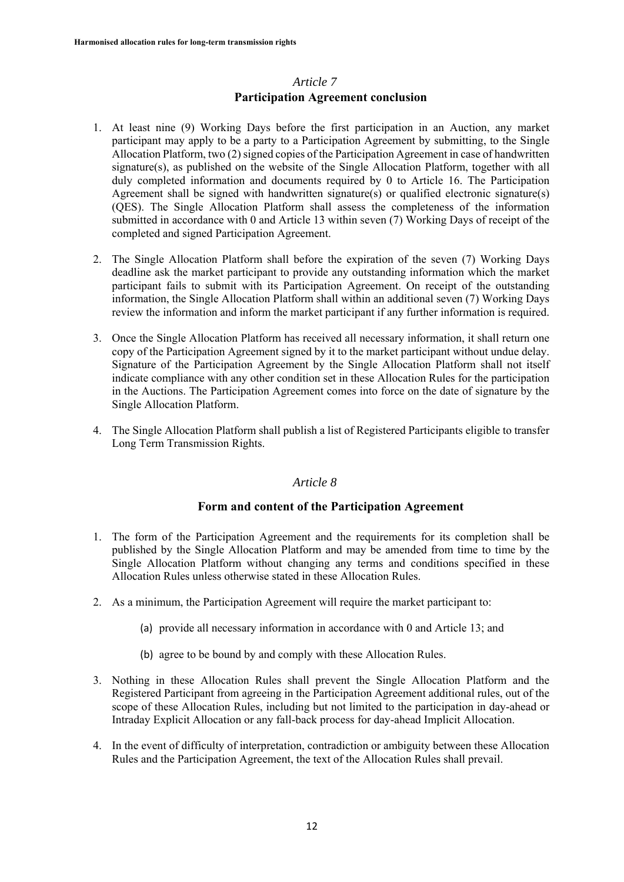## *Article 7*
## Participation Agreement conclusion

1. At least nine (9) Working Days before the first participation in an Auction, any market participant may apply to be a party to a Participation Agreement by submitting, to the Single Allocation Platform, two (2) signed copies of the Participation Agreement in case of handwritten signature(s), as published on the website of the Single Allocation Platform, together with all duly completed information and documents required by 0 to Article 16. The Participation Agreement shall be signed with handwritten signature(s) or qualified electronic signature(s) (QES). The Single Allocation Platform shall assess the completeness of the information submitted in accordance with 0 and Article 13 within seven (7) Working Days of receipt of the completed and signed Participation Agreement.

2. The Single Allocation Platform shall before the expiration of the seven (7) Working Days deadline ask the market participant to provide any outstanding information which the market participant fails to submit with its Participation Agreement. On receipt of the outstanding information, the Single Allocation Platform shall within an additional seven (7) Working Days review the information and inform the market participant if any further information is required.

3. Once the Single Allocation Platform has received all necessary information, it shall return one copy of the Participation Agreement signed by it to the market participant without undue delay. Signature of the Participation Agreement by the Single Allocation Platform shall not itself indicate compliance with any other condition set in these Allocation Rules for the participation in the Auctions. The Participation Agreement comes into force on the date of signature by the Single Allocation Platform.

4. The Single Allocation Platform shall publish a list of Registered Participants eligible to transfer Long Term Transmission Rights.

## *Article 8*
## Form and content of the Participation Agreement

1. The form of the Participation Agreement and the requirements for its completion shall be published by the Single Allocation Platform and may be amended from time to time by the Single Allocation Platform without changing any terms and conditions specified in these Allocation Rules unless otherwise stated in these Allocation Rules.

2. As a minimum, the Participation Agreement will require the market participant to:

   (a) provide all necessary information in accordance with 0 and Article 13; and

   (b) agree to be bound by and comply with these Allocation Rules.

3. Nothing in these Allocation Rules shall prevent the Single Allocation Platform and the Registered Participant from agreeing in the Participation Agreement additional rules, out of the scope of these Allocation Rules, including but not limited to the participation in day-ahead or Intraday Explicit Allocation or any fall-back process for day-ahead Implicit Allocation.

4. In the event of difficulty of interpretation, contradiction or ambiguity between these Allocation Rules and the Participation Agreement, the text of the Allocation Rules shall prevail.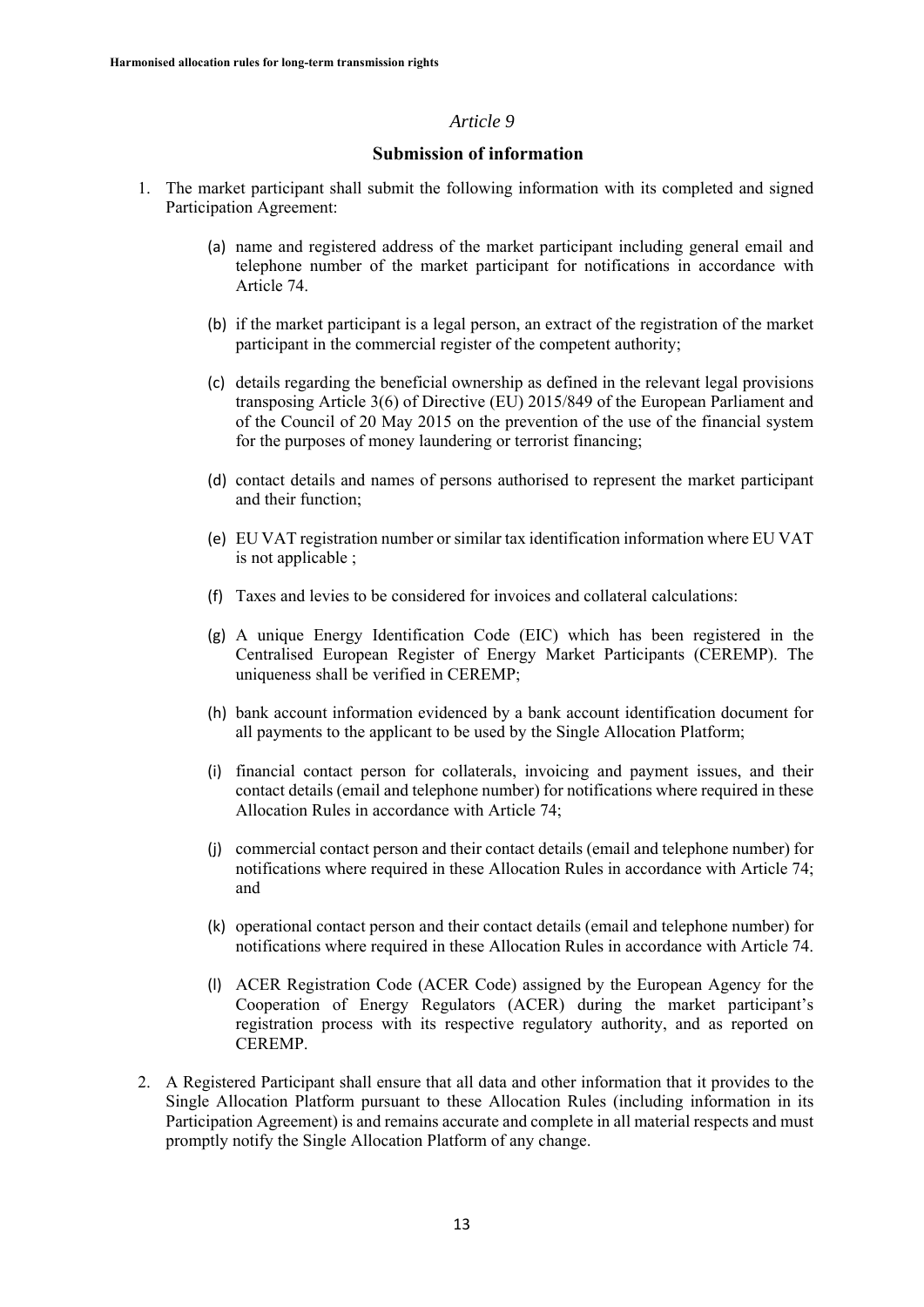*Article 9*

**Submission of information**

1. The market participant shall submit the following information with its completed and signed Participation Agreement:

   (a) name and registered address of the market participant including general email and telephone number of the market participant for notifications in accordance with Article 74.

   (b) if the market participant is a legal person, an extract of the registration of the market participant in the commercial register of the competent authority;

   (c) details regarding the beneficial ownership as defined in the relevant legal provisions transposing Article 3(6) of Directive (EU) 2015/849 of the European Parliament and of the Council of 20 May 2015 on the prevention of the use of the financial system for the purposes of money laundering or terrorist financing;

   (d) contact details and names of persons authorised to represent the market participant and their function;

   (e) EU VAT registration number or similar tax identification information where EU VAT is not applicable ;

   (f) Taxes and levies to be considered for invoices and collateral calculations:

   (g) A unique Energy Identification Code (EIC) which has been registered in the Centralised European Register of Energy Market Participants (CEREMP). The uniqueness shall be verified in CEREMP;

   (h) bank account information evidenced by a bank account identification document for all payments to the applicant to be used by the Single Allocation Platform;

   (i) financial contact person for collaterals, invoicing and payment issues, and their contact details (email and telephone number) for notifications where required in these Allocation Rules in accordance with Article 74;

   (j) commercial contact person and their contact details (email and telephone number) for notifications where required in these Allocation Rules in accordance with Article 74; and

   (k) operational contact person and their contact details (email and telephone number) for notifications where required in these Allocation Rules in accordance with Article 74.

   (l) ACER Registration Code (ACER Code) assigned by the European Agency for the Cooperation of Energy Regulators (ACER) during the market participant's registration process with its respective regulatory authority, and as reported on CEREMP.

2. A Registered Participant shall ensure that all data and other information that it provides to the Single Allocation Platform pursuant to these Allocation Rules (including information in its Participation Agreement) is and remains accurate and complete in all material respects and must promptly notify the Single Allocation Platform of any change.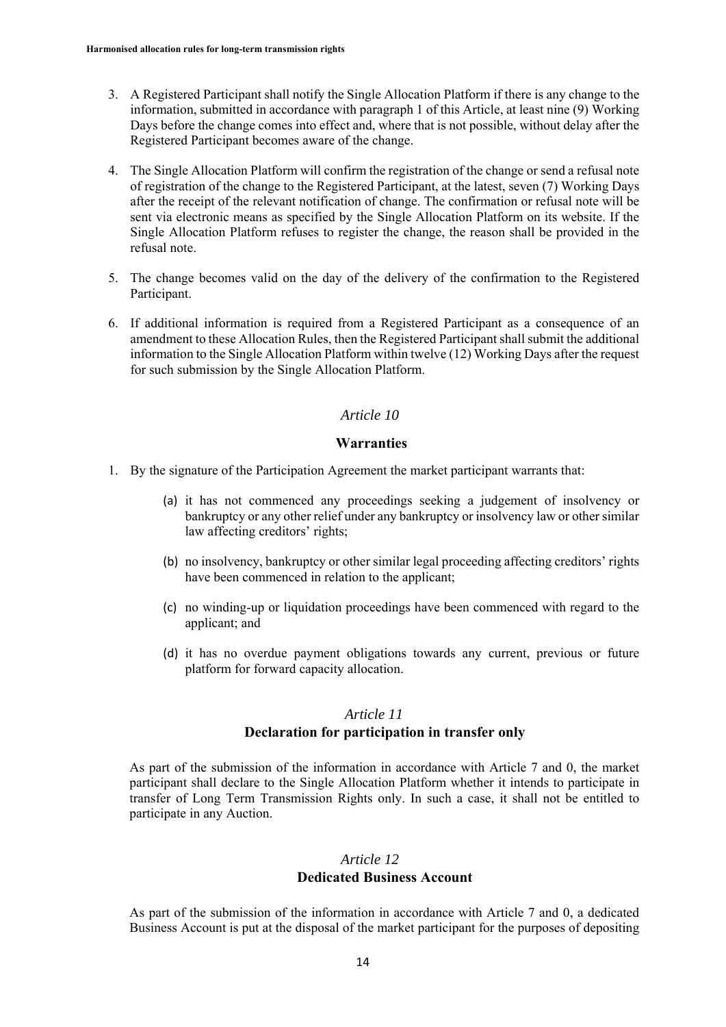3. A Registered Participant shall notify the Single Allocation Platform if there is any change to the information, submitted in accordance with paragraph 1 of this Article, at least nine (9) Working Days before the change comes into effect and, where that is not possible, without delay after the Registered Participant becomes aware of the change.

4. The Single Allocation Platform will confirm the registration of the change or send a refusal note of registration of the change to the Registered Participant, at the latest, seven (7) Working Days after the receipt of the relevant notification of change. The confirmation or refusal note will be sent via electronic means as specified by the Single Allocation Platform on its website. If the Single Allocation Platform refuses to register the change, the reason shall be provided in the refusal note.

5. The change becomes valid on the day of the delivery of the confirmation to the Registered Participant.

6. If additional information is required from a Registered Participant as a consequence of an amendment to these Allocation Rules, then the Registered Participant shall submit the additional information to the Single Allocation Platform within twelve (12) Working Days after the request for such submission by the Single Allocation Platform.

## *Article 10*

## **Warranties**

1. By the signature of the Participation Agreement the market participant warrants that:

    (a) it has not commenced any proceedings seeking a judgement of insolvency or bankruptcy or any other relief under any bankruptcy or insolvency law or other similar law affecting creditors' rights;

    (b) no insolvency, bankruptcy or other similar legal proceeding affecting creditors' rights have been commenced in relation to the applicant;

    (c) no winding-up or liquidation proceedings have been commenced with regard to the applicant; and

    (d) it has no overdue payment obligations towards any current, previous or future platform for forward capacity allocation.

## *Article 11*

## **Declaration for participation in transfer only**

As part of the submission of the information in accordance with Article 7 and 0, the market participant shall declare to the Single Allocation Platform whether it intends to participate in transfer of Long Term Transmission Rights only. In such a case, it shall not be entitled to participate in any Auction.

## *Article 12*

## **Dedicated Business Account**

As part of the submission of the information in accordance with Article 7 and 0, a dedicated Business Account is put at the disposal of the market participant for the purposes of depositing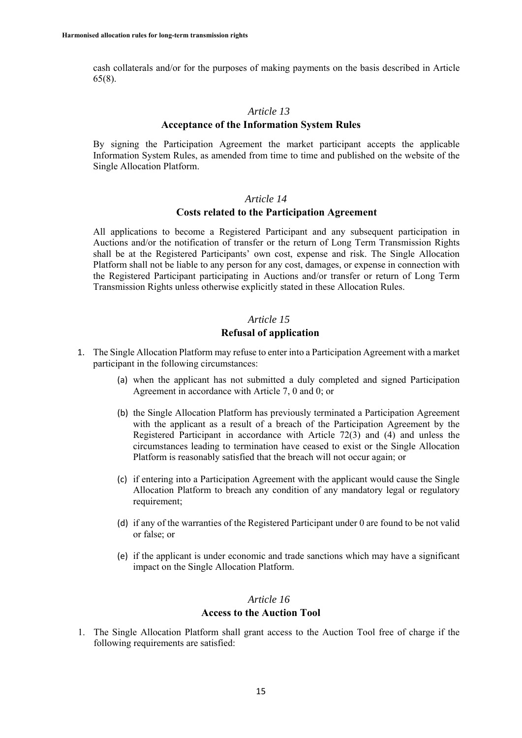cash collaterals and/or for the purposes of making payments on the basis described in Article 65(8).

## *Article 13*
## Acceptance of the Information System Rules

By signing the Participation Agreement the market participant accepts the applicable Information System Rules, as amended from time to time and published on the website of the Single Allocation Platform.

## *Article 14*
## Costs related to the Participation Agreement

All applications to become a Registered Participant and any subsequent participation in Auctions and/or the notification of transfer or the return of Long Term Transmission Rights shall be at the Registered Participants' own cost, expense and risk. The Single Allocation Platform shall not be liable to any person for any cost, damages, or expense in connection with the Registered Participant participating in Auctions and/or transfer or return of Long Term Transmission Rights unless otherwise explicitly stated in these Allocation Rules.

## *Article 15*
## Refusal of application

1. The Single Allocation Platform may refuse to enter into a Participation Agreement with a market participant in the following circumstances:

   (a) when the applicant has not submitted a duly completed and signed Participation Agreement in accordance with Article 7, 0 and 0; or

   (b) the Single Allocation Platform has previously terminated a Participation Agreement with the applicant as a result of a breach of the Participation Agreement by the Registered Participant in accordance with Article 72(3) and (4) and unless the circumstances leading to termination have ceased to exist or the Single Allocation Platform is reasonably satisfied that the breach will not occur again; or

   (c) if entering into a Participation Agreement with the applicant would cause the Single Allocation Platform to breach any condition of any mandatory legal or regulatory requirement;

   (d) if any of the warranties of the Registered Participant under 0 are found to be not valid or false; or

   (e) if the applicant is under economic and trade sanctions which may have a significant impact on the Single Allocation Platform.

## *Article 16*
## Access to the Auction Tool

1. The Single Allocation Platform shall grant access to the Auction Tool free of charge if the following requirements are satisfied: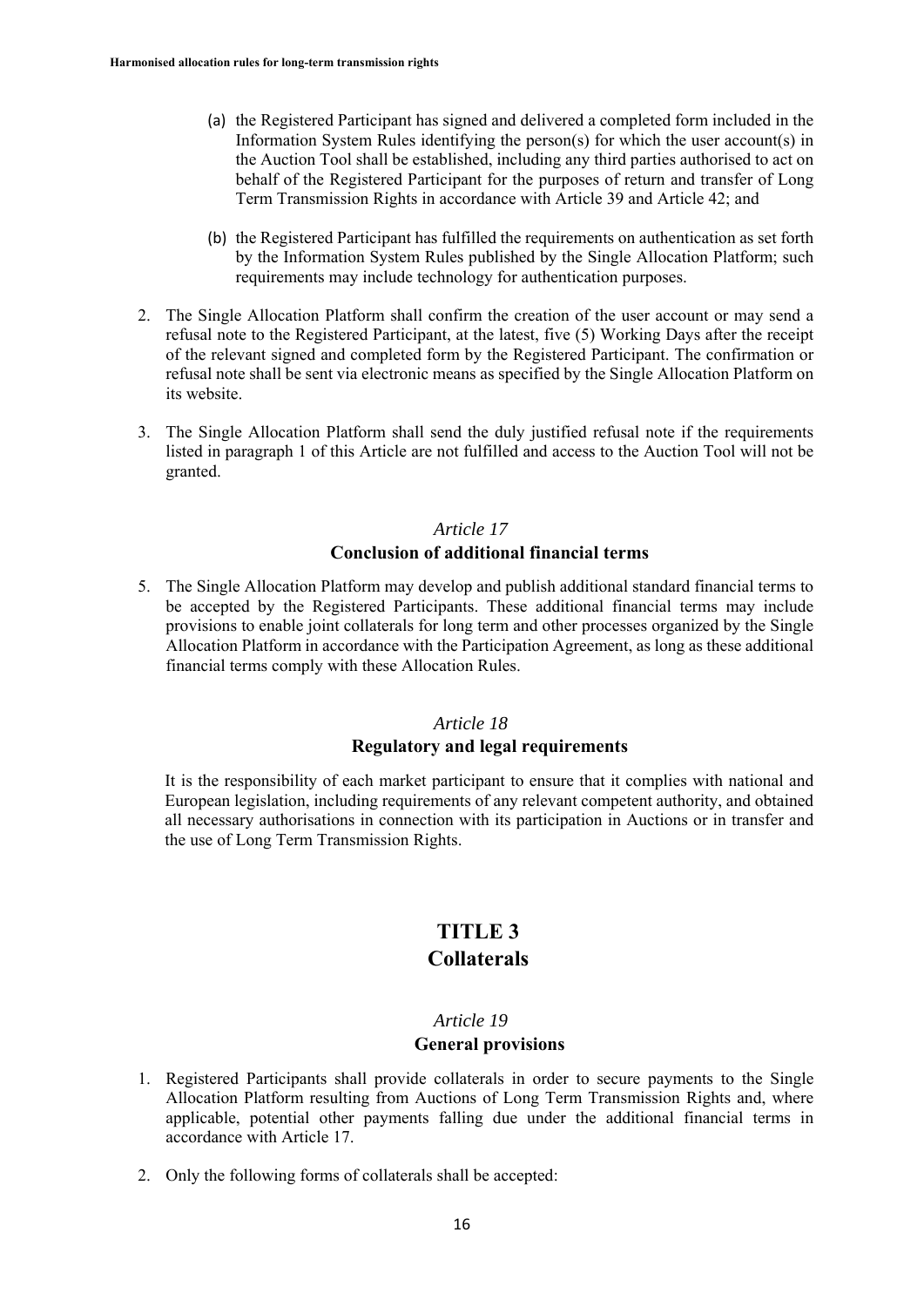(a) the Registered Participant has signed and delivered a completed form included in the Information System Rules identifying the person(s) for which the user account(s) in the Auction Tool shall be established, including any third parties authorised to act on behalf of the Registered Participant for the purposes of return and transfer of Long Term Transmission Rights in accordance with Article 39 and Article 42; and

(b) the Registered Participant has fulfilled the requirements on authentication as set forth by the Information System Rules published by the Single Allocation Platform; such requirements may include technology for authentication purposes.

2. The Single Allocation Platform shall confirm the creation of the user account or may send a refusal note to the Registered Participant, at the latest, five (5) Working Days after the receipt of the relevant signed and completed form by the Registered Participant. The confirmation or refusal note shall be sent via electronic means as specified by the Single Allocation Platform on its website.

3. The Single Allocation Platform shall send the duly justified refusal note if the requirements listed in paragraph 1 of this Article are not fulfilled and access to the Auction Tool will not be granted.

### *Article 17*
### Conclusion of additional financial terms

5. The Single Allocation Platform may develop and publish additional standard financial terms to be accepted by the Registered Participants. These additional financial terms may include provisions to enable joint collaterals for long term and other processes organized by the Single Allocation Platform in accordance with the Participation Agreement, as long as these additional financial terms comply with these Allocation Rules.

### *Article 18*
### Regulatory and legal requirements

It is the responsibility of each market participant to ensure that it complies with national and European legislation, including requirements of any relevant competent authority, and obtained all necessary authorisations in connection with its participation in Auctions or in transfer and the use of Long Term Transmission Rights.

# TITLE 3
# Collaterals

### *Article 19*
### General provisions

1. Registered Participants shall provide collaterals in order to secure payments to the Single Allocation Platform resulting from Auctions of Long Term Transmission Rights and, where applicable, potential other payments falling due under the additional financial terms in accordance with Article 17.

2. Only the following forms of collaterals shall be accepted: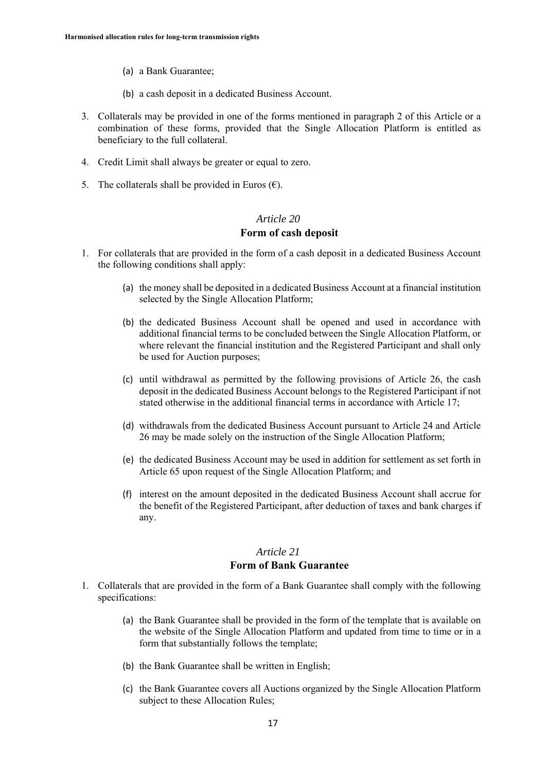(a) a Bank Guarantee;

(b) a cash deposit in a dedicated Business Account.

3. Collaterals may be provided in one of the forms mentioned in paragraph 2 of this Article or a combination of these forms, provided that the Single Allocation Platform is entitled as beneficiary to the full collateral.

4. Credit Limit shall always be greater or equal to zero.

5. The collaterals shall be provided in Euros (€).

## *Article 20*
## Form of cash deposit

1. For collaterals that are provided in the form of a cash deposit in a dedicated Business Account the following conditions shall apply:

   (a) the money shall be deposited in a dedicated Business Account at a financial institution selected by the Single Allocation Platform;

   (b) the dedicated Business Account shall be opened and used in accordance with additional financial terms to be concluded between the Single Allocation Platform, or where relevant the financial institution and the Registered Participant and shall only be used for Auction purposes;

   (c) until withdrawal as permitted by the following provisions of Article 26, the cash deposit in the dedicated Business Account belongs to the Registered Participant if not stated otherwise in the additional financial terms in accordance with Article 17;

   (d) withdrawals from the dedicated Business Account pursuant to Article 24 and Article 26 may be made solely on the instruction of the Single Allocation Platform;

   (e) the dedicated Business Account may be used in addition for settlement as set forth in Article 65 upon request of the Single Allocation Platform; and

   (f) interest on the amount deposited in the dedicated Business Account shall accrue for the benefit of the Registered Participant, after deduction of taxes and bank charges if any.

## *Article 21*
## Form of Bank Guarantee

1. Collaterals that are provided in the form of a Bank Guarantee shall comply with the following specifications:

   (a) the Bank Guarantee shall be provided in the form of the template that is available on the website of the Single Allocation Platform and updated from time to time or in a form that substantially follows the template;

   (b) the Bank Guarantee shall be written in English;

   (c) the Bank Guarantee covers all Auctions organized by the Single Allocation Platform subject to these Allocation Rules;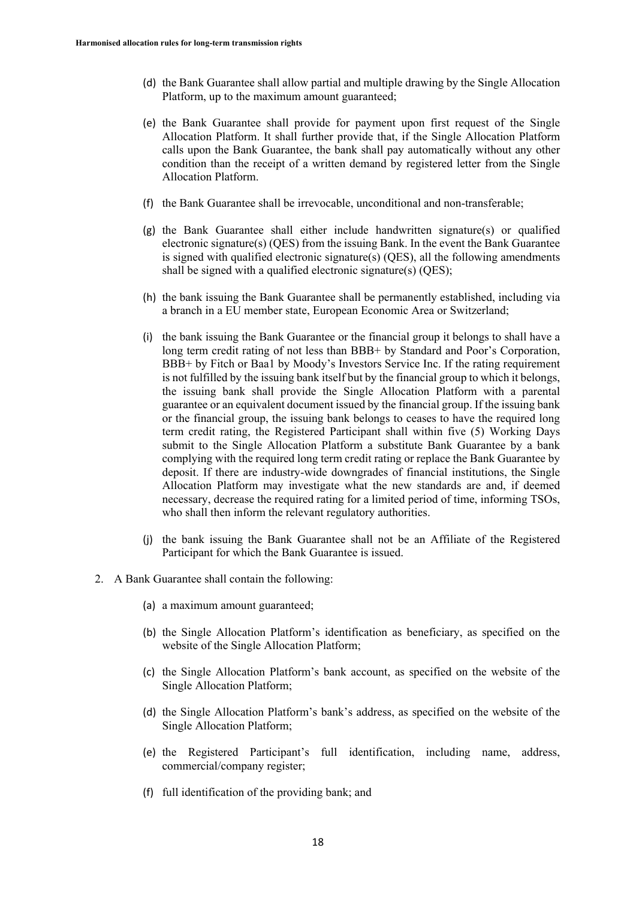(d) the Bank Guarantee shall allow partial and multiple drawing by the Single Allocation Platform, up to the maximum amount guaranteed;

(e) the Bank Guarantee shall provide for payment upon first request of the Single Allocation Platform. It shall further provide that, if the Single Allocation Platform calls upon the Bank Guarantee, the bank shall pay automatically without any other condition than the receipt of a written demand by registered letter from the Single Allocation Platform.

(f) the Bank Guarantee shall be irrevocable, unconditional and non-transferable;

(g) the Bank Guarantee shall either include handwritten signature(s) or qualified electronic signature(s) (QES) from the issuing Bank. In the event the Bank Guarantee is signed with qualified electronic signature(s) (QES), all the following amendments shall be signed with a qualified electronic signature(s) (QES);

(h) the bank issuing the Bank Guarantee shall be permanently established, including via a branch in a EU member state, European Economic Area or Switzerland;

(i) the bank issuing the Bank Guarantee or the financial group it belongs to shall have a long term credit rating of not less than BBB+ by Standard and Poor's Corporation, BBB+ by Fitch or Baa1 by Moody's Investors Service Inc. If the rating requirement is not fulfilled by the issuing bank itself but by the financial group to which it belongs, the issuing bank shall provide the Single Allocation Platform with a parental guarantee or an equivalent document issued by the financial group. If the issuing bank or the financial group, the issuing bank belongs to ceases to have the required long term credit rating, the Registered Participant shall within five (5) Working Days submit to the Single Allocation Platform a substitute Bank Guarantee by a bank complying with the required long term credit rating or replace the Bank Guarantee by deposit. If there are industry-wide downgrades of financial institutions, the Single Allocation Platform may investigate what the new standards are and, if deemed necessary, decrease the required rating for a limited period of time, informing TSOs, who shall then inform the relevant regulatory authorities.

(j) the bank issuing the Bank Guarantee shall not be an Affiliate of the Registered Participant for which the Bank Guarantee is issued.

2. A Bank Guarantee shall contain the following:

   (a) a maximum amount guaranteed;

   (b) the Single Allocation Platform's identification as beneficiary, as specified on the website of the Single Allocation Platform;

   (c) the Single Allocation Platform's bank account, as specified on the website of the Single Allocation Platform;

   (d) the Single Allocation Platform's bank's address, as specified on the website of the Single Allocation Platform;

   (e) the Registered Participant's full identification, including name, address, commercial/company register;

   (f) full identification of the providing bank; and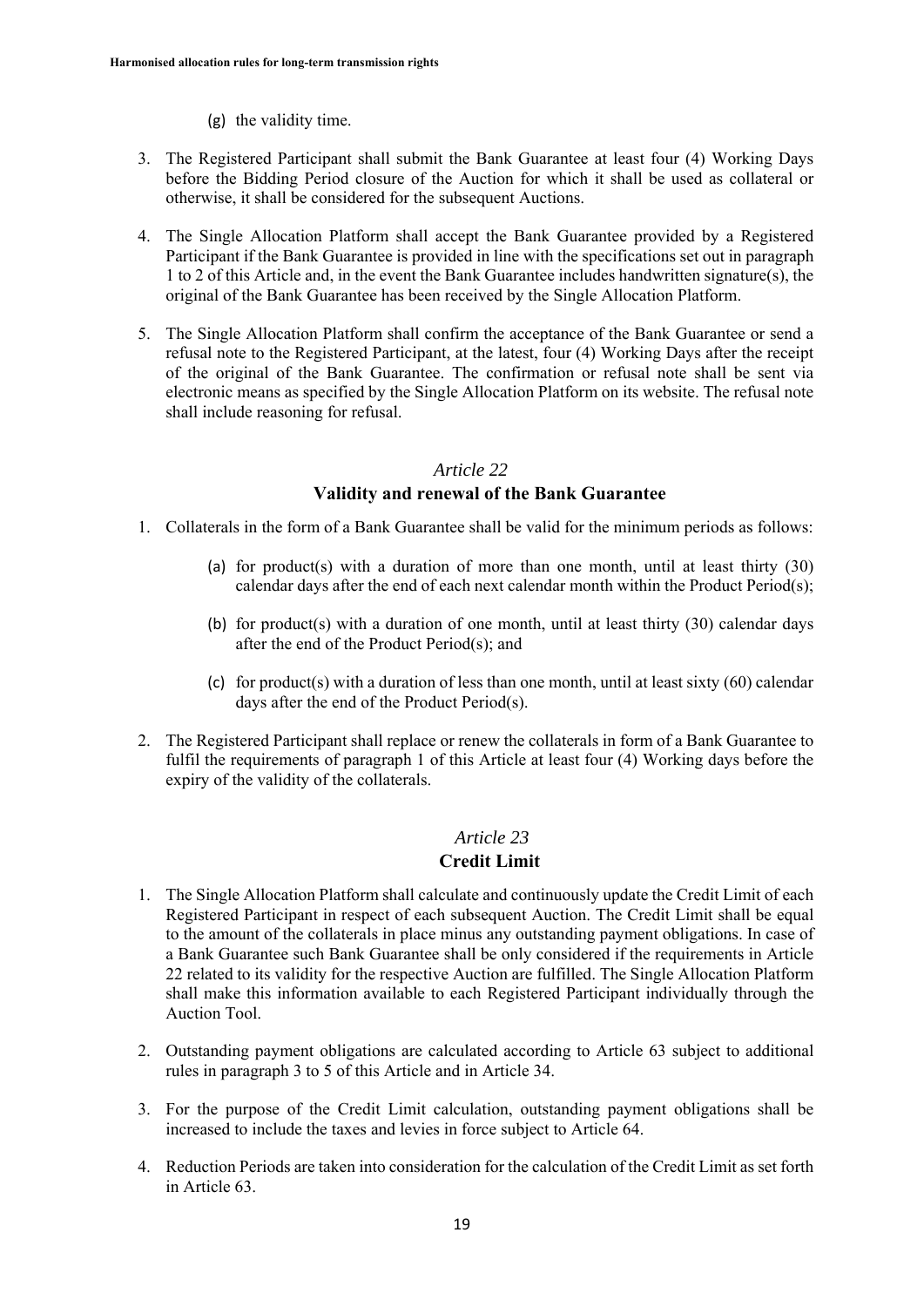(g) the validity time.

3. The Registered Participant shall submit the Bank Guarantee at least four (4) Working Days before the Bidding Period closure of the Auction for which it shall be used as collateral or otherwise, it shall be considered for the subsequent Auctions.

4. The Single Allocation Platform shall accept the Bank Guarantee provided by a Registered Participant if the Bank Guarantee is provided in line with the specifications set out in paragraph 1 to 2 of this Article and, in the event the Bank Guarantee includes handwritten signature(s), the original of the Bank Guarantee has been received by the Single Allocation Platform.

5. The Single Allocation Platform shall confirm the acceptance of the Bank Guarantee or send a refusal note to the Registered Participant, at the latest, four (4) Working Days after the receipt of the original of the Bank Guarantee. The confirmation or refusal note shall be sent via electronic means as specified by the Single Allocation Platform on its website. The refusal note shall include reasoning for refusal.

## *Article 22*
## Validity and renewal of the Bank Guarantee

1. Collaterals in the form of a Bank Guarantee shall be valid for the minimum periods as follows:

    (a) for product(s) with a duration of more than one month, until at least thirty (30) calendar days after the end of each next calendar month within the Product Period(s);

    (b) for product(s) with a duration of one month, until at least thirty (30) calendar days after the end of the Product Period(s); and

    (c) for product(s) with a duration of less than one month, until at least sixty (60) calendar days after the end of the Product Period(s).

2. The Registered Participant shall replace or renew the collaterals in form of a Bank Guarantee to fulfil the requirements of paragraph 1 of this Article at least four (4) Working days before the expiry of the validity of the collaterals.

## *Article 23*
## Credit Limit

1. The Single Allocation Platform shall calculate and continuously update the Credit Limit of each Registered Participant in respect of each subsequent Auction. The Credit Limit shall be equal to the amount of the collaterals in place minus any outstanding payment obligations. In case of a Bank Guarantee such Bank Guarantee shall be only considered if the requirements in Article 22 related to its validity for the respective Auction are fulfilled. The Single Allocation Platform shall make this information available to each Registered Participant individually through the Auction Tool.

2. Outstanding payment obligations are calculated according to Article 63 subject to additional rules in paragraph 3 to 5 of this Article and in Article 34.

3. For the purpose of the Credit Limit calculation, outstanding payment obligations shall be increased to include the taxes and levies in force subject to Article 64.

4. Reduction Periods are taken into consideration for the calculation of the Credit Limit as set forth in Article 63.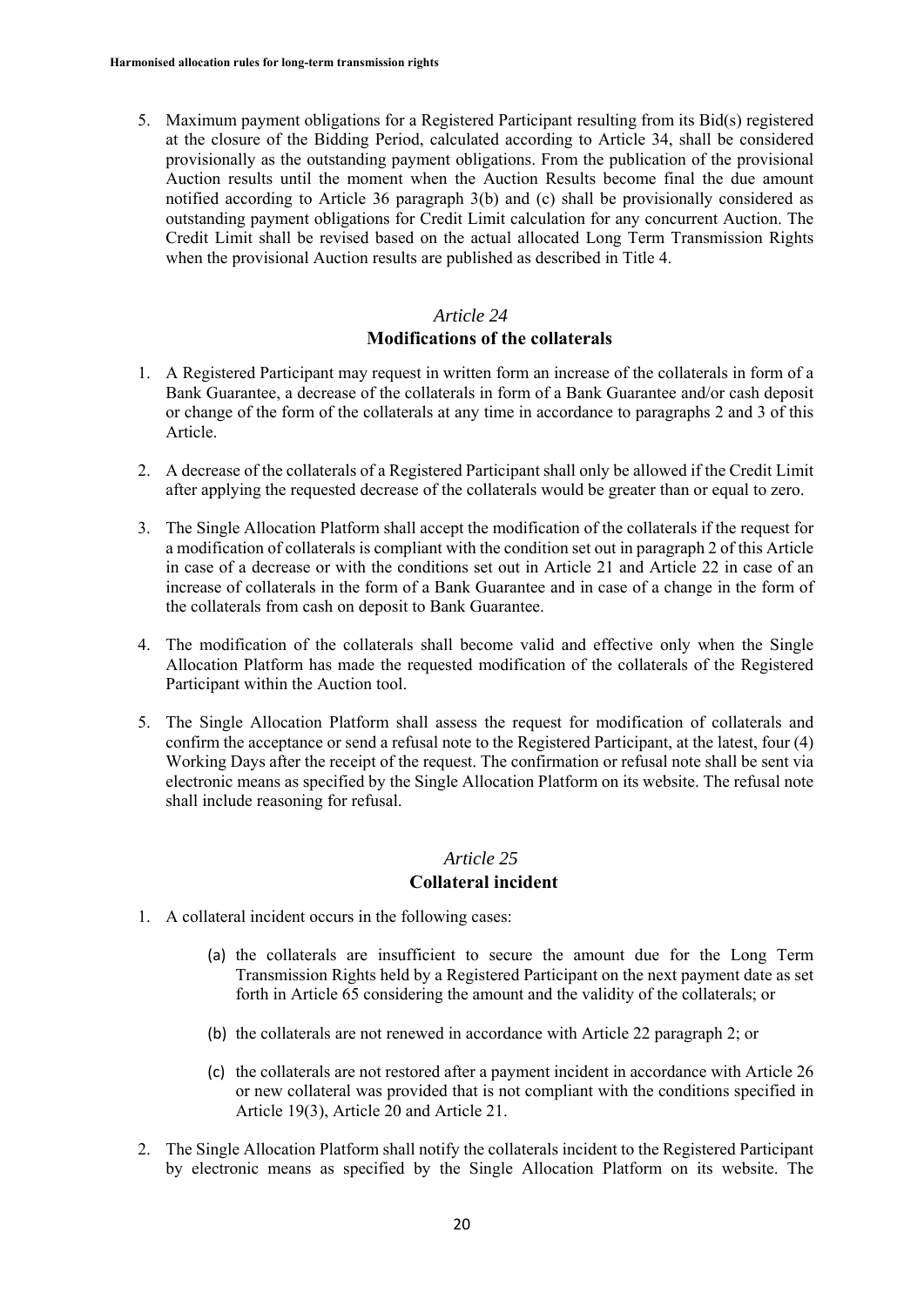5. Maximum payment obligations for a Registered Participant resulting from its Bid(s) registered at the closure of the Bidding Period, calculated according to Article 34, shall be considered provisionally as the outstanding payment obligations. From the publication of the provisional Auction results until the moment when the Auction Results become final the due amount notified according to Article 36 paragraph 3(b) and (c) shall be provisionally considered as outstanding payment obligations for Credit Limit calculation for any concurrent Auction. The Credit Limit shall be revised based on the actual allocated Long Term Transmission Rights when the provisional Auction results are published as described in Title 4.

## *Article 24*
## Modifications of the collaterals

1. A Registered Participant may request in written form an increase of the collaterals in form of a Bank Guarantee, a decrease of the collaterals in form of a Bank Guarantee and/or cash deposit or change of the form of the collaterals at any time in accordance to paragraphs 2 and 3 of this Article.

2. A decrease of the collaterals of a Registered Participant shall only be allowed if the Credit Limit after applying the requested decrease of the collaterals would be greater than or equal to zero.

3. The Single Allocation Platform shall accept the modification of the collaterals if the request for a modification of collaterals is compliant with the condition set out in paragraph 2 of this Article in case of a decrease or with the conditions set out in Article 21 and Article 22 in case of an increase of collaterals in the form of a Bank Guarantee and in case of a change in the form of the collaterals from cash on deposit to Bank Guarantee.

4. The modification of the collaterals shall become valid and effective only when the Single Allocation Platform has made the requested modification of the collaterals of the Registered Participant within the Auction tool.

5. The Single Allocation Platform shall assess the request for modification of collaterals and confirm the acceptance or send a refusal note to the Registered Participant, at the latest, four (4) Working Days after the receipt of the request. The confirmation or refusal note shall be sent via electronic means as specified by the Single Allocation Platform on its website. The refusal note shall include reasoning for refusal.

## *Article 25*
## Collateral incident

1. A collateral incident occurs in the following cases:

   (a) the collaterals are insufficient to secure the amount due for the Long Term Transmission Rights held by a Registered Participant on the next payment date as set forth in Article 65 considering the amount and the validity of the collaterals; or

   (b) the collaterals are not renewed in accordance with Article 22 paragraph 2; or

   (c) the collaterals are not restored after a payment incident in accordance with Article 26 or new collateral was provided that is not compliant with the conditions specified in Article 19(3), Article 20 and Article 21.

2. The Single Allocation Platform shall notify the collaterals incident to the Registered Participant by electronic means as specified by the Single Allocation Platform on its website. The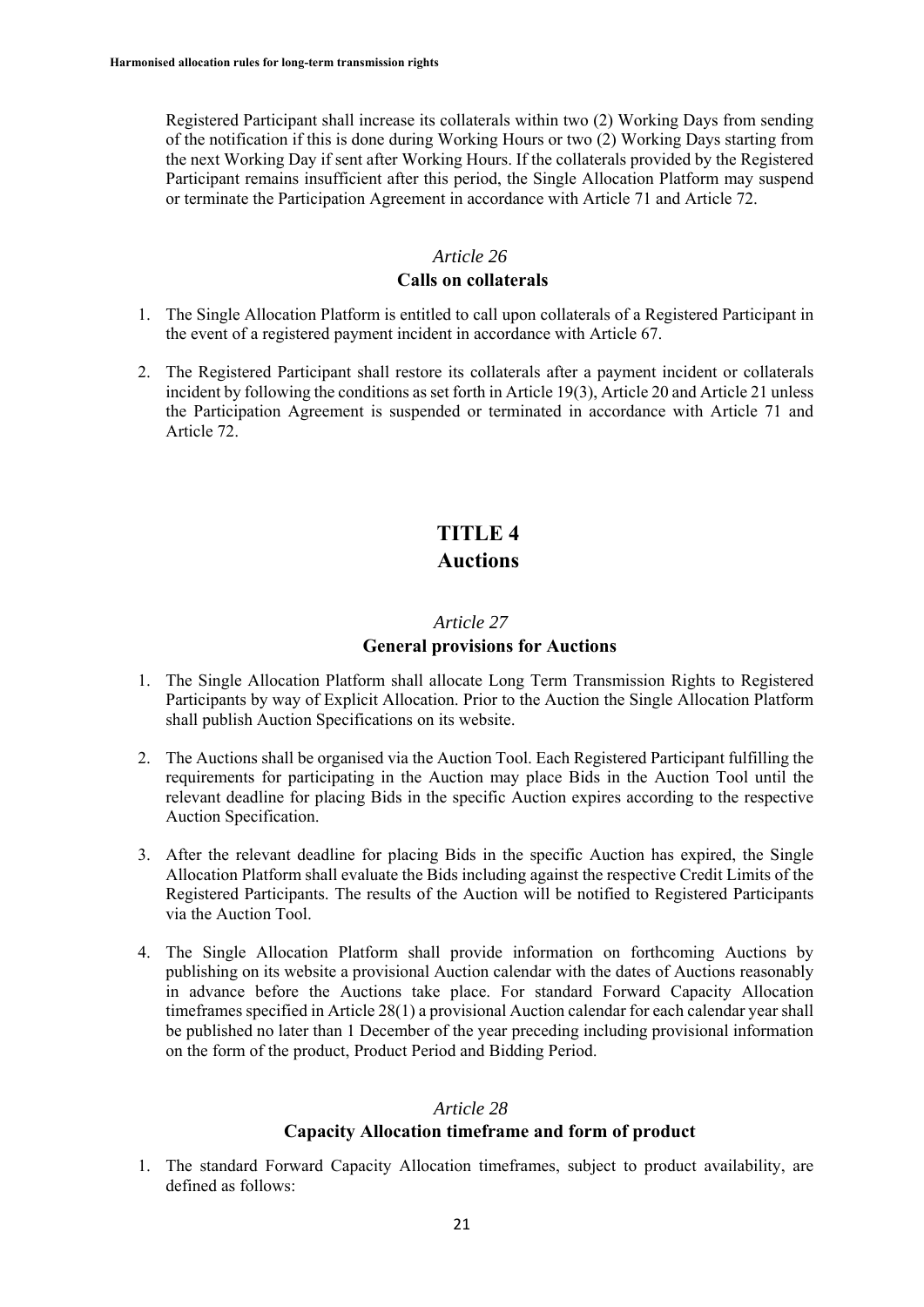Registered Participant shall increase its collaterals within two (2) Working Days from sending of the notification if this is done during Working Hours or two (2) Working Days starting from the next Working Day if sent after Working Hours. If the collaterals provided by the Registered Participant remains insufficient after this period, the Single Allocation Platform may suspend or terminate the Participation Agreement in accordance with Article 71 and Article 72.

### *Article 26*
### Calls on collaterals

1. The Single Allocation Platform is entitled to call upon collaterals of a Registered Participant in the event of a registered payment incident in accordance with Article 67.

2. The Registered Participant shall restore its collaterals after a payment incident or collaterals incident by following the conditions as set forth in Article 19(3), Article 20 and Article 21 unless the Participation Agreement is suspended or terminated in accordance with Article 71 and Article 72.

## TITLE 4
## Auctions

### *Article 27*
### General provisions for Auctions

1. The Single Allocation Platform shall allocate Long Term Transmission Rights to Registered Participants by way of Explicit Allocation. Prior to the Auction the Single Allocation Platform shall publish Auction Specifications on its website.

2. The Auctions shall be organised via the Auction Tool. Each Registered Participant fulfilling the requirements for participating in the Auction may place Bids in the Auction Tool until the relevant deadline for placing Bids in the specific Auction expires according to the respective Auction Specification.

3. After the relevant deadline for placing Bids in the specific Auction has expired, the Single Allocation Platform shall evaluate the Bids including against the respective Credit Limits of the Registered Participants. The results of the Auction will be notified to Registered Participants via the Auction Tool.

4. The Single Allocation Platform shall provide information on forthcoming Auctions by publishing on its website a provisional Auction calendar with the dates of Auctions reasonably in advance before the Auctions take place. For standard Forward Capacity Allocation timeframes specified in Article 28(1) a provisional Auction calendar for each calendar year shall be published no later than 1 December of the year preceding including provisional information on the form of the product, Product Period and Bidding Period.

### *Article 28*
### Capacity Allocation timeframe and form of product

1. The standard Forward Capacity Allocation timeframes, subject to product availability, are defined as follows: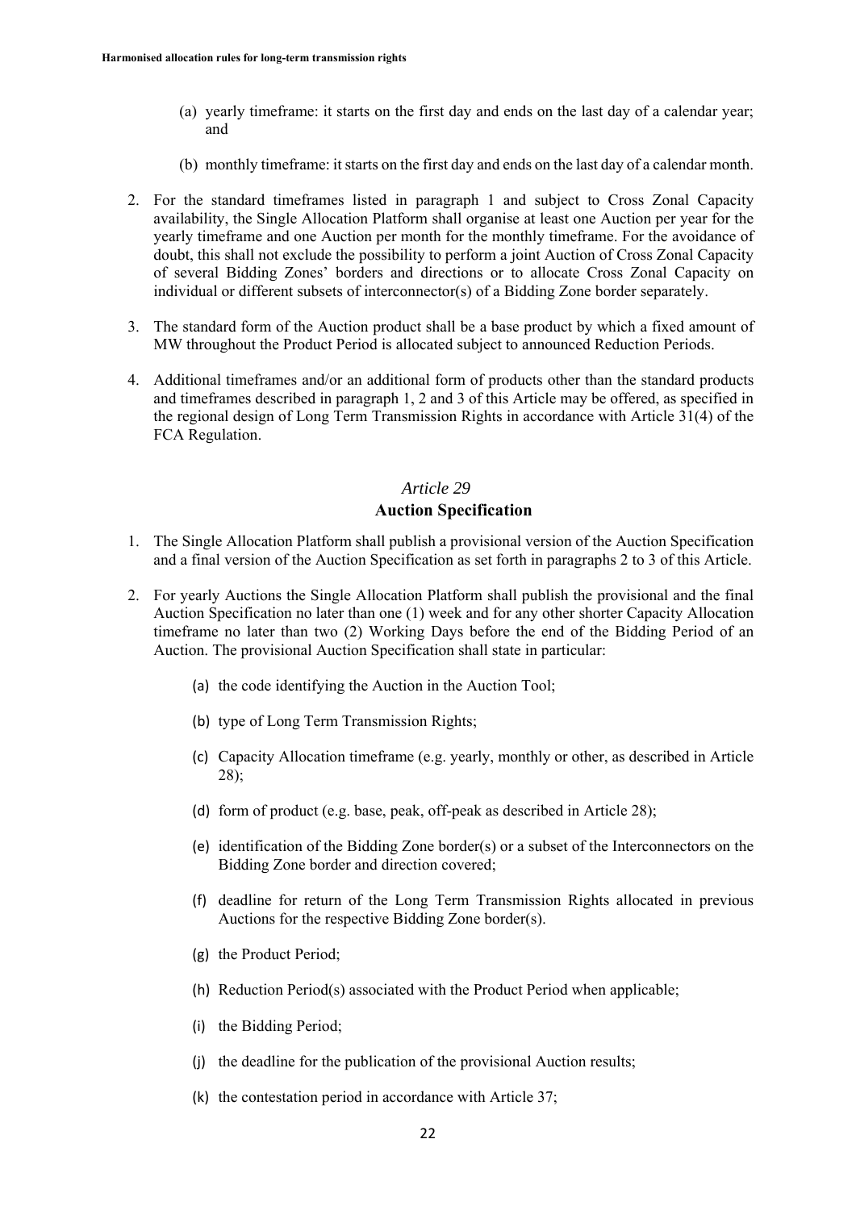(a) yearly timeframe: it starts on the first day and ends on the last day of a calendar year; and

(b) monthly timeframe: it starts on the first day and ends on the last day of a calendar month.

2. For the standard timeframes listed in paragraph 1 and subject to Cross Zonal Capacity availability, the Single Allocation Platform shall organise at least one Auction per year for the yearly timeframe and one Auction per month for the monthly timeframe. For the avoidance of doubt, this shall not exclude the possibility to perform a joint Auction of Cross Zonal Capacity of several Bidding Zones' borders and directions or to allocate Cross Zonal Capacity on individual or different subsets of interconnector(s) of a Bidding Zone border separately.

3. The standard form of the Auction product shall be a base product by which a fixed amount of MW throughout the Product Period is allocated subject to announced Reduction Periods.

4. Additional timeframes and/or an additional form of products other than the standard products and timeframes described in paragraph 1, 2 and 3 of this Article may be offered, as specified in the regional design of Long Term Transmission Rights in accordance with Article 31(4) of the FCA Regulation.

### *Article 29*
### **Auction Specification**

1. The Single Allocation Platform shall publish a provisional version of the Auction Specification and a final version of the Auction Specification as set forth in paragraphs 2 to 3 of this Article.

2. For yearly Auctions the Single Allocation Platform shall publish the provisional and the final Auction Specification no later than one (1) week and for any other shorter Capacity Allocation timeframe no later than two (2) Working Days before the end of the Bidding Period of an Auction. The provisional Auction Specification shall state in particular:

   (a) the code identifying the Auction in the Auction Tool;

   (b) type of Long Term Transmission Rights;

   (c) Capacity Allocation timeframe (e.g. yearly, monthly or other, as described in Article 28);

   (d) form of product (e.g. base, peak, off-peak as described in Article 28);

   (e) identification of the Bidding Zone border(s) or a subset of the Interconnectors on the Bidding Zone border and direction covered;

   (f) deadline for return of the Long Term Transmission Rights allocated in previous Auctions for the respective Bidding Zone border(s).

   (g) the Product Period;

   (h) Reduction Period(s) associated with the Product Period when applicable;

   (i) the Bidding Period;

   (j) the deadline for the publication of the provisional Auction results;

   (k) the contestation period in accordance with Article 37;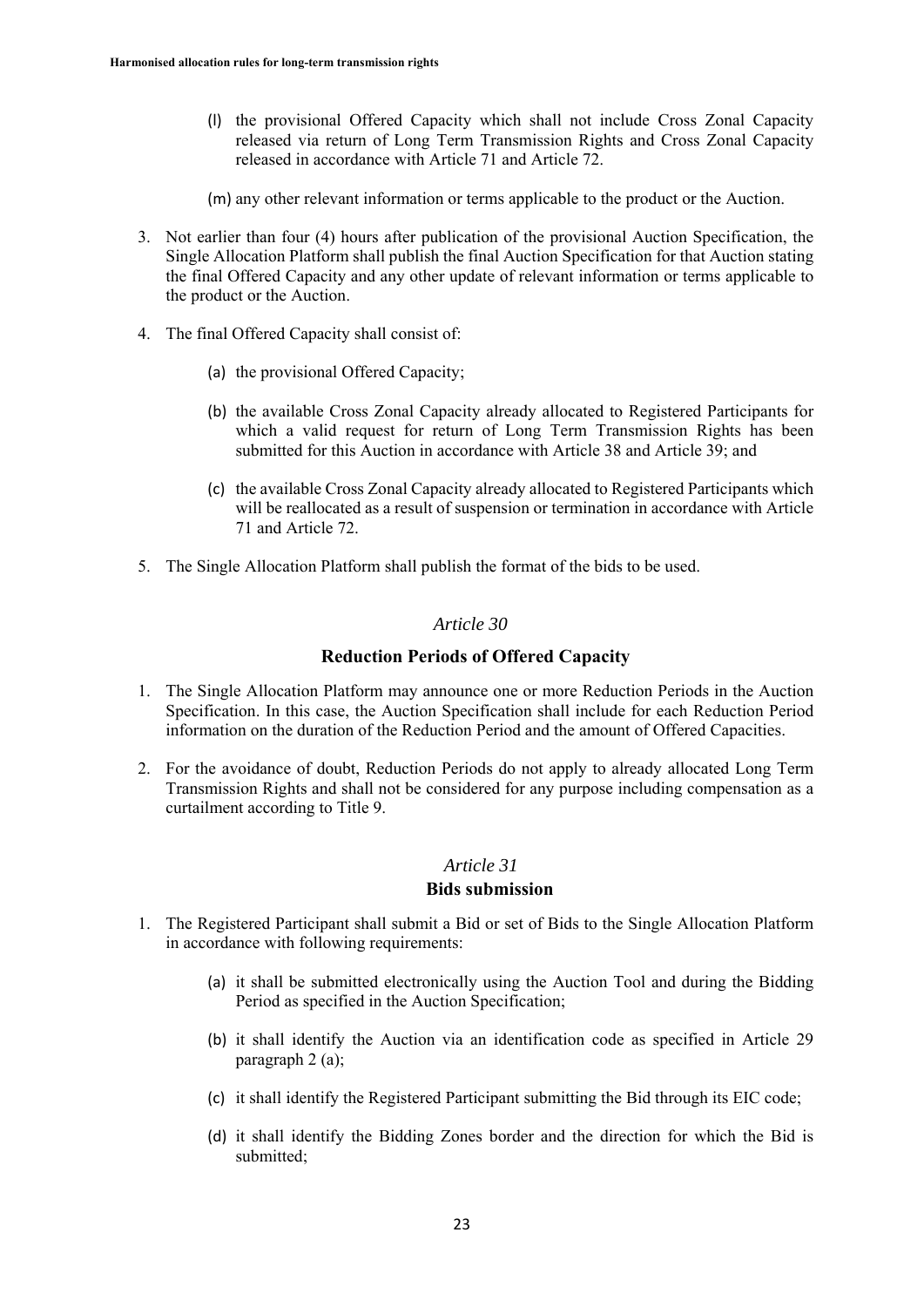(l) the provisional Offered Capacity which shall not include Cross Zonal Capacity released via return of Long Term Transmission Rights and Cross Zonal Capacity released in accordance with Article 71 and Article 72.

(m) any other relevant information or terms applicable to the product or the Auction.

3. Not earlier than four (4) hours after publication of the provisional Auction Specification, the Single Allocation Platform shall publish the final Auction Specification for that Auction stating the final Offered Capacity and any other update of relevant information or terms applicable to the product or the Auction.

4. The final Offered Capacity shall consist of:

   (a) the provisional Offered Capacity;

   (b) the available Cross Zonal Capacity already allocated to Registered Participants for which a valid request for return of Long Term Transmission Rights has been submitted for this Auction in accordance with Article 38 and Article 39; and

   (c) the available Cross Zonal Capacity already allocated to Registered Participants which will be reallocated as a result of suspension or termination in accordance with Article 71 and Article 72.

5. The Single Allocation Platform shall publish the format of the bids to be used.

## *Article 30*

### Reduction Periods of Offered Capacity

1. The Single Allocation Platform may announce one or more Reduction Periods in the Auction Specification. In this case, the Auction Specification shall include for each Reduction Period information on the duration of the Reduction Period and the amount of Offered Capacities.

2. For the avoidance of doubt, Reduction Periods do not apply to already allocated Long Term Transmission Rights and shall not be considered for any purpose including compensation as a curtailment according to Title 9.

## *Article 31*

### Bids submission

1. The Registered Participant shall submit a Bid or set of Bids to the Single Allocation Platform in accordance with following requirements:

   (a) it shall be submitted electronically using the Auction Tool and during the Bidding Period as specified in the Auction Specification;

   (b) it shall identify the Auction via an identification code as specified in Article 29 paragraph 2 (a);

   (c) it shall identify the Registered Participant submitting the Bid through its EIC code;

   (d) it shall identify the Bidding Zones border and the direction for which the Bid is submitted;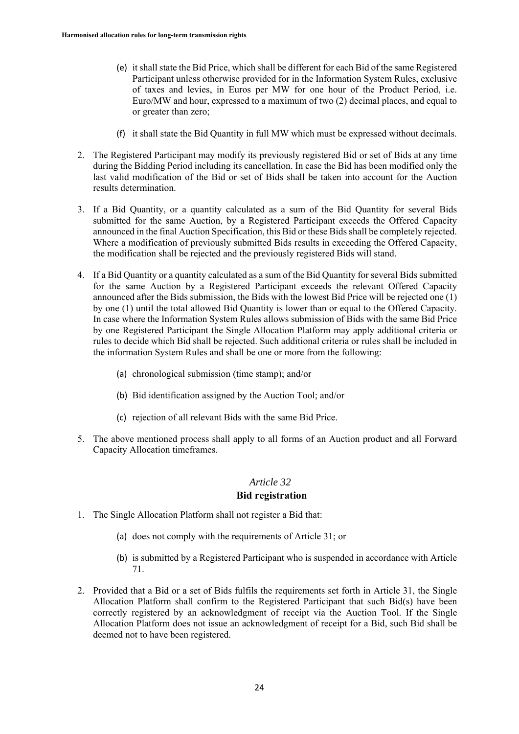(e) it shall state the Bid Price, which shall be different for each Bid of the same Registered Participant unless otherwise provided for in the Information System Rules, exclusive of taxes and levies, in Euros per MW for one hour of the Product Period, i.e. Euro/MW and hour, expressed to a maximum of two (2) decimal places, and equal to or greater than zero;

(f) it shall state the Bid Quantity in full MW which must be expressed without decimals.

2. The Registered Participant may modify its previously registered Bid or set of Bids at any time during the Bidding Period including its cancellation. In case the Bid has been modified only the last valid modification of the Bid or set of Bids shall be taken into account for the Auction results determination.

3. If a Bid Quantity, or a quantity calculated as a sum of the Bid Quantity for several Bids submitted for the same Auction, by a Registered Participant exceeds the Offered Capacity announced in the final Auction Specification, this Bid or these Bids shall be completely rejected. Where a modification of previously submitted Bids results in exceeding the Offered Capacity, the modification shall be rejected and the previously registered Bids will stand.

4. If a Bid Quantity or a quantity calculated as a sum of the Bid Quantity for several Bids submitted for the same Auction by a Registered Participant exceeds the relevant Offered Capacity announced after the Bids submission, the Bids with the lowest Bid Price will be rejected one (1) by one (1) until the total allowed Bid Quantity is lower than or equal to the Offered Capacity. In case where the Information System Rules allows submission of Bids with the same Bid Price by one Registered Participant the Single Allocation Platform may apply additional criteria or rules to decide which Bid shall be rejected. Such additional criteria or rules shall be included in the information System Rules and shall be one or more from the following:

   (a) chronological submission (time stamp); and/or

   (b) Bid identification assigned by the Auction Tool; and/or

   (c) rejection of all relevant Bids with the same Bid Price.

5. The above mentioned process shall apply to all forms of an Auction product and all Forward Capacity Allocation timeframes.

## *Article 32*
## Bid registration

1. The Single Allocation Platform shall not register a Bid that:

   (a) does not comply with the requirements of Article 31; or

   (b) is submitted by a Registered Participant who is suspended in accordance with Article 71.

2. Provided that a Bid or a set of Bids fulfils the requirements set forth in Article 31, the Single Allocation Platform shall confirm to the Registered Participant that such Bid(s) have been correctly registered by an acknowledgment of receipt via the Auction Tool. If the Single Allocation Platform does not issue an acknowledgment of receipt for a Bid, such Bid shall be deemed not to have been registered.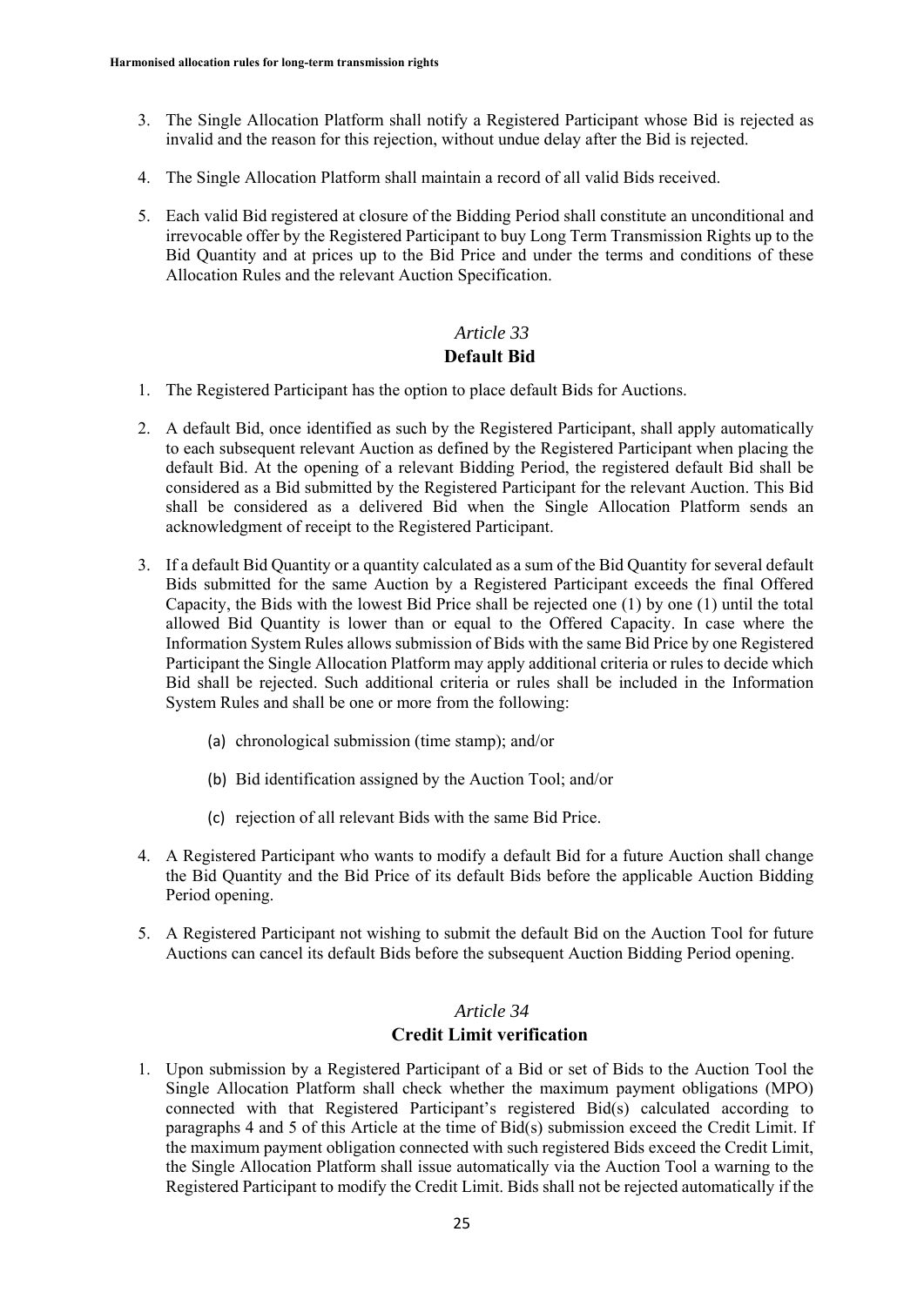3. The Single Allocation Platform shall notify a Registered Participant whose Bid is rejected as invalid and the reason for this rejection, without undue delay after the Bid is rejected.

4. The Single Allocation Platform shall maintain a record of all valid Bids received.

5. Each valid Bid registered at closure of the Bidding Period shall constitute an unconditional and irrevocable offer by the Registered Participant to buy Long Term Transmission Rights up to the Bid Quantity and at prices up to the Bid Price and under the terms and conditions of these Allocation Rules and the relevant Auction Specification.

## *Article 33*
## Default Bid

1. The Registered Participant has the option to place default Bids for Auctions.

2. A default Bid, once identified as such by the Registered Participant, shall apply automatically to each subsequent relevant Auction as defined by the Registered Participant when placing the default Bid. At the opening of a relevant Bidding Period, the registered default Bid shall be considered as a Bid submitted by the Registered Participant for the relevant Auction. This Bid shall be considered as a delivered Bid when the Single Allocation Platform sends an acknowledgment of receipt to the Registered Participant.

3. If a default Bid Quantity or a quantity calculated as a sum of the Bid Quantity for several default Bids submitted for the same Auction by a Registered Participant exceeds the final Offered Capacity, the Bids with the lowest Bid Price shall be rejected one (1) by one (1) until the total allowed Bid Quantity is lower than or equal to the Offered Capacity. In case where the Information System Rules allows submission of Bids with the same Bid Price by one Registered Participant the Single Allocation Platform may apply additional criteria or rules to decide which Bid shall be rejected. Such additional criteria or rules shall be included in the Information System Rules and shall be one or more from the following:

   (a) chronological submission (time stamp); and/or

   (b) Bid identification assigned by the Auction Tool; and/or

   (c) rejection of all relevant Bids with the same Bid Price.

4. A Registered Participant who wants to modify a default Bid for a future Auction shall change the Bid Quantity and the Bid Price of its default Bids before the applicable Auction Bidding Period opening.

5. A Registered Participant not wishing to submit the default Bid on the Auction Tool for future Auctions can cancel its default Bids before the subsequent Auction Bidding Period opening.

## *Article 34*
## Credit Limit verification

1. Upon submission by a Registered Participant of a Bid or set of Bids to the Auction Tool the Single Allocation Platform shall check whether the maximum payment obligations (MPO) connected with that Registered Participant's registered Bid(s) calculated according to paragraphs 4 and 5 of this Article at the time of Bid(s) submission exceed the Credit Limit. If the maximum payment obligation connected with such registered Bids exceed the Credit Limit, the Single Allocation Platform shall issue automatically via the Auction Tool a warning to the Registered Participant to modify the Credit Limit. Bids shall not be rejected automatically if the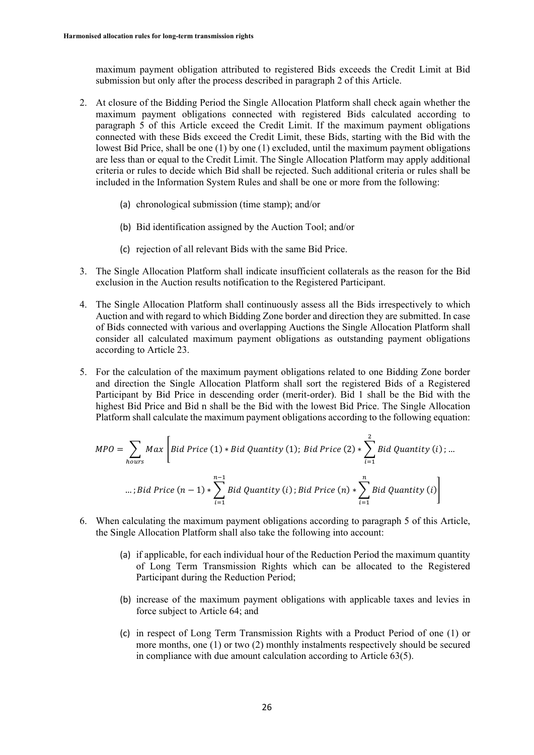maximum payment obligation attributed to registered Bids exceeds the Credit Limit at Bid submission but only after the process described in paragraph 2 of this Article.

2. At closure of the Bidding Period the Single Allocation Platform shall check again whether the maximum payment obligations connected with registered Bids calculated according to paragraph 5 of this Article exceed the Credit Limit. If the maximum payment obligations connected with these Bids exceed the Credit Limit, these Bids, starting with the Bid with the lowest Bid Price, shall be one (1) by one (1) excluded, until the maximum payment obligations are less than or equal to the Credit Limit. The Single Allocation Platform may apply additional criteria or rules to decide which Bid shall be rejected. Such additional criteria or rules shall be included in the Information System Rules and shall be one or more from the following:

    (a) chronological submission (time stamp); and/or

    (b) Bid identification assigned by the Auction Tool; and/or

    (c) rejection of all relevant Bids with the same Bid Price.

3. The Single Allocation Platform shall indicate insufficient collaterals as the reason for the Bid exclusion in the Auction results notification to the Registered Participant.

4. The Single Allocation Platform shall continuously assess all the Bids irrespectively to which Auction and with regard to which Bidding Zone border and direction they are submitted. In case of Bids connected with various and overlapping Auctions the Single Allocation Platform shall consider all calculated maximum payment obligations as outstanding payment obligations according to Article 23.

5. For the calculation of the maximum payment obligations related to one Bidding Zone border and direction the Single Allocation Platform shall sort the registered Bids of a Registered Participant by Bid Price in descending order (merit-order). Bid 1 shall be the Bid with the highest Bid Price and Bid n shall be the Bid with the lowest Bid Price. The Single Allocation Platform shall calculate the maximum payment obligations according to the following equation:

$$MPO = \sum_{hours} Max \Bigg[ Bid\ Price\ (1) * Bid\ Quantity\ (1);\ Bid\ Price\ (2) * \sum_{i=1}^{2} Bid\ Quantity\ (i)\ ; \ldots$$

$$\ldots ; Bid\ Price\ (n-1) * \sum_{i=1}^{n-1} Bid\ Quantity\ (i)\ ; Bid\ Price\ (n) * \sum_{i=1}^{n} Bid\ Quantity\ (i) \Bigg]$$

6. When calculating the maximum payment obligations according to paragraph 5 of this Article, the Single Allocation Platform shall also take the following into account:

    (a) if applicable, for each individual hour of the Reduction Period the maximum quantity of Long Term Transmission Rights which can be allocated to the Registered Participant during the Reduction Period;

    (b) increase of the maximum payment obligations with applicable taxes and levies in force subject to Article 64; and

    (c) in respect of Long Term Transmission Rights with a Product Period of one (1) or more months, one (1) or two (2) monthly instalments respectively should be secured in compliance with due amount calculation according to Article 63(5).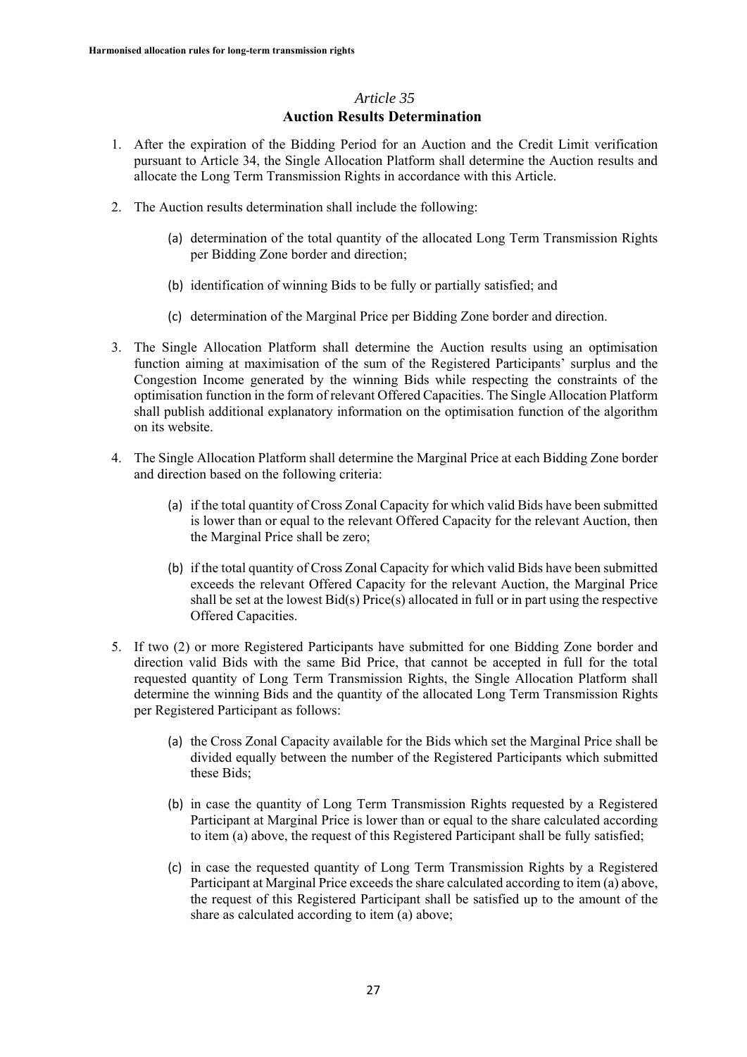## *Article 35*
## Auction Results Determination

1. After the expiration of the Bidding Period for an Auction and the Credit Limit verification pursuant to Article 34, the Single Allocation Platform shall determine the Auction results and allocate the Long Term Transmission Rights in accordance with this Article.

2. The Auction results determination shall include the following:

   (a) determination of the total quantity of the allocated Long Term Transmission Rights per Bidding Zone border and direction;

   (b) identification of winning Bids to be fully or partially satisfied; and

   (c) determination of the Marginal Price per Bidding Zone border and direction.

3. The Single Allocation Platform shall determine the Auction results using an optimisation function aiming at maximisation of the sum of the Registered Participants' surplus and the Congestion Income generated by the winning Bids while respecting the constraints of the optimisation function in the form of relevant Offered Capacities. The Single Allocation Platform shall publish additional explanatory information on the optimisation function of the algorithm on its website.

4. The Single Allocation Platform shall determine the Marginal Price at each Bidding Zone border and direction based on the following criteria:

   (a) if the total quantity of Cross Zonal Capacity for which valid Bids have been submitted is lower than or equal to the relevant Offered Capacity for the relevant Auction, then the Marginal Price shall be zero;

   (b) if the total quantity of Cross Zonal Capacity for which valid Bids have been submitted exceeds the relevant Offered Capacity for the relevant Auction, the Marginal Price shall be set at the lowest Bid(s) Price(s) allocated in full or in part using the respective Offered Capacities.

5. If two (2) or more Registered Participants have submitted for one Bidding Zone border and direction valid Bids with the same Bid Price, that cannot be accepted in full for the total requested quantity of Long Term Transmission Rights, the Single Allocation Platform shall determine the winning Bids and the quantity of the allocated Long Term Transmission Rights per Registered Participant as follows:

   (a) the Cross Zonal Capacity available for the Bids which set the Marginal Price shall be divided equally between the number of the Registered Participants which submitted these Bids;

   (b) in case the quantity of Long Term Transmission Rights requested by a Registered Participant at Marginal Price is lower than or equal to the share calculated according to item (a) above, the request of this Registered Participant shall be fully satisfied;

   (c) in case the requested quantity of Long Term Transmission Rights by a Registered Participant at Marginal Price exceeds the share calculated according to item (a) above, the request of this Registered Participant shall be satisfied up to the amount of the share as calculated according to item (a) above;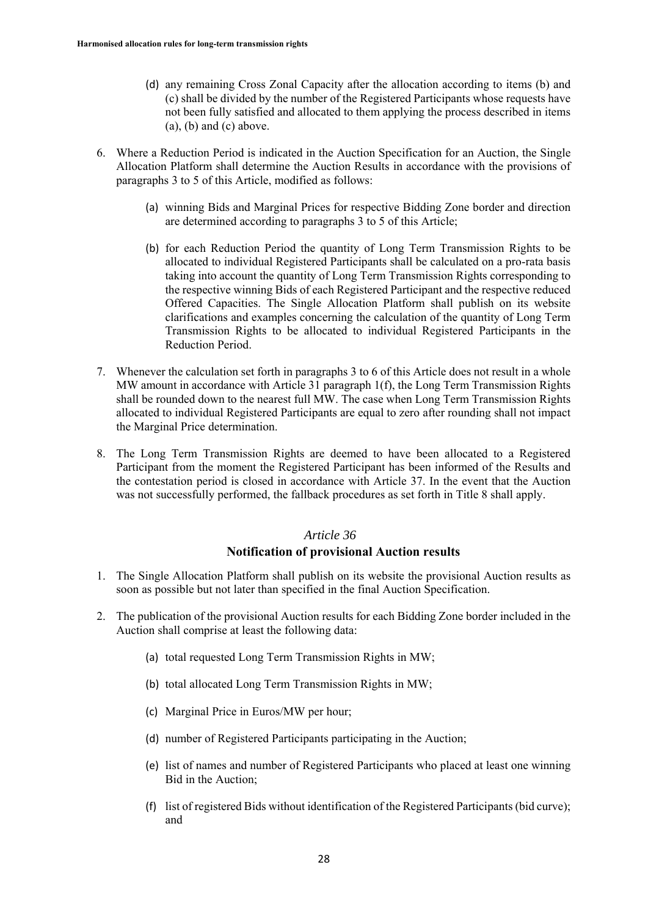(d) any remaining Cross Zonal Capacity after the allocation according to items (b) and (c) shall be divided by the number of the Registered Participants whose requests have not been fully satisfied and allocated to them applying the process described in items (a), (b) and (c) above.

6. Where a Reduction Period is indicated in the Auction Specification for an Auction, the Single Allocation Platform shall determine the Auction Results in accordance with the provisions of paragraphs 3 to 5 of this Article, modified as follows:

   (a) winning Bids and Marginal Prices for respective Bidding Zone border and direction are determined according to paragraphs 3 to 5 of this Article;

   (b) for each Reduction Period the quantity of Long Term Transmission Rights to be allocated to individual Registered Participants shall be calculated on a pro-rata basis taking into account the quantity of Long Term Transmission Rights corresponding to the respective winning Bids of each Registered Participant and the respective reduced Offered Capacities. The Single Allocation Platform shall publish on its website clarifications and examples concerning the calculation of the quantity of Long Term Transmission Rights to be allocated to individual Registered Participants in the Reduction Period.

7. Whenever the calculation set forth in paragraphs 3 to 6 of this Article does not result in a whole MW amount in accordance with Article 31 paragraph 1(f), the Long Term Transmission Rights shall be rounded down to the nearest full MW. The case when Long Term Transmission Rights allocated to individual Registered Participants are equal to zero after rounding shall not impact the Marginal Price determination.

8. The Long Term Transmission Rights are deemed to have been allocated to a Registered Participant from the moment the Registered Participant has been informed of the Results and the contestation period is closed in accordance with Article 37. In the event that the Auction was not successfully performed, the fallback procedures as set forth in Title 8 shall apply.

### *Article 36*
### Notification of provisional Auction results

1. The Single Allocation Platform shall publish on its website the provisional Auction results as soon as possible but not later than specified in the final Auction Specification.

2. The publication of the provisional Auction results for each Bidding Zone border included in the Auction shall comprise at least the following data:

   (a) total requested Long Term Transmission Rights in MW;

   (b) total allocated Long Term Transmission Rights in MW;

   (c) Marginal Price in Euros/MW per hour;

   (d) number of Registered Participants participating in the Auction;

   (e) list of names and number of Registered Participants who placed at least one winning Bid in the Auction;

   (f) list of registered Bids without identification of the Registered Participants (bid curve); and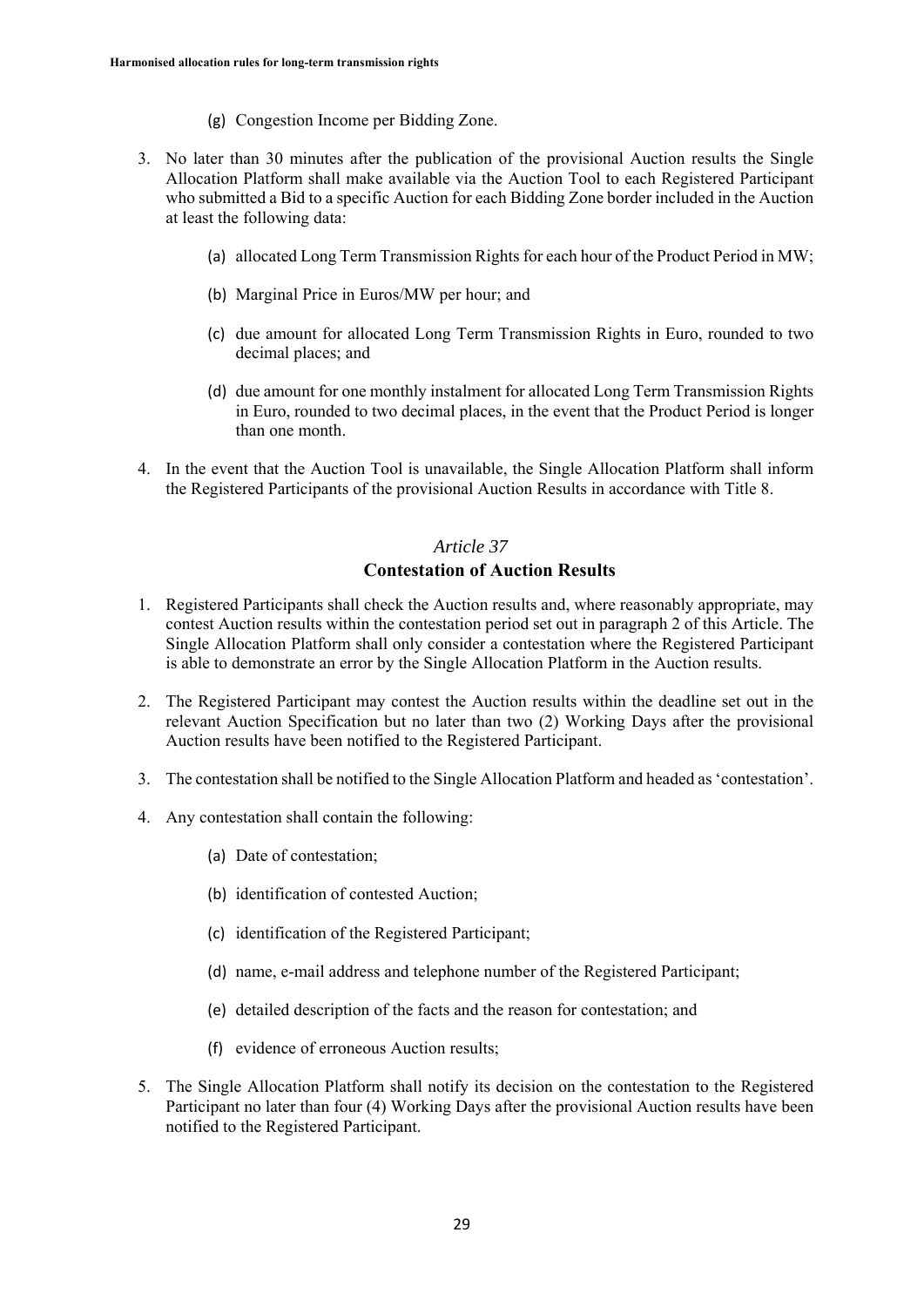(g) Congestion Income per Bidding Zone.

3. No later than 30 minutes after the publication of the provisional Auction results the Single Allocation Platform shall make available via the Auction Tool to each Registered Participant who submitted a Bid to a specific Auction for each Bidding Zone border included in the Auction at least the following data:

   (a) allocated Long Term Transmission Rights for each hour of the Product Period in MW;

   (b) Marginal Price in Euros/MW per hour; and

   (c) due amount for allocated Long Term Transmission Rights in Euro, rounded to two decimal places; and

   (d) due amount for one monthly instalment for allocated Long Term Transmission Rights in Euro, rounded to two decimal places, in the event that the Product Period is longer than one month.

4. In the event that the Auction Tool is unavailable, the Single Allocation Platform shall inform the Registered Participants of the provisional Auction Results in accordance with Title 8.

## *Article 37*
## Contestation of Auction Results

1. Registered Participants shall check the Auction results and, where reasonably appropriate, may contest Auction results within the contestation period set out in paragraph 2 of this Article. The Single Allocation Platform shall only consider a contestation where the Registered Participant is able to demonstrate an error by the Single Allocation Platform in the Auction results.

2. The Registered Participant may contest the Auction results within the deadline set out in the relevant Auction Specification but no later than two (2) Working Days after the provisional Auction results have been notified to the Registered Participant.

3. The contestation shall be notified to the Single Allocation Platform and headed as 'contestation'.

4. Any contestation shall contain the following:

   (a) Date of contestation;

   (b) identification of contested Auction;

   (c) identification of the Registered Participant;

   (d) name, e-mail address and telephone number of the Registered Participant;

   (e) detailed description of the facts and the reason for contestation; and

   (f) evidence of erroneous Auction results;

5. The Single Allocation Platform shall notify its decision on the contestation to the Registered Participant no later than four (4) Working Days after the provisional Auction results have been notified to the Registered Participant.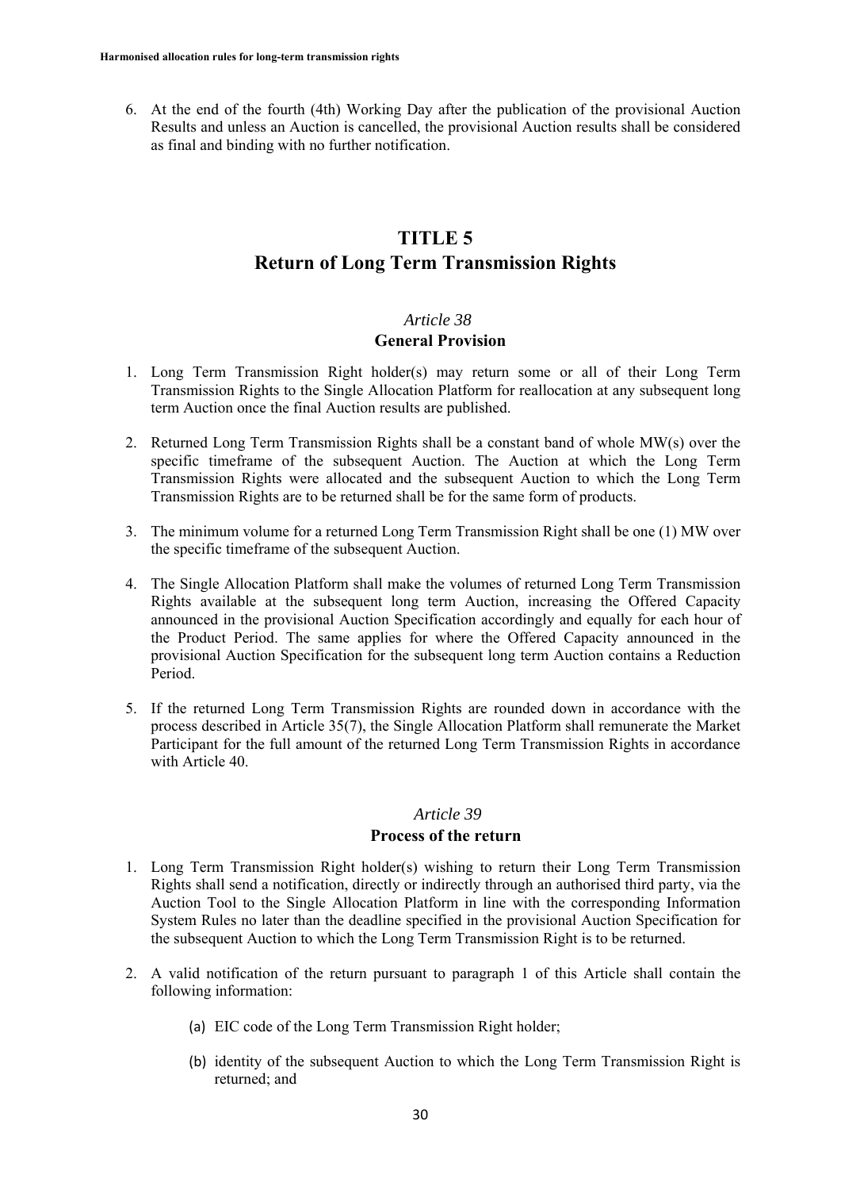6. At the end of the fourth (4th) Working Day after the publication of the provisional Auction Results and unless an Auction is cancelled, the provisional Auction results shall be considered as final and binding with no further notification.

# TITLE 5
# Return of Long Term Transmission Rights

## *Article 38*
## General Provision

1. Long Term Transmission Right holder(s) may return some or all of their Long Term Transmission Rights to the Single Allocation Platform for reallocation at any subsequent long term Auction once the final Auction results are published.

2. Returned Long Term Transmission Rights shall be a constant band of whole MW(s) over the specific timeframe of the subsequent Auction. The Auction at which the Long Term Transmission Rights were allocated and the subsequent Auction to which the Long Term Transmission Rights are to be returned shall be for the same form of products.

3. The minimum volume for a returned Long Term Transmission Right shall be one (1) MW over the specific timeframe of the subsequent Auction.

4. The Single Allocation Platform shall make the volumes of returned Long Term Transmission Rights available at the subsequent long term Auction, increasing the Offered Capacity announced in the provisional Auction Specification accordingly and equally for each hour of the Product Period. The same applies for where the Offered Capacity announced in the provisional Auction Specification for the subsequent long term Auction contains a Reduction Period.

5. If the returned Long Term Transmission Rights are rounded down in accordance with the process described in Article 35(7), the Single Allocation Platform shall remunerate the Market Participant for the full amount of the returned Long Term Transmission Rights in accordance with Article 40.

## *Article 39*
## Process of the return

1. Long Term Transmission Right holder(s) wishing to return their Long Term Transmission Rights shall send a notification, directly or indirectly through an authorised third party, via the Auction Tool to the Single Allocation Platform in line with the corresponding Information System Rules no later than the deadline specified in the provisional Auction Specification for the subsequent Auction to which the Long Term Transmission Right is to be returned.

2. A valid notification of the return pursuant to paragraph 1 of this Article shall contain the following information:

    (a) EIC code of the Long Term Transmission Right holder;

    (b) identity of the subsequent Auction to which the Long Term Transmission Right is returned; and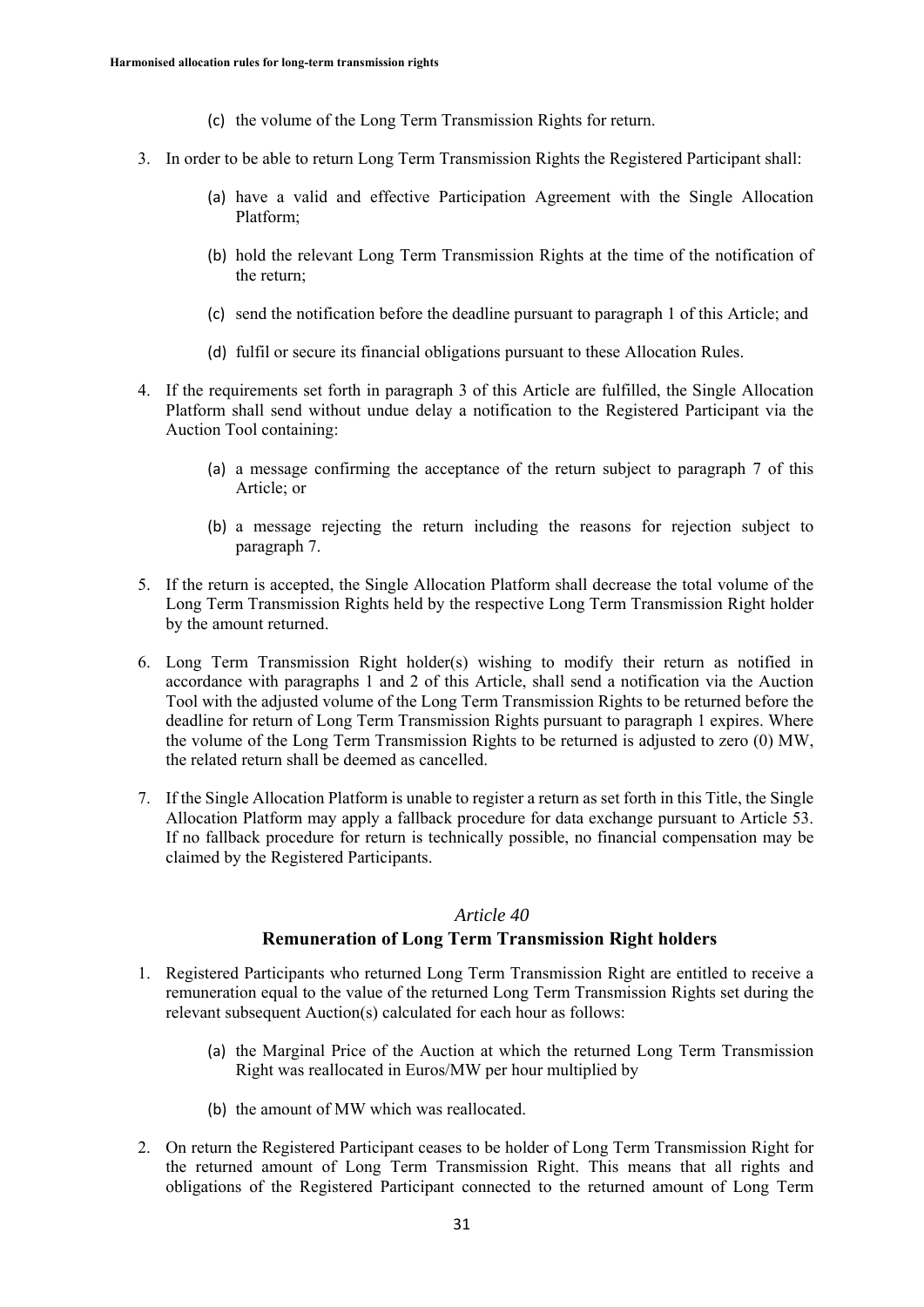(c) the volume of the Long Term Transmission Rights for return.

3. In order to be able to return Long Term Transmission Rights the Registered Participant shall:

   (a) have a valid and effective Participation Agreement with the Single Allocation Platform;

   (b) hold the relevant Long Term Transmission Rights at the time of the notification of the return;

   (c) send the notification before the deadline pursuant to paragraph 1 of this Article; and

   (d) fulfil or secure its financial obligations pursuant to these Allocation Rules.

4. If the requirements set forth in paragraph 3 of this Article are fulfilled, the Single Allocation Platform shall send without undue delay a notification to the Registered Participant via the Auction Tool containing:

   (a) a message confirming the acceptance of the return subject to paragraph 7 of this Article; or

   (b) a message rejecting the return including the reasons for rejection subject to paragraph 7.

5. If the return is accepted, the Single Allocation Platform shall decrease the total volume of the Long Term Transmission Rights held by the respective Long Term Transmission Right holder by the amount returned.

6. Long Term Transmission Right holder(s) wishing to modify their return as notified in accordance with paragraphs 1 and 2 of this Article, shall send a notification via the Auction Tool with the adjusted volume of the Long Term Transmission Rights to be returned before the deadline for return of Long Term Transmission Rights pursuant to paragraph 1 expires. Where the volume of the Long Term Transmission Rights to be returned is adjusted to zero (0) MW, the related return shall be deemed as cancelled.

7. If the Single Allocation Platform is unable to register a return as set forth in this Title, the Single Allocation Platform may apply a fallback procedure for data exchange pursuant to Article 53. If no fallback procedure for return is technically possible, no financial compensation may be claimed by the Registered Participants.

## *Article 40*
## Remuneration of Long Term Transmission Right holders

1. Registered Participants who returned Long Term Transmission Right are entitled to receive a remuneration equal to the value of the returned Long Term Transmission Rights set during the relevant subsequent Auction(s) calculated for each hour as follows:

   (a) the Marginal Price of the Auction at which the returned Long Term Transmission Right was reallocated in Euros/MW per hour multiplied by

   (b) the amount of MW which was reallocated.

2. On return the Registered Participant ceases to be holder of Long Term Transmission Right for the returned amount of Long Term Transmission Right. This means that all rights and obligations of the Registered Participant connected to the returned amount of Long Term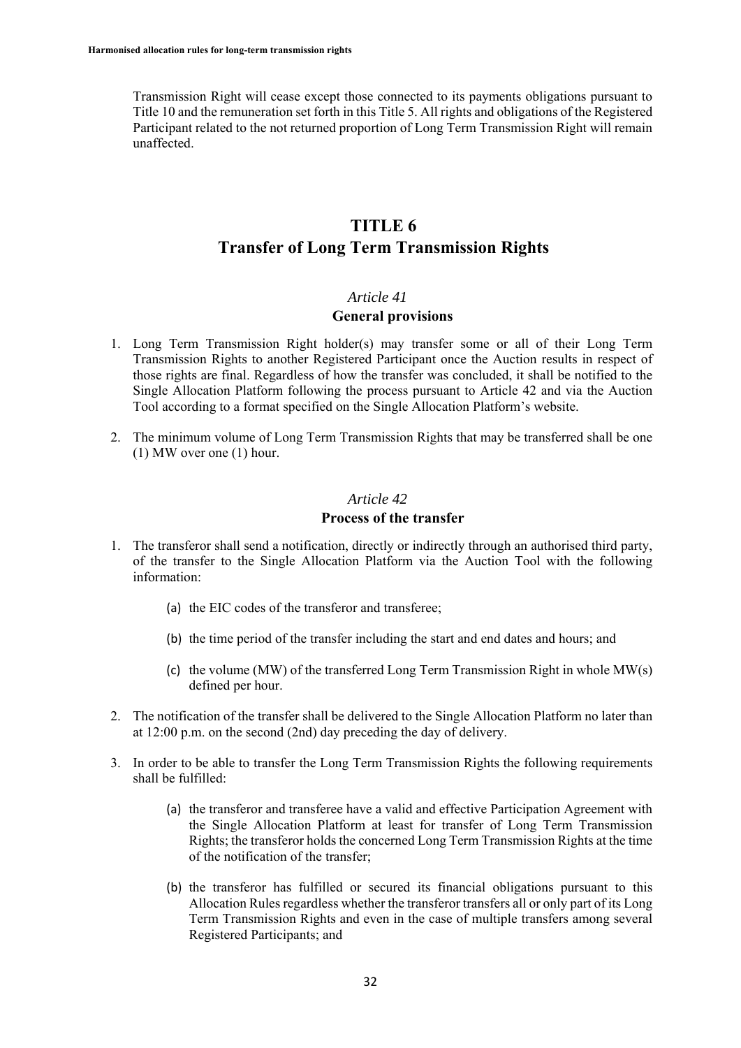Transmission Right will cease except those connected to its payments obligations pursuant to Title 10 and the remuneration set forth in this Title 5. All rights and obligations of the Registered Participant related to the not returned proportion of Long Term Transmission Right will remain unaffected.

# TITLE 6
# Transfer of Long Term Transmission Rights

## *Article 41*
## General provisions

1. Long Term Transmission Right holder(s) may transfer some or all of their Long Term Transmission Rights to another Registered Participant once the Auction results in respect of those rights are final. Regardless of how the transfer was concluded, it shall be notified to the Single Allocation Platform following the process pursuant to Article 42 and via the Auction Tool according to a format specified on the Single Allocation Platform's website.

2. The minimum volume of Long Term Transmission Rights that may be transferred shall be one (1) MW over one (1) hour.

## *Article 42*
## Process of the transfer

1. The transferor shall send a notification, directly or indirectly through an authorised third party, of the transfer to the Single Allocation Platform via the Auction Tool with the following information:

    (a) the EIC codes of the transferor and transferee;

    (b) the time period of the transfer including the start and end dates and hours; and

    (c) the volume (MW) of the transferred Long Term Transmission Right in whole MW(s) defined per hour.

2. The notification of the transfer shall be delivered to the Single Allocation Platform no later than at 12:00 p.m. on the second (2nd) day preceding the day of delivery.

3. In order to be able to transfer the Long Term Transmission Rights the following requirements shall be fulfilled:

    (a) the transferor and transferee have a valid and effective Participation Agreement with the Single Allocation Platform at least for transfer of Long Term Transmission Rights; the transferor holds the concerned Long Term Transmission Rights at the time of the notification of the transfer;

    (b) the transferor has fulfilled or secured its financial obligations pursuant to this Allocation Rules regardless whether the transferor transfers all or only part of its Long Term Transmission Rights and even in the case of multiple transfers among several Registered Participants; and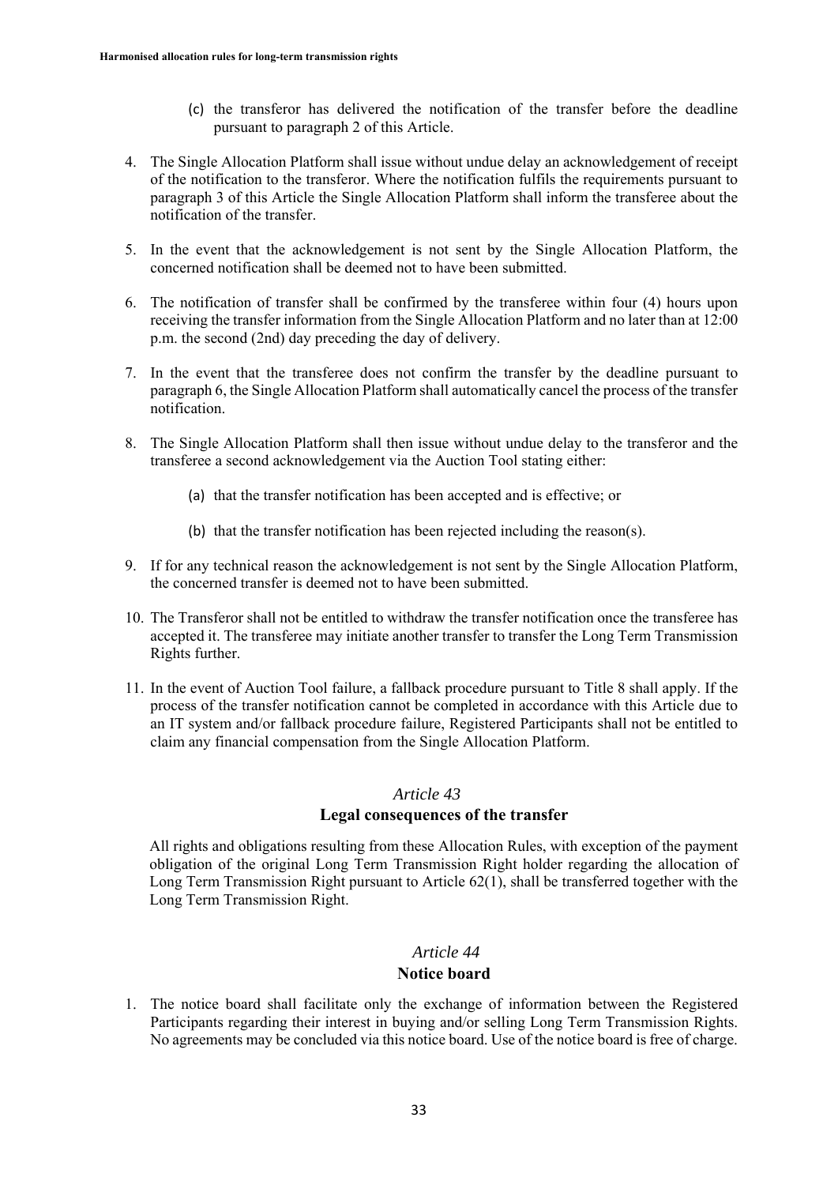(c) the transferor has delivered the notification of the transfer before the deadline pursuant to paragraph 2 of this Article.

4. The Single Allocation Platform shall issue without undue delay an acknowledgement of receipt of the notification to the transferor. Where the notification fulfils the requirements pursuant to paragraph 3 of this Article the Single Allocation Platform shall inform the transferee about the notification of the transfer.

5. In the event that the acknowledgement is not sent by the Single Allocation Platform, the concerned notification shall be deemed not to have been submitted.

6. The notification of transfer shall be confirmed by the transferee within four (4) hours upon receiving the transfer information from the Single Allocation Platform and no later than at 12:00 p.m. the second (2nd) day preceding the day of delivery.

7. In the event that the transferee does not confirm the transfer by the deadline pursuant to paragraph 6, the Single Allocation Platform shall automatically cancel the process of the transfer notification.

8. The Single Allocation Platform shall then issue without undue delay to the transferor and the transferee a second acknowledgement via the Auction Tool stating either:

   (a) that the transfer notification has been accepted and is effective; or

   (b) that the transfer notification has been rejected including the reason(s).

9. If for any technical reason the acknowledgement is not sent by the Single Allocation Platform, the concerned transfer is deemed not to have been submitted.

10. The Transferor shall not be entitled to withdraw the transfer notification once the transferee has accepted it. The transferee may initiate another transfer to transfer the Long Term Transmission Rights further.

11. In the event of Auction Tool failure, a fallback procedure pursuant to Title 8 shall apply. If the process of the transfer notification cannot be completed in accordance with this Article due to an IT system and/or fallback procedure failure, Registered Participants shall not be entitled to claim any financial compensation from the Single Allocation Platform.

### *Article 43*
### Legal consequences of the transfer

All rights and obligations resulting from these Allocation Rules, with exception of the payment obligation of the original Long Term Transmission Right holder regarding the allocation of Long Term Transmission Right pursuant to Article 62(1), shall be transferred together with the Long Term Transmission Right.

### *Article 44*
### Notice board

1. The notice board shall facilitate only the exchange of information between the Registered Participants regarding their interest in buying and/or selling Long Term Transmission Rights. No agreements may be concluded via this notice board. Use of the notice board is free of charge.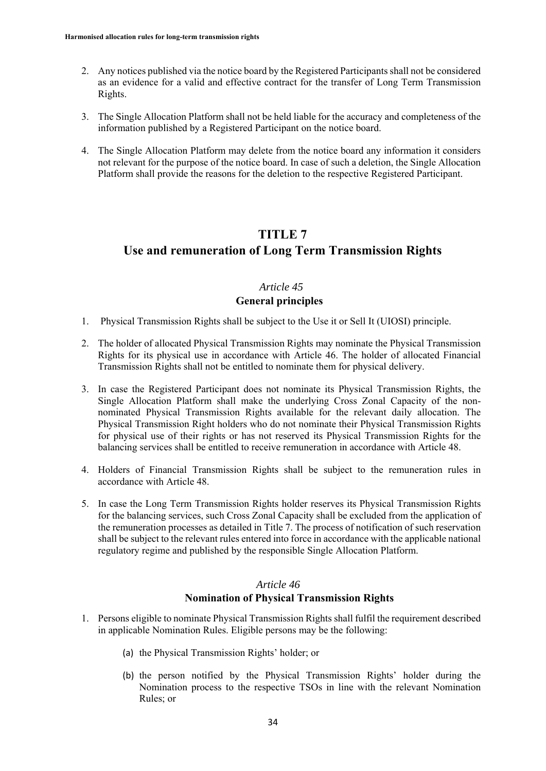2. Any notices published via the notice board by the Registered Participants shall not be considered as an evidence for a valid and effective contract for the transfer of Long Term Transmission Rights.

3. The Single Allocation Platform shall not be held liable for the accuracy and completeness of the information published by a Registered Participant on the notice board.

4. The Single Allocation Platform may delete from the notice board any information it considers not relevant for the purpose of the notice board. In case of such a deletion, the Single Allocation Platform shall provide the reasons for the deletion to the respective Registered Participant.

# TITLE 7
# Use and remuneration of Long Term Transmission Rights

### *Article 45*
### General principles

1. Physical Transmission Rights shall be subject to the Use it or Sell It (UIOSI) principle.

2. The holder of allocated Physical Transmission Rights may nominate the Physical Transmission Rights for its physical use in accordance with Article 46. The holder of allocated Financial Transmission Rights shall not be entitled to nominate them for physical delivery.

3. In case the Registered Participant does not nominate its Physical Transmission Rights, the Single Allocation Platform shall make the underlying Cross Zonal Capacity of the non-nominated Physical Transmission Rights available for the relevant daily allocation. The Physical Transmission Right holders who do not nominate their Physical Transmission Rights for physical use of their rights or has not reserved its Physical Transmission Rights for the balancing services shall be entitled to receive remuneration in accordance with Article 48.

4. Holders of Financial Transmission Rights shall be subject to the remuneration rules in accordance with Article 48.

5. In case the Long Term Transmission Rights holder reserves its Physical Transmission Rights for the balancing services, such Cross Zonal Capacity shall be excluded from the application of the remuneration processes as detailed in Title 7. The process of notification of such reservation shall be subject to the relevant rules entered into force in accordance with the applicable national regulatory regime and published by the responsible Single Allocation Platform.

### *Article 46*
### Nomination of Physical Transmission Rights

1. Persons eligible to nominate Physical Transmission Rights shall fulfil the requirement described in applicable Nomination Rules. Eligible persons may be the following:

   (a) the Physical Transmission Rights' holder; or

   (b) the person notified by the Physical Transmission Rights' holder during the Nomination process to the respective TSOs in line with the relevant Nomination Rules; or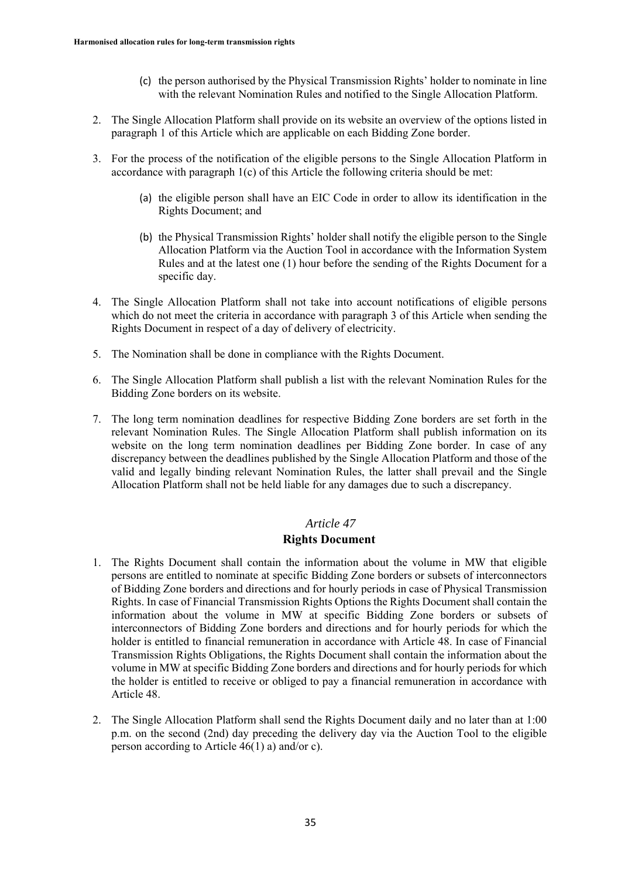(c) the person authorised by the Physical Transmission Rights' holder to nominate in line with the relevant Nomination Rules and notified to the Single Allocation Platform.

2. The Single Allocation Platform shall provide on its website an overview of the options listed in paragraph 1 of this Article which are applicable on each Bidding Zone border.

3. For the process of the notification of the eligible persons to the Single Allocation Platform in accordance with paragraph 1(c) of this Article the following criteria should be met:

   (a) the eligible person shall have an EIC Code in order to allow its identification in the Rights Document; and

   (b) the Physical Transmission Rights' holder shall notify the eligible person to the Single Allocation Platform via the Auction Tool in accordance with the Information System Rules and at the latest one (1) hour before the sending of the Rights Document for a specific day.

4. The Single Allocation Platform shall not take into account notifications of eligible persons which do not meet the criteria in accordance with paragraph 3 of this Article when sending the Rights Document in respect of a day of delivery of electricity.

5. The Nomination shall be done in compliance with the Rights Document.

6. The Single Allocation Platform shall publish a list with the relevant Nomination Rules for the Bidding Zone borders on its website.

7. The long term nomination deadlines for respective Bidding Zone borders are set forth in the relevant Nomination Rules. The Single Allocation Platform shall publish information on its website on the long term nomination deadlines per Bidding Zone border. In case of any discrepancy between the deadlines published by the Single Allocation Platform and those of the valid and legally binding relevant Nomination Rules, the latter shall prevail and the Single Allocation Platform shall not be held liable for any damages due to such a discrepancy.

### *Article 47*
### Rights Document

1. The Rights Document shall contain the information about the volume in MW that eligible persons are entitled to nominate at specific Bidding Zone borders or subsets of interconnectors of Bidding Zone borders and directions and for hourly periods in case of Physical Transmission Rights. In case of Financial Transmission Rights Options the Rights Document shall contain the information about the volume in MW at specific Bidding Zone borders or subsets of interconnectors of Bidding Zone borders and directions and for hourly periods for which the holder is entitled to financial remuneration in accordance with Article 48. In case of Financial Transmission Rights Obligations, the Rights Document shall contain the information about the volume in MW at specific Bidding Zone borders and directions and for hourly periods for which the holder is entitled to receive or obliged to pay a financial remuneration in accordance with Article 48.

2. The Single Allocation Platform shall send the Rights Document daily and no later than at 1:00 p.m. on the second (2nd) day preceding the delivery day via the Auction Tool to the eligible person according to Article 46(1) a) and/or c).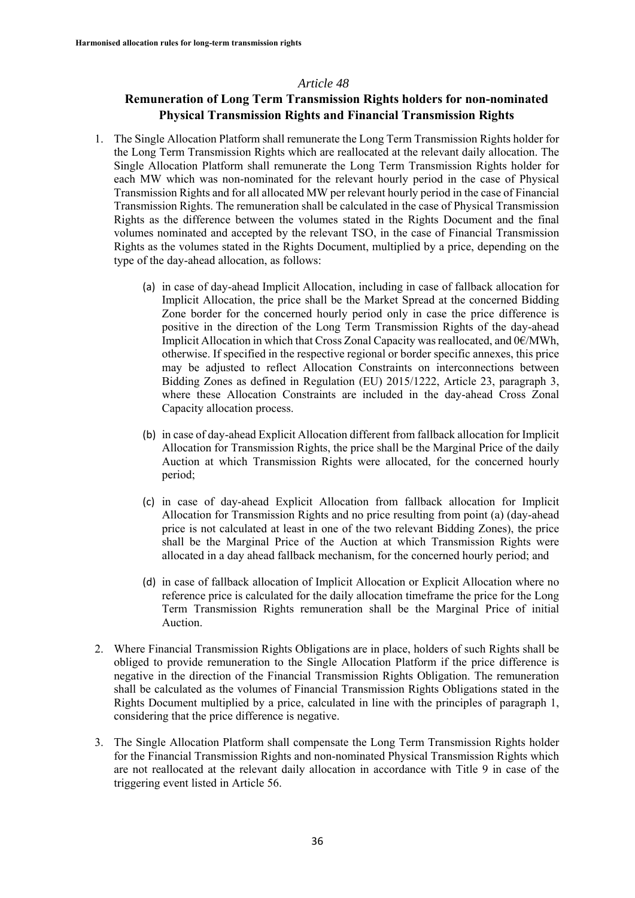*Article 48*

**Remuneration of Long Term Transmission Rights holders for non-nominated Physical Transmission Rights and Financial Transmission Rights**

1. The Single Allocation Platform shall remunerate the Long Term Transmission Rights holder for the Long Term Transmission Rights which are reallocated at the relevant daily allocation. The Single Allocation Platform shall remunerate the Long Term Transmission Rights holder for each MW which was non-nominated for the relevant hourly period in the case of Physical Transmission Rights and for all allocated MW per relevant hourly period in the case of Financial Transmission Rights. The remuneration shall be calculated in the case of Physical Transmission Rights as the difference between the volumes stated in the Rights Document and the final volumes nominated and accepted by the relevant TSO, in the case of Financial Transmission Rights as the volumes stated in the Rights Document, multiplied by a price, depending on the type of the day-ahead allocation, as follows:

    (a) in case of day-ahead Implicit Allocation, including in case of fallback allocation for Implicit Allocation, the price shall be the Market Spread at the concerned Bidding Zone border for the concerned hourly period only in case the price difference is positive in the direction of the Long Term Transmission Rights of the day-ahead Implicit Allocation in which that Cross Zonal Capacity was reallocated, and 0€/MWh, otherwise. If specified in the respective regional or border specific annexes, this price may be adjusted to reflect Allocation Constraints on interconnections between Bidding Zones as defined in Regulation (EU) 2015/1222, Article 23, paragraph 3, where these Allocation Constraints are included in the day-ahead Cross Zonal Capacity allocation process.

    (b) in case of day-ahead Explicit Allocation different from fallback allocation for Implicit Allocation for Transmission Rights, the price shall be the Marginal Price of the daily Auction at which Transmission Rights were allocated, for the concerned hourly period;

    (c) in case of day-ahead Explicit Allocation from fallback allocation for Implicit Allocation for Transmission Rights and no price resulting from point (a) (day-ahead price is not calculated at least in one of the two relevant Bidding Zones), the price shall be the Marginal Price of the Auction at which Transmission Rights were allocated in a day ahead fallback mechanism, for the concerned hourly period; and

    (d) in case of fallback allocation of Implicit Allocation or Explicit Allocation where no reference price is calculated for the daily allocation timeframe the price for the Long Term Transmission Rights remuneration shall be the Marginal Price of initial Auction.

2. Where Financial Transmission Rights Obligations are in place, holders of such Rights shall be obliged to provide remuneration to the Single Allocation Platform if the price difference is negative in the direction of the Financial Transmission Rights Obligation. The remuneration shall be calculated as the volumes of Financial Transmission Rights Obligations stated in the Rights Document multiplied by a price, calculated in line with the principles of paragraph 1, considering that the price difference is negative.

3. The Single Allocation Platform shall compensate the Long Term Transmission Rights holder for the Financial Transmission Rights and non-nominated Physical Transmission Rights which are not reallocated at the relevant daily allocation in accordance with Title 9 in case of the triggering event listed in Article 56.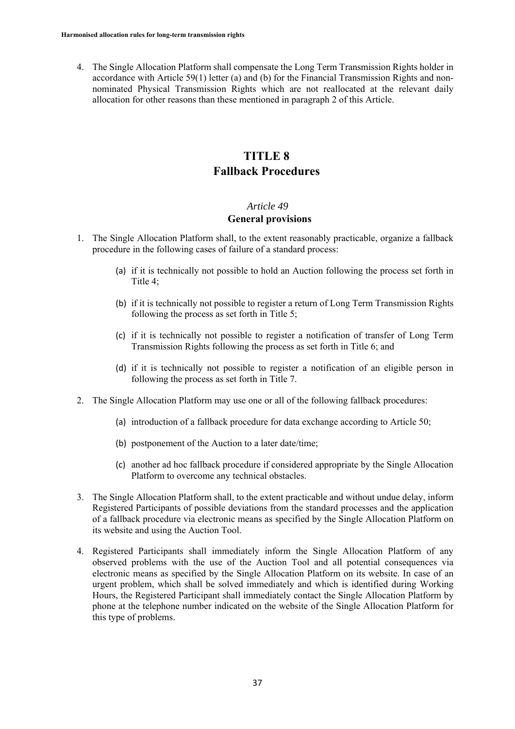4. The Single Allocation Platform shall compensate the Long Term Transmission Rights holder in accordance with Article 59(1) letter (a) and (b) for the Financial Transmission Rights and non-nominated Physical Transmission Rights which are not reallocated at the relevant daily allocation for other reasons than these mentioned in paragraph 2 of this Article.

# TITLE 8
# Fallback Procedures

## *Article 49*
## General provisions

1. The Single Allocation Platform shall, to the extent reasonably practicable, organize a fallback procedure in the following cases of failure of a standard process:

   (a) if it is technically not possible to hold an Auction following the process set forth in Title 4;

   (b) if it is technically not possible to register a return of Long Term Transmission Rights following the process as set forth in Title 5;

   (c) if it is technically not possible to register a notification of transfer of Long Term Transmission Rights following the process as set forth in Title 6; and

   (d) if it is technically not possible to register a notification of an eligible person in following the process as set forth in Title 7.

2. The Single Allocation Platform may use one or all of the following fallback procedures:

   (a) introduction of a fallback procedure for data exchange according to Article 50;

   (b) postponement of the Auction to a later date/time;

   (c) another ad hoc fallback procedure if considered appropriate by the Single Allocation Platform to overcome any technical obstacles.

3. The Single Allocation Platform shall, to the extent practicable and without undue delay, inform Registered Participants of possible deviations from the standard processes and the application of a fallback procedure via electronic means as specified by the Single Allocation Platform on its website and using the Auction Tool.

4. Registered Participants shall immediately inform the Single Allocation Platform of any observed problems with the use of the Auction Tool and all potential consequences via electronic means as specified by the Single Allocation Platform on its website. In case of an urgent problem, which shall be solved immediately and which is identified during Working Hours, the Registered Participant shall immediately contact the Single Allocation Platform by phone at the telephone number indicated on the website of the Single Allocation Platform for this type of problems.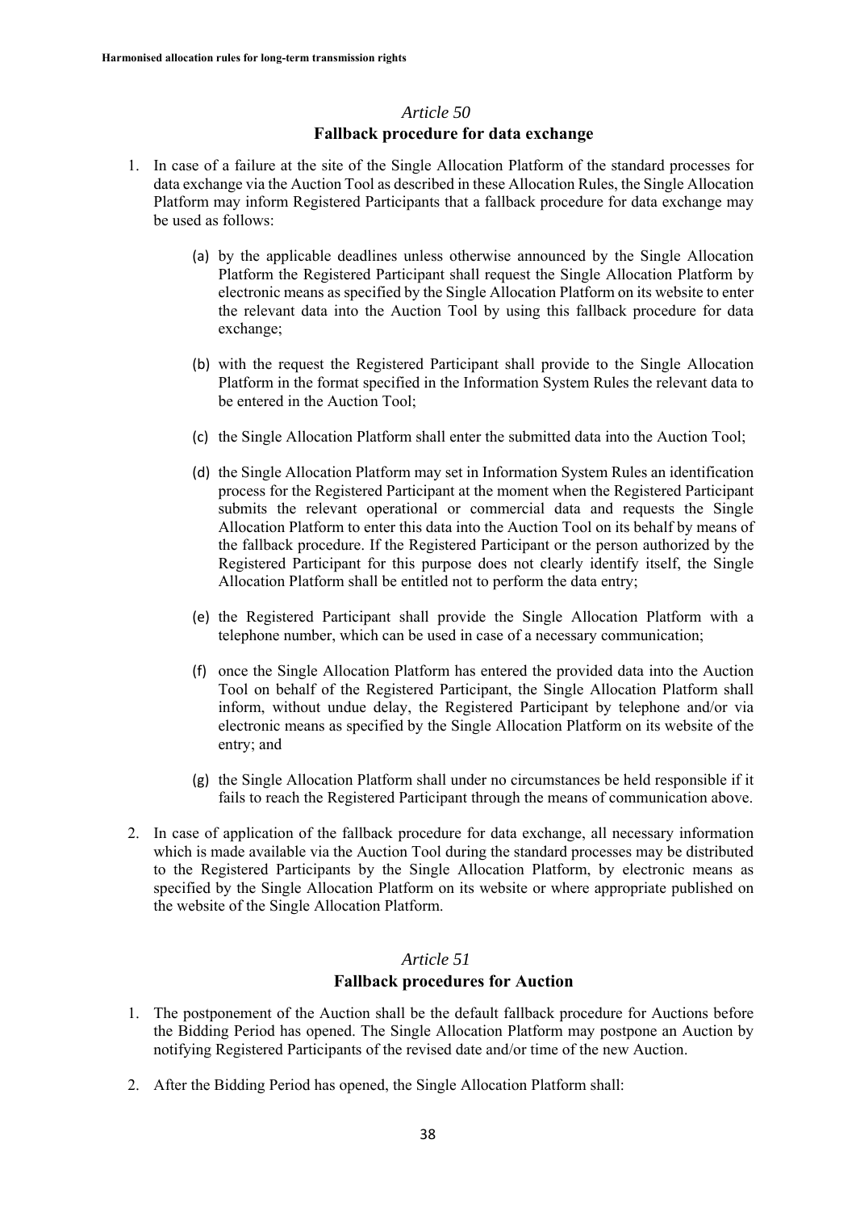*Article 50*

**Fallback procedure for data exchange**

1. In case of a failure at the site of the Single Allocation Platform of the standard processes for data exchange via the Auction Tool as described in these Allocation Rules, the Single Allocation Platform may inform Registered Participants that a fallback procedure for data exchange may be used as follows:

    (a) by the applicable deadlines unless otherwise announced by the Single Allocation Platform the Registered Participant shall request the Single Allocation Platform by electronic means as specified by the Single Allocation Platform on its website to enter the relevant data into the Auction Tool by using this fallback procedure for data exchange;

    (b) with the request the Registered Participant shall provide to the Single Allocation Platform in the format specified in the Information System Rules the relevant data to be entered in the Auction Tool;

    (c) the Single Allocation Platform shall enter the submitted data into the Auction Tool;

    (d) the Single Allocation Platform may set in Information System Rules an identification process for the Registered Participant at the moment when the Registered Participant submits the relevant operational or commercial data and requests the Single Allocation Platform to enter this data into the Auction Tool on its behalf by means of the fallback procedure. If the Registered Participant or the person authorized by the Registered Participant for this purpose does not clearly identify itself, the Single Allocation Platform shall be entitled not to perform the data entry;

    (e) the Registered Participant shall provide the Single Allocation Platform with a telephone number, which can be used in case of a necessary communication;

    (f) once the Single Allocation Platform has entered the provided data into the Auction Tool on behalf of the Registered Participant, the Single Allocation Platform shall inform, without undue delay, the Registered Participant by telephone and/or via electronic means as specified by the Single Allocation Platform on its website of the entry; and

    (g) the Single Allocation Platform shall under no circumstances be held responsible if it fails to reach the Registered Participant through the means of communication above.

2. In case of application of the fallback procedure for data exchange, all necessary information which is made available via the Auction Tool during the standard processes may be distributed to the Registered Participants by the Single Allocation Platform, by electronic means as specified by the Single Allocation Platform on its website or where appropriate published on the website of the Single Allocation Platform.

*Article 51*

**Fallback procedures for Auction**

1. The postponement of the Auction shall be the default fallback procedure for Auctions before the Bidding Period has opened. The Single Allocation Platform may postpone an Auction by notifying Registered Participants of the revised date and/or time of the new Auction.

2. After the Bidding Period has opened, the Single Allocation Platform shall: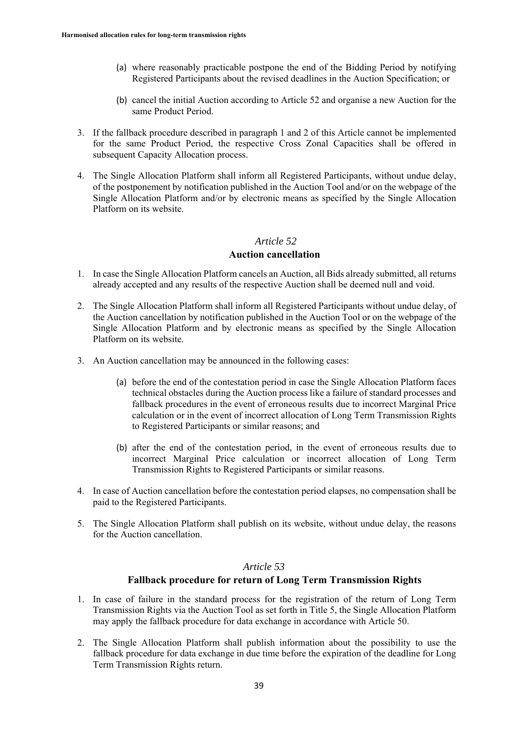(a) where reasonably practicable postpone the end of the Bidding Period by notifying Registered Participants about the revised deadlines in the Auction Specification; or

(b) cancel the initial Auction according to Article 52 and organise a new Auction for the same Product Period.

3. If the fallback procedure described in paragraph 1 and 2 of this Article cannot be implemented for the same Product Period, the respective Cross Zonal Capacities shall be offered in subsequent Capacity Allocation process.

4. The Single Allocation Platform shall inform all Registered Participants, without undue delay, of the postponement by notification published in the Auction Tool and/or on the webpage of the Single Allocation Platform and/or by electronic means as specified by the Single Allocation Platform on its website.

## *Article 52*
## Auction cancellation

1. In case the Single Allocation Platform cancels an Auction, all Bids already submitted, all returns already accepted and any results of the respective Auction shall be deemed null and void.

2. The Single Allocation Platform shall inform all Registered Participants without undue delay, of the Auction cancellation by notification published in the Auction Tool or on the webpage of the Single Allocation Platform and by electronic means as specified by the Single Allocation Platform on its website.

3. An Auction cancellation may be announced in the following cases:

   (a) before the end of the contestation period in case the Single Allocation Platform faces technical obstacles during the Auction process like a failure of standard processes and fallback procedures in the event of erroneous results due to incorrect Marginal Price calculation or in the event of incorrect allocation of Long Term Transmission Rights to Registered Participants or similar reasons; and

   (b) after the end of the contestation period, in the event of erroneous results due to incorrect Marginal Price calculation or incorrect allocation of Long Term Transmission Rights to Registered Participants or similar reasons.

4. In case of Auction cancellation before the contestation period elapses, no compensation shall be paid to the Registered Participants.

5. The Single Allocation Platform shall publish on its website, without undue delay, the reasons for the Auction cancellation.

## *Article 53*
## Fallback procedure for return of Long Term Transmission Rights

1. In case of failure in the standard process for the registration of the return of Long Term Transmission Rights via the Auction Tool as set forth in Title 5, the Single Allocation Platform may apply the fallback procedure for data exchange in accordance with Article 50.

2. The Single Allocation Platform shall publish information about the possibility to use the fallback procedure for data exchange in due time before the expiration of the deadline for Long Term Transmission Rights return.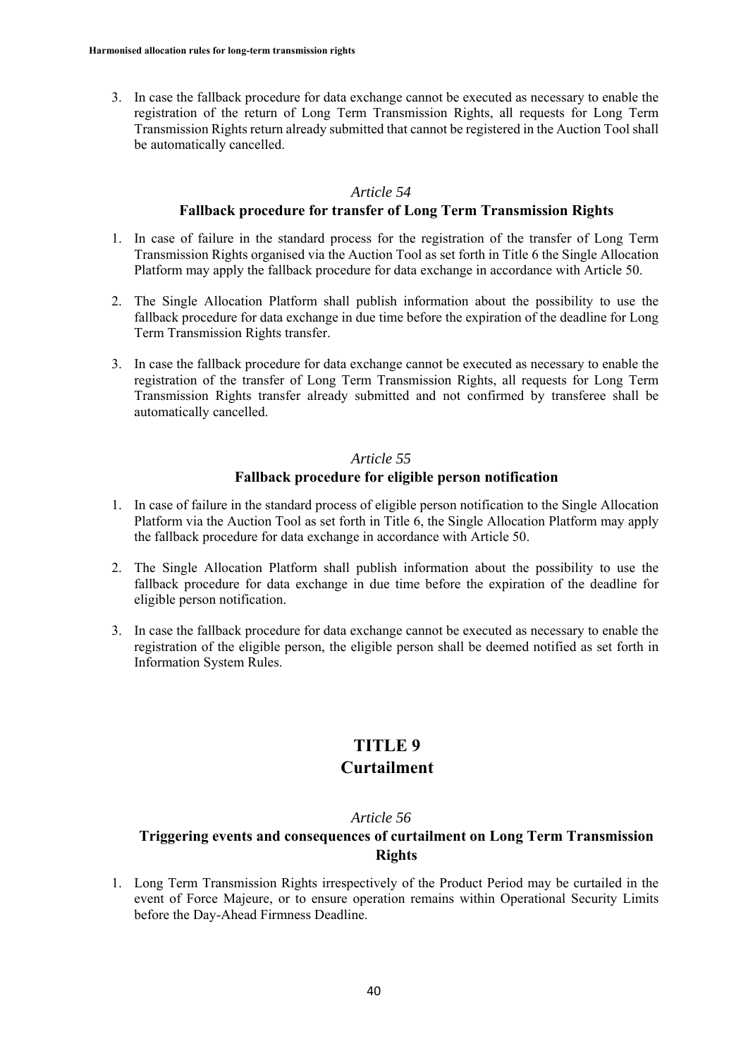3. In case the fallback procedure for data exchange cannot be executed as necessary to enable the registration of the return of Long Term Transmission Rights, all requests for Long Term Transmission Rights return already submitted that cannot be registered in the Auction Tool shall be automatically cancelled.

### *Article 54*
### Fallback procedure for transfer of Long Term Transmission Rights

1. In case of failure in the standard process for the registration of the transfer of Long Term Transmission Rights organised via the Auction Tool as set forth in Title 6 the Single Allocation Platform may apply the fallback procedure for data exchange in accordance with Article 50.

2. The Single Allocation Platform shall publish information about the possibility to use the fallback procedure for data exchange in due time before the expiration of the deadline for Long Term Transmission Rights transfer.

3. In case the fallback procedure for data exchange cannot be executed as necessary to enable the registration of the transfer of Long Term Transmission Rights, all requests for Long Term Transmission Rights transfer already submitted and not confirmed by transferee shall be automatically cancelled.

### *Article 55*
### Fallback procedure for eligible person notification

1. In case of failure in the standard process of eligible person notification to the Single Allocation Platform via the Auction Tool as set forth in Title 6, the Single Allocation Platform may apply the fallback procedure for data exchange in accordance with Article 50.

2. The Single Allocation Platform shall publish information about the possibility to use the fallback procedure for data exchange in due time before the expiration of the deadline for eligible person notification.

3. In case the fallback procedure for data exchange cannot be executed as necessary to enable the registration of the eligible person, the eligible person shall be deemed notified as set forth in Information System Rules.

# TITLE 9
# Curtailment

### *Article 56*
### Triggering events and consequences of curtailment on Long Term Transmission Rights

1. Long Term Transmission Rights irrespectively of the Product Period may be curtailed in the event of Force Majeure, or to ensure operation remains within Operational Security Limits before the Day-Ahead Firmness Deadline.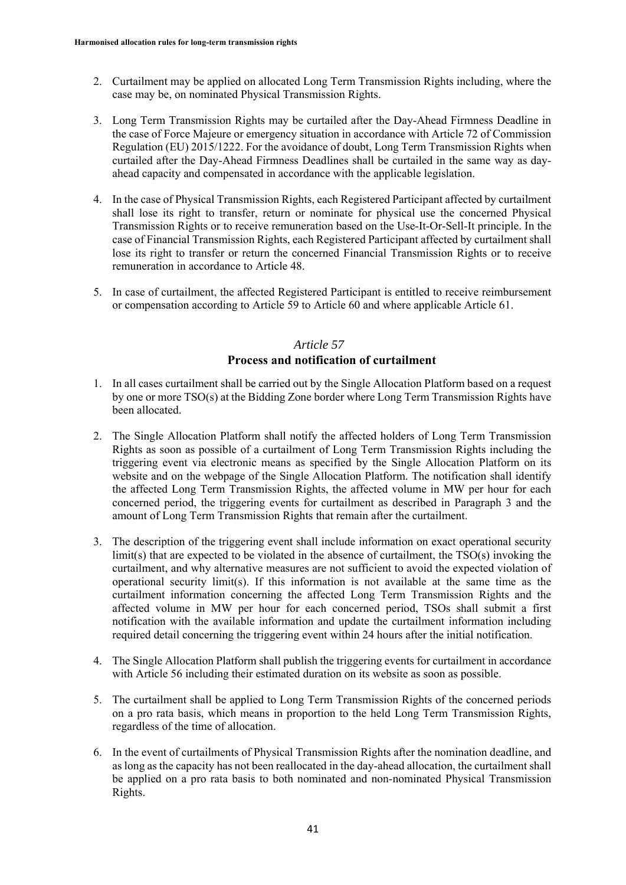2. Curtailment may be applied on allocated Long Term Transmission Rights including, where the case may be, on nominated Physical Transmission Rights.

3. Long Term Transmission Rights may be curtailed after the Day-Ahead Firmness Deadline in the case of Force Majeure or emergency situation in accordance with Article 72 of Commission Regulation (EU) 2015/1222. For the avoidance of doubt, Long Term Transmission Rights when curtailed after the Day-Ahead Firmness Deadlines shall be curtailed in the same way as day-ahead capacity and compensated in accordance with the applicable legislation.

4. In the case of Physical Transmission Rights, each Registered Participant affected by curtailment shall lose its right to transfer, return or nominate for physical use the concerned Physical Transmission Rights or to receive remuneration based on the Use-It-Or-Sell-It principle. In the case of Financial Transmission Rights, each Registered Participant affected by curtailment shall lose its right to transfer or return the concerned Financial Transmission Rights or to receive remuneration in accordance to Article 48.

5. In case of curtailment, the affected Registered Participant is entitled to receive reimbursement or compensation according to Article 59 to Article 60 and where applicable Article 61.

## *Article 57*
## Process and notification of curtailment

1. In all cases curtailment shall be carried out by the Single Allocation Platform based on a request by one or more TSO(s) at the Bidding Zone border where Long Term Transmission Rights have been allocated.

2. The Single Allocation Platform shall notify the affected holders of Long Term Transmission Rights as soon as possible of a curtailment of Long Term Transmission Rights including the triggering event via electronic means as specified by the Single Allocation Platform on its website and on the webpage of the Single Allocation Platform. The notification shall identify the affected Long Term Transmission Rights, the affected volume in MW per hour for each concerned period, the triggering events for curtailment as described in Paragraph 3 and the amount of Long Term Transmission Rights that remain after the curtailment.

3. The description of the triggering event shall include information on exact operational security limit(s) that are expected to be violated in the absence of curtailment, the TSO(s) invoking the curtailment, and why alternative measures are not sufficient to avoid the expected violation of operational security limit(s). If this information is not available at the same time as the curtailment information concerning the affected Long Term Transmission Rights and the affected volume in MW per hour for each concerned period, TSOs shall submit a first notification with the available information and update the curtailment information including required detail concerning the triggering event within 24 hours after the initial notification.

4. The Single Allocation Platform shall publish the triggering events for curtailment in accordance with Article 56 including their estimated duration on its website as soon as possible.

5. The curtailment shall be applied to Long Term Transmission Rights of the concerned periods on a pro rata basis, which means in proportion to the held Long Term Transmission Rights, regardless of the time of allocation.

6. In the event of curtailments of Physical Transmission Rights after the nomination deadline, and as long as the capacity has not been reallocated in the day-ahead allocation, the curtailment shall be applied on a pro rata basis to both nominated and non-nominated Physical Transmission Rights.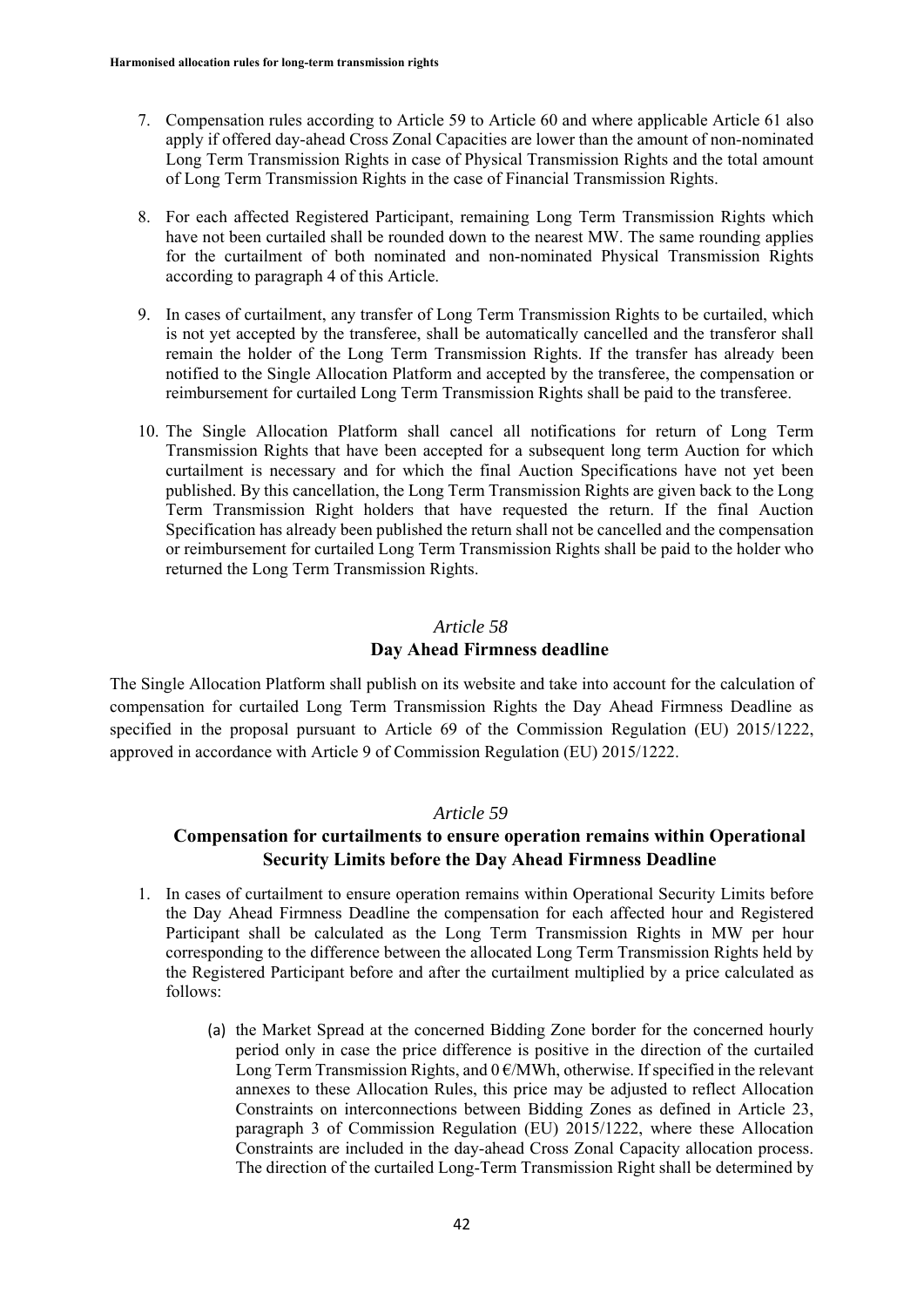7. Compensation rules according to Article 59 to Article 60 and where applicable Article 61 also apply if offered day-ahead Cross Zonal Capacities are lower than the amount of non-nominated Long Term Transmission Rights in case of Physical Transmission Rights and the total amount of Long Term Transmission Rights in the case of Financial Transmission Rights.

8. For each affected Registered Participant, remaining Long Term Transmission Rights which have not been curtailed shall be rounded down to the nearest MW. The same rounding applies for the curtailment of both nominated and non-nominated Physical Transmission Rights according to paragraph 4 of this Article.

9. In cases of curtailment, any transfer of Long Term Transmission Rights to be curtailed, which is not yet accepted by the transferee, shall be automatically cancelled and the transferor shall remain the holder of the Long Term Transmission Rights. If the transfer has already been notified to the Single Allocation Platform and accepted by the transferee, the compensation or reimbursement for curtailed Long Term Transmission Rights shall be paid to the transferee.

10. The Single Allocation Platform shall cancel all notifications for return of Long Term Transmission Rights that have been accepted for a subsequent long term Auction for which curtailment is necessary and for which the final Auction Specifications have not yet been published. By this cancellation, the Long Term Transmission Rights are given back to the Long Term Transmission Right holders that have requested the return. If the final Auction Specification has already been published the return shall not be cancelled and the compensation or reimbursement for curtailed Long Term Transmission Rights shall be paid to the holder who returned the Long Term Transmission Rights.

### *Article 58*
### Day Ahead Firmness deadline

The Single Allocation Platform shall publish on its website and take into account for the calculation of compensation for curtailed Long Term Transmission Rights the Day Ahead Firmness Deadline as specified in the proposal pursuant to Article 69 of the Commission Regulation (EU) 2015/1222, approved in accordance with Article 9 of Commission Regulation (EU) 2015/1222.

### *Article 59*
### Compensation for curtailments to ensure operation remains within Operational Security Limits before the Day Ahead Firmness Deadline

1. In cases of curtailment to ensure operation remains within Operational Security Limits before the Day Ahead Firmness Deadline the compensation for each affected hour and Registered Participant shall be calculated as the Long Term Transmission Rights in MW per hour corresponding to the difference between the allocated Long Term Transmission Rights held by the Registered Participant before and after the curtailment multiplied by a price calculated as follows:

   (a) the Market Spread at the concerned Bidding Zone border for the concerned hourly period only in case the price difference is positive in the direction of the curtailed Long Term Transmission Rights, and 0 €/MWh, otherwise. If specified in the relevant annexes to these Allocation Rules, this price may be adjusted to reflect Allocation Constraints on interconnections between Bidding Zones as defined in Article 23, paragraph 3 of Commission Regulation (EU) 2015/1222, where these Allocation Constraints are included in the day-ahead Cross Zonal Capacity allocation process. The direction of the curtailed Long-Term Transmission Right shall be determined by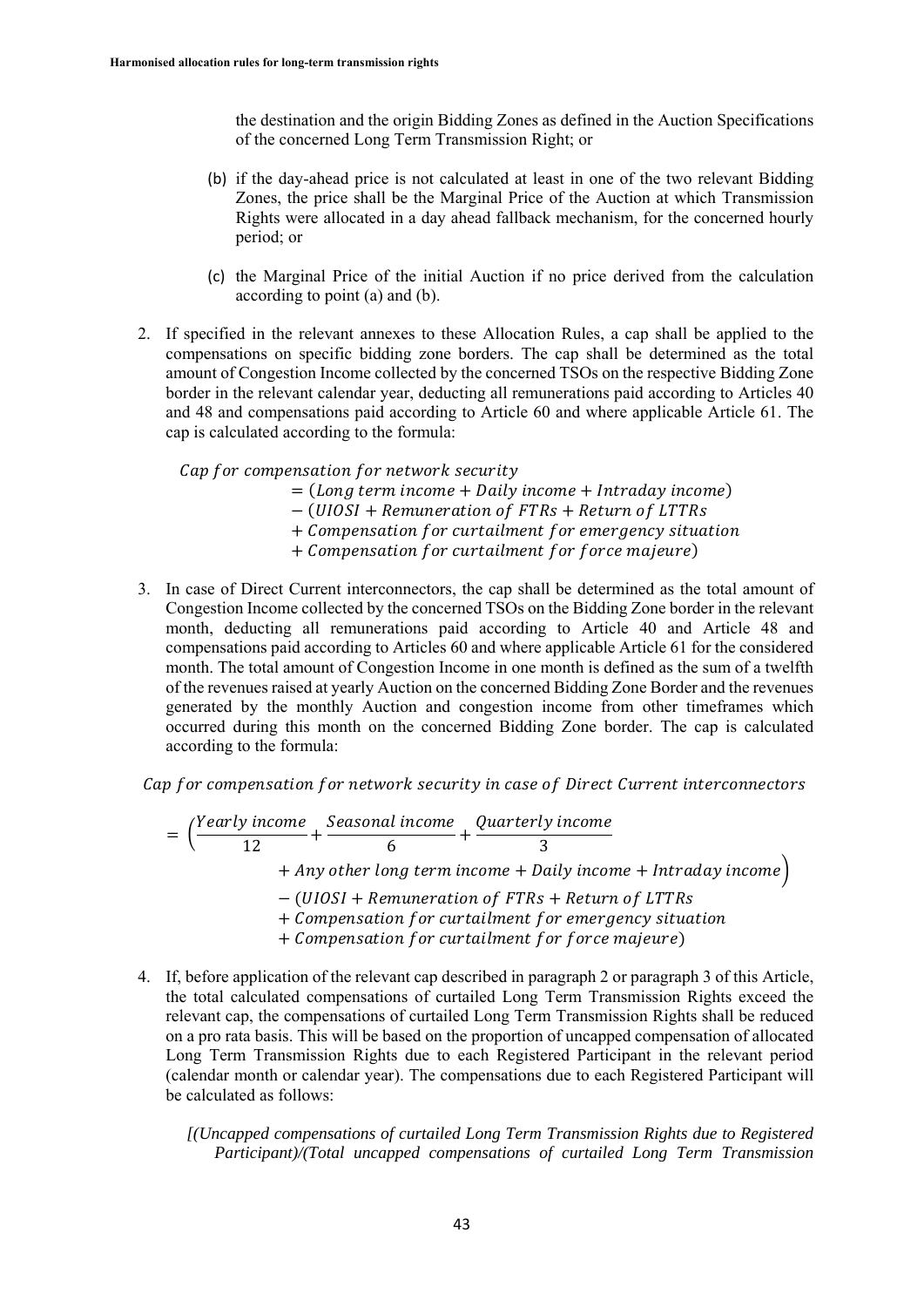the destination and the origin Bidding Zones as defined in the Auction Specifications of the concerned Long Term Transmission Right; or

(b) if the day-ahead price is not calculated at least in one of the two relevant Bidding Zones, the price shall be the Marginal Price of the Auction at which Transmission Rights were allocated in a day ahead fallback mechanism, for the concerned hourly period; or

(c) the Marginal Price of the initial Auction if no price derived from the calculation according to point (a) and (b).

2. If specified in the relevant annexes to these Allocation Rules, a cap shall be applied to the compensations on specific bidding zone borders. The cap shall be determined as the total amount of Congestion Income collected by the concerned TSOs on the respective Bidding Zone border in the relevant calendar year, deducting all remunerations paid according to Articles 40 and 48 and compensations paid according to Article 60 and where applicable Article 61. The cap is calculated according to the formula:

$$
\begin{aligned}
&Cap\ for\ compensation\ for\ network\ security \\
&\quad = (Long\ term\ income + Daily\ income + Intraday\ income) \\
&\quad - (UIOSI + Remuneration\ of\ FTRs + Return\ of\ LTTRs \\
&\quad + Compensation\ for\ curtailment\ for\ emergency\ situation \\
&\quad + Compensation\ for\ curtailment\ for\ force\ majeure)
\end{aligned}
$$

3. In case of Direct Current interconnectors, the cap shall be determined as the total amount of Congestion Income collected by the concerned TSOs on the Bidding Zone border in the relevant month, deducting all remunerations paid according to Article 40 and Article 48 and compensations paid according to Articles 60 and where applicable Article 61 for the considered month. The total amount of Congestion Income in one month is defined as the sum of a twelfth of the revenues raised at yearly Auction on the concerned Bidding Zone Border and the revenues generated by the monthly Auction and congestion income from other timeframes which occurred during this month on the concerned Bidding Zone border. The cap is calculated according to the formula:

$$
\begin{aligned}
&Cap\ for\ compensation\ for\ network\ security\ in\ case\ of\ Direct\ Current\ interconnectors \\
&= \Big(\frac{Yearly\ income}{12} + \frac{Seasonal\ income}{6} + \frac{Quarterly\ income}{3} \\
&\quad + Any\ other\ long\ term\ income + Daily\ income + Intraday\ income\Big) \\
&\quad - (UIOSI + Remuneration\ of\ FTRs + Return\ of\ LTTRs \\
&\quad + Compensation\ for\ curtailment\ for\ emergency\ situation \\
&\quad + Compensation\ for\ curtailment\ for\ force\ majeure)
\end{aligned}
$$

4. If, before application of the relevant cap described in paragraph 2 or paragraph 3 of this Article, the total calculated compensations of curtailed Long Term Transmission Rights exceed the relevant cap, the compensations of curtailed Long Term Transmission Rights shall be reduced on a pro rata basis. This will be based on the proportion of uncapped compensation of allocated Long Term Transmission Rights due to each Registered Participant in the relevant period (calendar month or calendar year). The compensations due to each Registered Participant will be calculated as follows:

*[(Uncapped compensations of curtailed Long Term Transmission Rights due to Registered Participant)/(Total uncapped compensations of curtailed Long Term Transmission*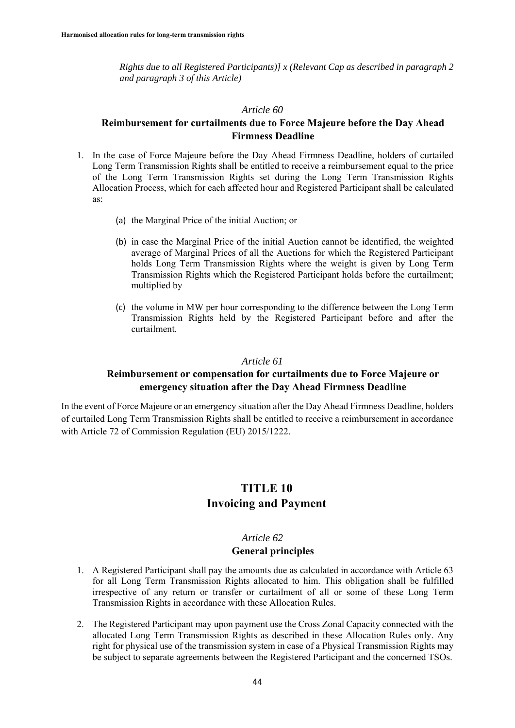*Rights due to all Registered Participants)] x (Relevant Cap as described in paragraph 2 and paragraph 3 of this Article)*

### *Article 60*

### Reimbursement for curtailments due to Force Majeure before the Day Ahead Firmness Deadline

1. In the case of Force Majeure before the Day Ahead Firmness Deadline, holders of curtailed Long Term Transmission Rights shall be entitled to receive a reimbursement equal to the price of the Long Term Transmission Rights set during the Long Term Transmission Rights Allocation Process, which for each affected hour and Registered Participant shall be calculated as:

   (a) the Marginal Price of the initial Auction; or

   (b) in case the Marginal Price of the initial Auction cannot be identified, the weighted average of Marginal Prices of all the Auctions for which the Registered Participant holds Long Term Transmission Rights where the weight is given by Long Term Transmission Rights which the Registered Participant holds before the curtailment; multiplied by

   (c) the volume in MW per hour corresponding to the difference between the Long Term Transmission Rights held by the Registered Participant before and after the curtailment.

### *Article 61*

### Reimbursement or compensation for curtailments due to Force Majeure or emergency situation after the Day Ahead Firmness Deadline

In the event of Force Majeure or an emergency situation after the Day Ahead Firmness Deadline, holders of curtailed Long Term Transmission Rights shall be entitled to receive a reimbursement in accordance with Article 72 of Commission Regulation (EU) 2015/1222.

## TITLE 10
## Invoicing and Payment

### *Article 62*

### General principles

1. A Registered Participant shall pay the amounts due as calculated in accordance with Article 63 for all Long Term Transmission Rights allocated to him. This obligation shall be fulfilled irrespective of any return or transfer or curtailment of all or some of these Long Term Transmission Rights in accordance with these Allocation Rules.

2. The Registered Participant may upon payment use the Cross Zonal Capacity connected with the allocated Long Term Transmission Rights as described in these Allocation Rules only. Any right for physical use of the transmission system in case of a Physical Transmission Rights may be subject to separate agreements between the Registered Participant and the concerned TSOs.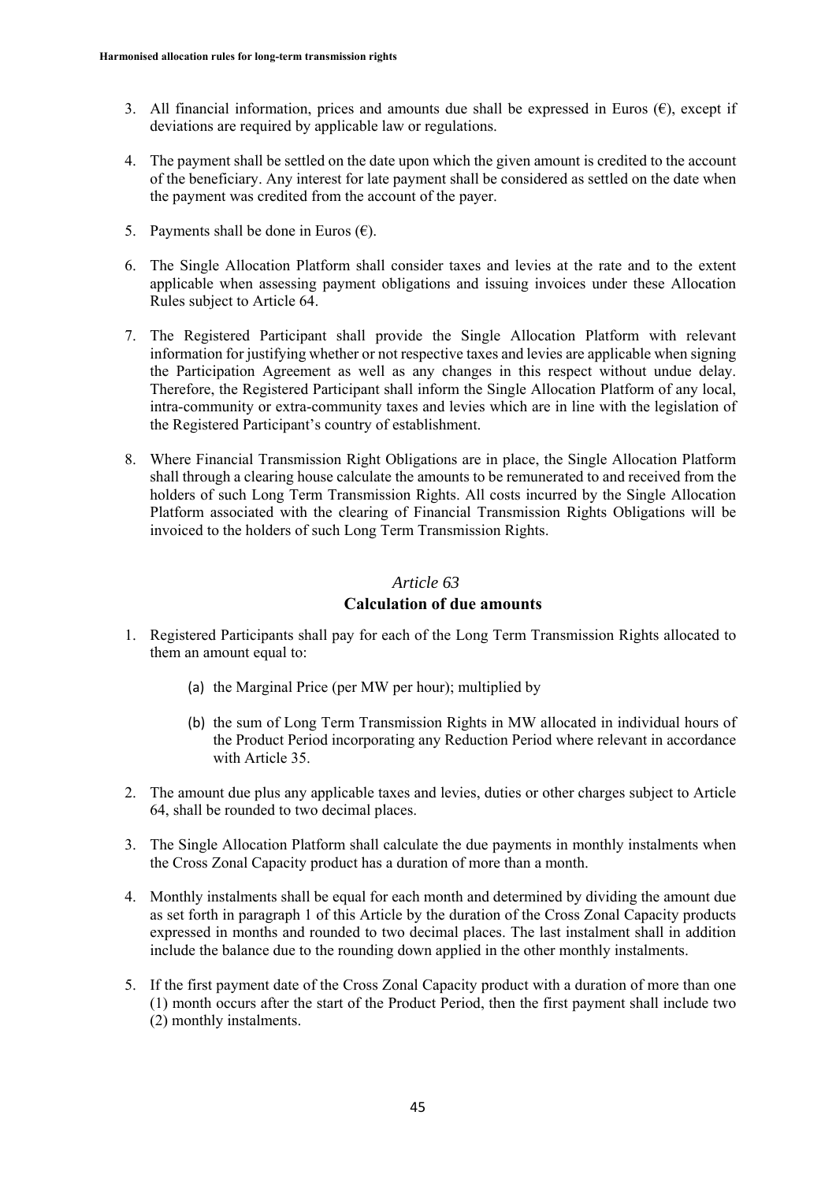3. All financial information, prices and amounts due shall be expressed in Euros (€), except if deviations are required by applicable law or regulations.

4. The payment shall be settled on the date upon which the given amount is credited to the account of the beneficiary. Any interest for late payment shall be considered as settled on the date when the payment was credited from the account of the payer.

5. Payments shall be done in Euros (€).

6. The Single Allocation Platform shall consider taxes and levies at the rate and to the extent applicable when assessing payment obligations and issuing invoices under these Allocation Rules subject to Article 64.

7. The Registered Participant shall provide the Single Allocation Platform with relevant information for justifying whether or not respective taxes and levies are applicable when signing the Participation Agreement as well as any changes in this respect without undue delay. Therefore, the Registered Participant shall inform the Single Allocation Platform of any local, intra-community or extra-community taxes and levies which are in line with the legislation of the Registered Participant's country of establishment.

8. Where Financial Transmission Right Obligations are in place, the Single Allocation Platform shall through a clearing house calculate the amounts to be remunerated to and received from the holders of such Long Term Transmission Rights. All costs incurred by the Single Allocation Platform associated with the clearing of Financial Transmission Rights Obligations will be invoiced to the holders of such Long Term Transmission Rights.

## *Article 63*
## Calculation of due amounts

1. Registered Participants shall pay for each of the Long Term Transmission Rights allocated to them an amount equal to:

   (a) the Marginal Price (per MW per hour); multiplied by

   (b) the sum of Long Term Transmission Rights in MW allocated in individual hours of the Product Period incorporating any Reduction Period where relevant in accordance with Article 35.

2. The amount due plus any applicable taxes and levies, duties or other charges subject to Article 64, shall be rounded to two decimal places.

3. The Single Allocation Platform shall calculate the due payments in monthly instalments when the Cross Zonal Capacity product has a duration of more than a month.

4. Monthly instalments shall be equal for each month and determined by dividing the amount due as set forth in paragraph 1 of this Article by the duration of the Cross Zonal Capacity products expressed in months and rounded to two decimal places. The last instalment shall in addition include the balance due to the rounding down applied in the other monthly instalments.

5. If the first payment date of the Cross Zonal Capacity product with a duration of more than one (1) month occurs after the start of the Product Period, then the first payment shall include two (2) monthly instalments.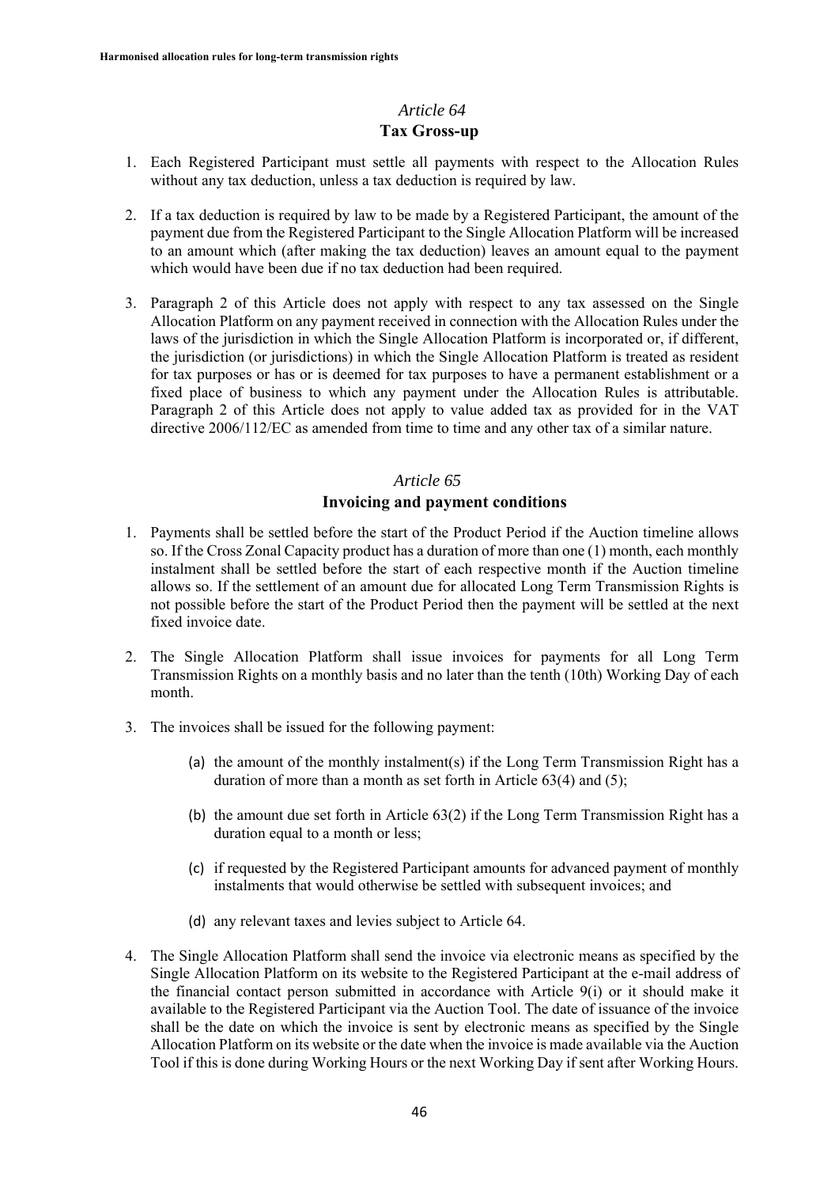### *Article 64*
### Tax Gross-up

1. Each Registered Participant must settle all payments with respect to the Allocation Rules without any tax deduction, unless a tax deduction is required by law.

2. If a tax deduction is required by law to be made by a Registered Participant, the amount of the payment due from the Registered Participant to the Single Allocation Platform will be increased to an amount which (after making the tax deduction) leaves an amount equal to the payment which would have been due if no tax deduction had been required.

3. Paragraph 2 of this Article does not apply with respect to any tax assessed on the Single Allocation Platform on any payment received in connection with the Allocation Rules under the laws of the jurisdiction in which the Single Allocation Platform is incorporated or, if different, the jurisdiction (or jurisdictions) in which the Single Allocation Platform is treated as resident for tax purposes or has or is deemed for tax purposes to have a permanent establishment or a fixed place of business to which any payment under the Allocation Rules is attributable. Paragraph 2 of this Article does not apply to value added tax as provided for in the VAT directive 2006/112/EC as amended from time to time and any other tax of a similar nature.

### *Article 65*
### Invoicing and payment conditions

1. Payments shall be settled before the start of the Product Period if the Auction timeline allows so. If the Cross Zonal Capacity product has a duration of more than one (1) month, each monthly instalment shall be settled before the start of each respective month if the Auction timeline allows so. If the settlement of an amount due for allocated Long Term Transmission Rights is not possible before the start of the Product Period then the payment will be settled at the next fixed invoice date.

2. The Single Allocation Platform shall issue invoices for payments for all Long Term Transmission Rights on a monthly basis and no later than the tenth (10th) Working Day of each month.

3. The invoices shall be issued for the following payment:

    (a) the amount of the monthly instalment(s) if the Long Term Transmission Right has a duration of more than a month as set forth in Article 63(4) and (5);

    (b) the amount due set forth in Article 63(2) if the Long Term Transmission Right has a duration equal to a month or less;

    (c) if requested by the Registered Participant amounts for advanced payment of monthly instalments that would otherwise be settled with subsequent invoices; and

    (d) any relevant taxes and levies subject to Article 64.

4. The Single Allocation Platform shall send the invoice via electronic means as specified by the Single Allocation Platform on its website to the Registered Participant at the e-mail address of the financial contact person submitted in accordance with Article 9(i) or it should make it available to the Registered Participant via the Auction Tool. The date of issuance of the invoice shall be the date on which the invoice is sent by electronic means as specified by the Single Allocation Platform on its website or the date when the invoice is made available via the Auction Tool if this is done during Working Hours or the next Working Day if sent after Working Hours.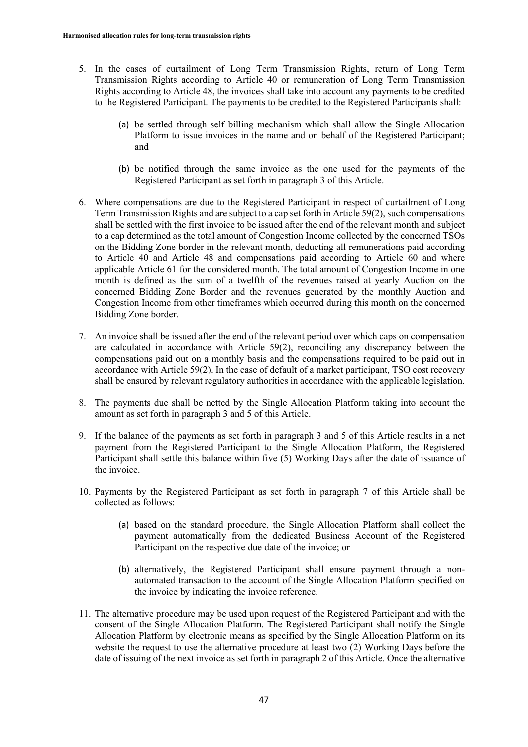5. In the cases of curtailment of Long Term Transmission Rights, return of Long Term Transmission Rights according to Article 40 or remuneration of Long Term Transmission Rights according to Article 48, the invoices shall take into account any payments to be credited to the Registered Participant. The payments to be credited to the Registered Participants shall:

   (a) be settled through self billing mechanism which shall allow the Single Allocation Platform to issue invoices in the name and on behalf of the Registered Participant; and

   (b) be notified through the same invoice as the one used for the payments of the Registered Participant as set forth in paragraph 3 of this Article.

6. Where compensations are due to the Registered Participant in respect of curtailment of Long Term Transmission Rights and are subject to a cap set forth in Article 59(2), such compensations shall be settled with the first invoice to be issued after the end of the relevant month and subject to a cap determined as the total amount of Congestion Income collected by the concerned TSOs on the Bidding Zone border in the relevant month, deducting all remunerations paid according to Article 40 and Article 48 and compensations paid according to Article 60 and where applicable Article 61 for the considered month. The total amount of Congestion Income in one month is defined as the sum of a twelfth of the revenues raised at yearly Auction on the concerned Bidding Zone Border and the revenues generated by the monthly Auction and Congestion Income from other timeframes which occurred during this month on the concerned Bidding Zone border.

7. An invoice shall be issued after the end of the relevant period over which caps on compensation are calculated in accordance with Article 59(2), reconciling any discrepancy between the compensations paid out on a monthly basis and the compensations required to be paid out in accordance with Article 59(2). In the case of default of a market participant, TSO cost recovery shall be ensured by relevant regulatory authorities in accordance with the applicable legislation.

8. The payments due shall be netted by the Single Allocation Platform taking into account the amount as set forth in paragraph 3 and 5 of this Article.

9. If the balance of the payments as set forth in paragraph 3 and 5 of this Article results in a net payment from the Registered Participant to the Single Allocation Platform, the Registered Participant shall settle this balance within five (5) Working Days after the date of issuance of the invoice.

10. Payments by the Registered Participant as set forth in paragraph 7 of this Article shall be collected as follows:

    (a) based on the standard procedure, the Single Allocation Platform shall collect the payment automatically from the dedicated Business Account of the Registered Participant on the respective due date of the invoice; or

    (b) alternatively, the Registered Participant shall ensure payment through a non-automated transaction to the account of the Single Allocation Platform specified on the invoice by indicating the invoice reference.

11. The alternative procedure may be used upon request of the Registered Participant and with the consent of the Single Allocation Platform. The Registered Participant shall notify the Single Allocation Platform by electronic means as specified by the Single Allocation Platform on its website the request to use the alternative procedure at least two (2) Working Days before the date of issuing of the next invoice as set forth in paragraph 2 of this Article. Once the alternative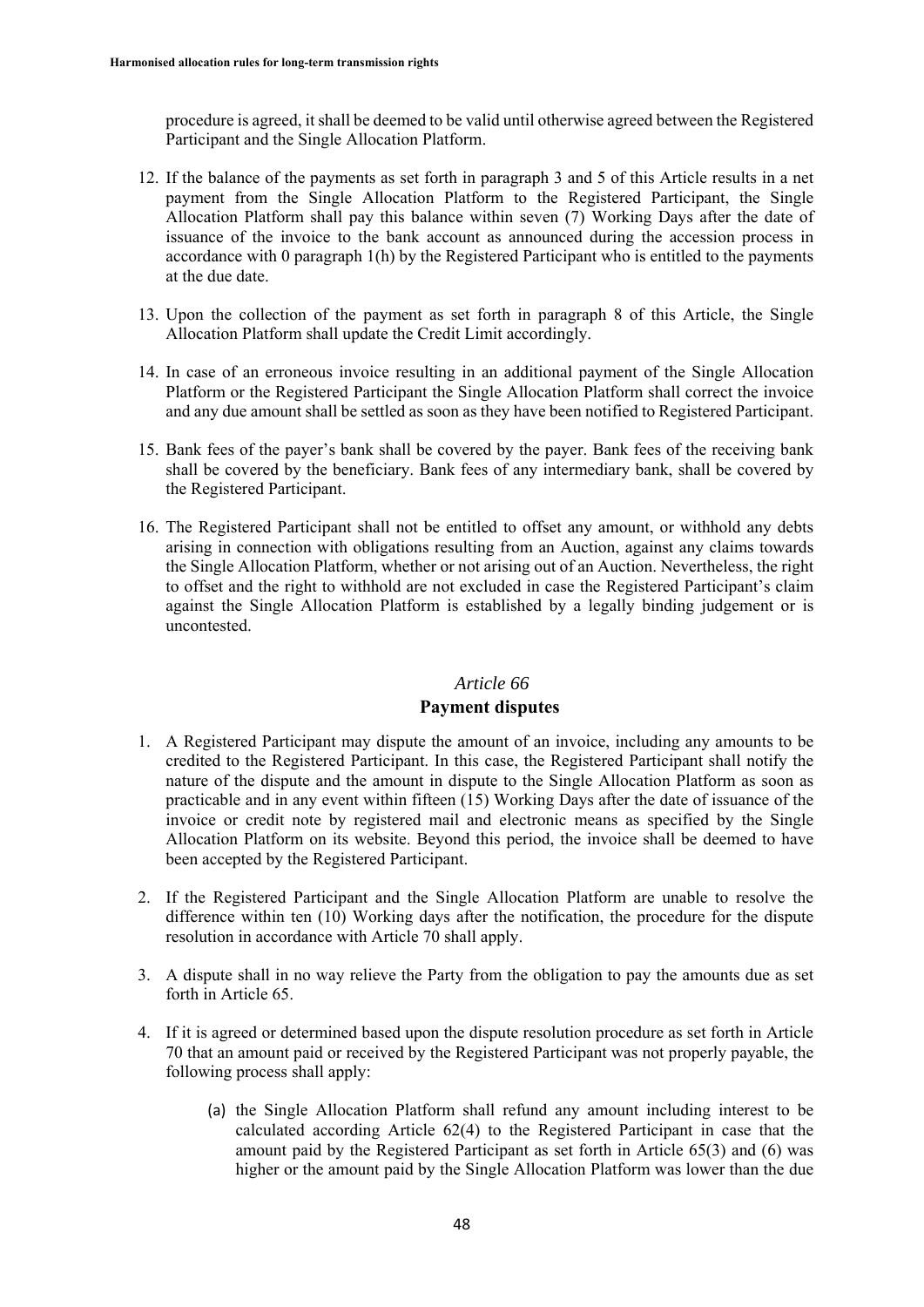procedure is agreed, it shall be deemed to be valid until otherwise agreed between the Registered Participant and the Single Allocation Platform.

12. If the balance of the payments as set forth in paragraph 3 and 5 of this Article results in a net payment from the Single Allocation Platform to the Registered Participant, the Single Allocation Platform shall pay this balance within seven (7) Working Days after the date of issuance of the invoice to the bank account as announced during the accession process in accordance with 0 paragraph 1(h) by the Registered Participant who is entitled to the payments at the due date.

13. Upon the collection of the payment as set forth in paragraph 8 of this Article, the Single Allocation Platform shall update the Credit Limit accordingly.

14. In case of an erroneous invoice resulting in an additional payment of the Single Allocation Platform or the Registered Participant the Single Allocation Platform shall correct the invoice and any due amount shall be settled as soon as they have been notified to Registered Participant.

15. Bank fees of the payer's bank shall be covered by the payer. Bank fees of the receiving bank shall be covered by the beneficiary. Bank fees of any intermediary bank, shall be covered by the Registered Participant.

16. The Registered Participant shall not be entitled to offset any amount, or withhold any debts arising in connection with obligations resulting from an Auction, against any claims towards the Single Allocation Platform, whether or not arising out of an Auction. Nevertheless, the right to offset and the right to withhold are not excluded in case the Registered Participant's claim against the Single Allocation Platform is established by a legally binding judgement or is uncontested.

## *Article 66*
## Payment disputes

1. A Registered Participant may dispute the amount of an invoice, including any amounts to be credited to the Registered Participant. In this case, the Registered Participant shall notify the nature of the dispute and the amount in dispute to the Single Allocation Platform as soon as practicable and in any event within fifteen (15) Working Days after the date of issuance of the invoice or credit note by registered mail and electronic means as specified by the Single Allocation Platform on its website. Beyond this period, the invoice shall be deemed to have been accepted by the Registered Participant.

2. If the Registered Participant and the Single Allocation Platform are unable to resolve the difference within ten (10) Working days after the notification, the procedure for the dispute resolution in accordance with Article 70 shall apply.

3. A dispute shall in no way relieve the Party from the obligation to pay the amounts due as set forth in Article 65.

4. If it is agreed or determined based upon the dispute resolution procedure as set forth in Article 70 that an amount paid or received by the Registered Participant was not properly payable, the following process shall apply:

    (a) the Single Allocation Platform shall refund any amount including interest to be calculated according Article 62(4) to the Registered Participant in case that the amount paid by the Registered Participant as set forth in Article 65(3) and (6) was higher or the amount paid by the Single Allocation Platform was lower than the due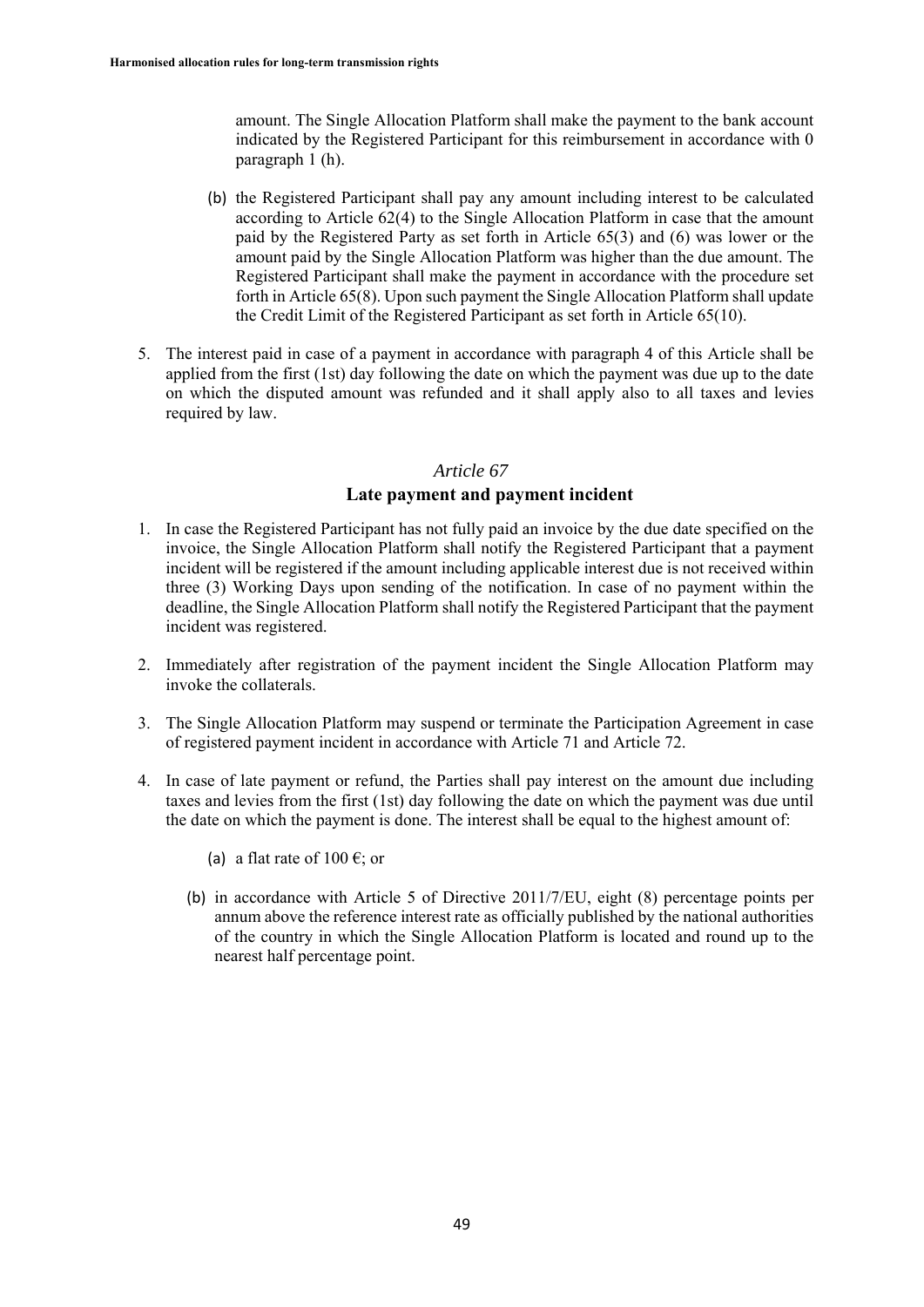amount. The Single Allocation Platform shall make the payment to the bank account indicated by the Registered Participant for this reimbursement in accordance with 0 paragraph 1 (h).

(b) the Registered Participant shall pay any amount including interest to be calculated according to Article 62(4) to the Single Allocation Platform in case that the amount paid by the Registered Party as set forth in Article 65(3) and (6) was lower or the amount paid by the Single Allocation Platform was higher than the due amount. The Registered Participant shall make the payment in accordance with the procedure set forth in Article 65(8). Upon such payment the Single Allocation Platform shall update the Credit Limit of the Registered Participant as set forth in Article 65(10).

5. The interest paid in case of a payment in accordance with paragraph 4 of this Article shall be applied from the first (1st) day following the date on which the payment was due up to the date on which the disputed amount was refunded and it shall apply also to all taxes and levies required by law.

## *Article 67*
## Late payment and payment incident

1. In case the Registered Participant has not fully paid an invoice by the due date specified on the invoice, the Single Allocation Platform shall notify the Registered Participant that a payment incident will be registered if the amount including applicable interest due is not received within three (3) Working Days upon sending of the notification. In case of no payment within the deadline, the Single Allocation Platform shall notify the Registered Participant that the payment incident was registered.

2. Immediately after registration of the payment incident the Single Allocation Platform may invoke the collaterals.

3. The Single Allocation Platform may suspend or terminate the Participation Agreement in case of registered payment incident in accordance with Article 71 and Article 72.

4. In case of late payment or refund, the Parties shall pay interest on the amount due including taxes and levies from the first (1st) day following the date on which the payment was due until the date on which the payment is done. The interest shall be equal to the highest amount of:

   (a) a flat rate of 100 €; or

   (b) in accordance with Article 5 of Directive 2011/7/EU, eight (8) percentage points per annum above the reference interest rate as officially published by the national authorities of the country in which the Single Allocation Platform is located and round up to the nearest half percentage point.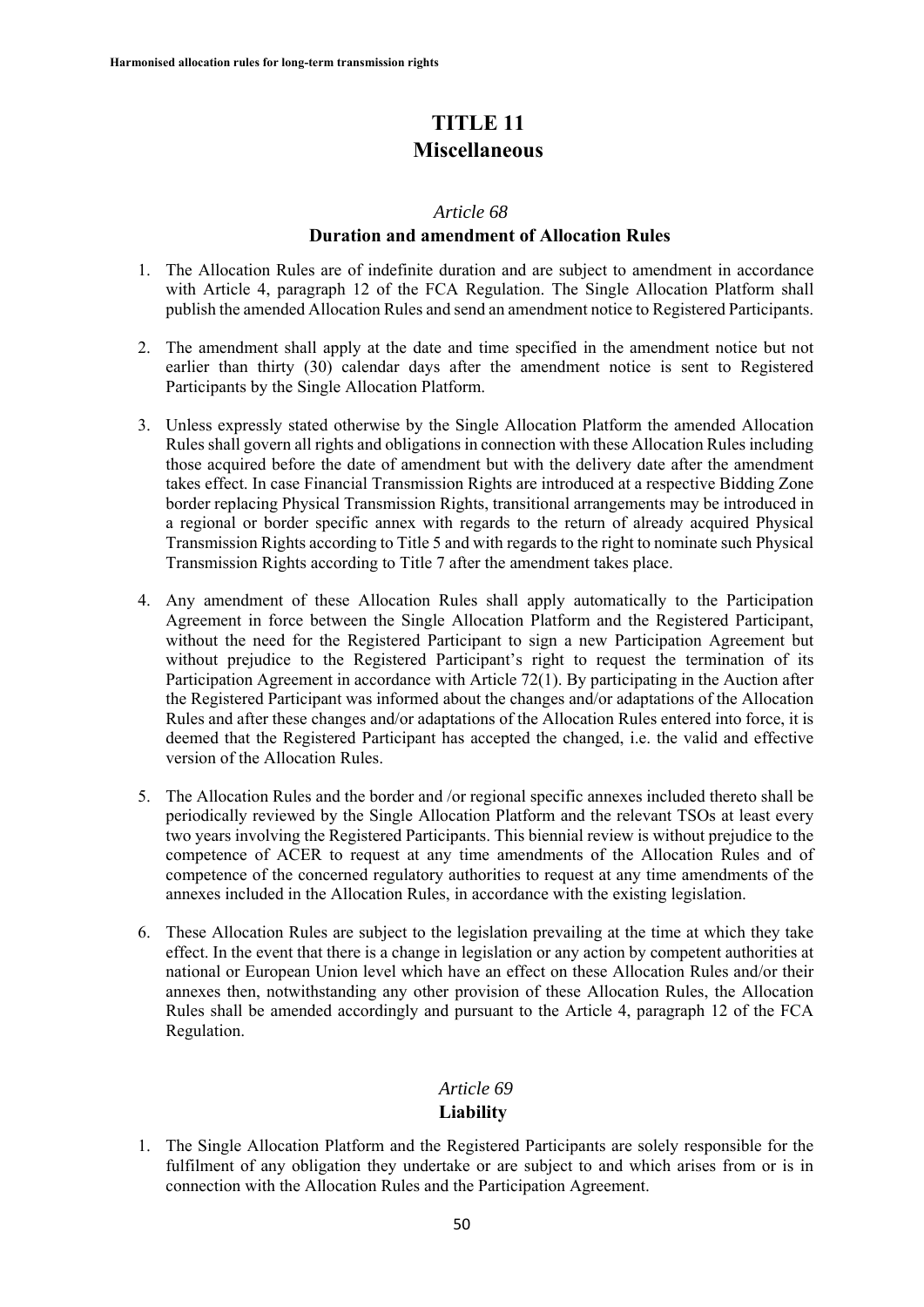# TITLE 11
# Miscellaneous

### *Article 68*
### Duration and amendment of Allocation Rules

1. The Allocation Rules are of indefinite duration and are subject to amendment in accordance with Article 4, paragraph 12 of the FCA Regulation. The Single Allocation Platform shall publish the amended Allocation Rules and send an amendment notice to Registered Participants.

2. The amendment shall apply at the date and time specified in the amendment notice but not earlier than thirty (30) calendar days after the amendment notice is sent to Registered Participants by the Single Allocation Platform.

3. Unless expressly stated otherwise by the Single Allocation Platform the amended Allocation Rules shall govern all rights and obligations in connection with these Allocation Rules including those acquired before the date of amendment but with the delivery date after the amendment takes effect. In case Financial Transmission Rights are introduced at a respective Bidding Zone border replacing Physical Transmission Rights, transitional arrangements may be introduced in a regional or border specific annex with regards to the return of already acquired Physical Transmission Rights according to Title 5 and with regards to the right to nominate such Physical Transmission Rights according to Title 7 after the amendment takes place.

4. Any amendment of these Allocation Rules shall apply automatically to the Participation Agreement in force between the Single Allocation Platform and the Registered Participant, without the need for the Registered Participant to sign a new Participation Agreement but without prejudice to the Registered Participant's right to request the termination of its Participation Agreement in accordance with Article 72(1). By participating in the Auction after the Registered Participant was informed about the changes and/or adaptations of the Allocation Rules and after these changes and/or adaptations of the Allocation Rules entered into force, it is deemed that the Registered Participant has accepted the changed, i.e. the valid and effective version of the Allocation Rules.

5. The Allocation Rules and the border and /or regional specific annexes included thereto shall be periodically reviewed by the Single Allocation Platform and the relevant TSOs at least every two years involving the Registered Participants. This biennial review is without prejudice to the competence of ACER to request at any time amendments of the Allocation Rules and of competence of the concerned regulatory authorities to request at any time amendments of the annexes included in the Allocation Rules, in accordance with the existing legislation.

6. These Allocation Rules are subject to the legislation prevailing at the time at which they take effect. In the event that there is a change in legislation or any action by competent authorities at national or European Union level which have an effect on these Allocation Rules and/or their annexes then, notwithstanding any other provision of these Allocation Rules, the Allocation Rules shall be amended accordingly and pursuant to the Article 4, paragraph 12 of the FCA Regulation.

### *Article 69*
### Liability

1. The Single Allocation Platform and the Registered Participants are solely responsible for the fulfilment of any obligation they undertake or are subject to and which arises from or is in connection with the Allocation Rules and the Participation Agreement.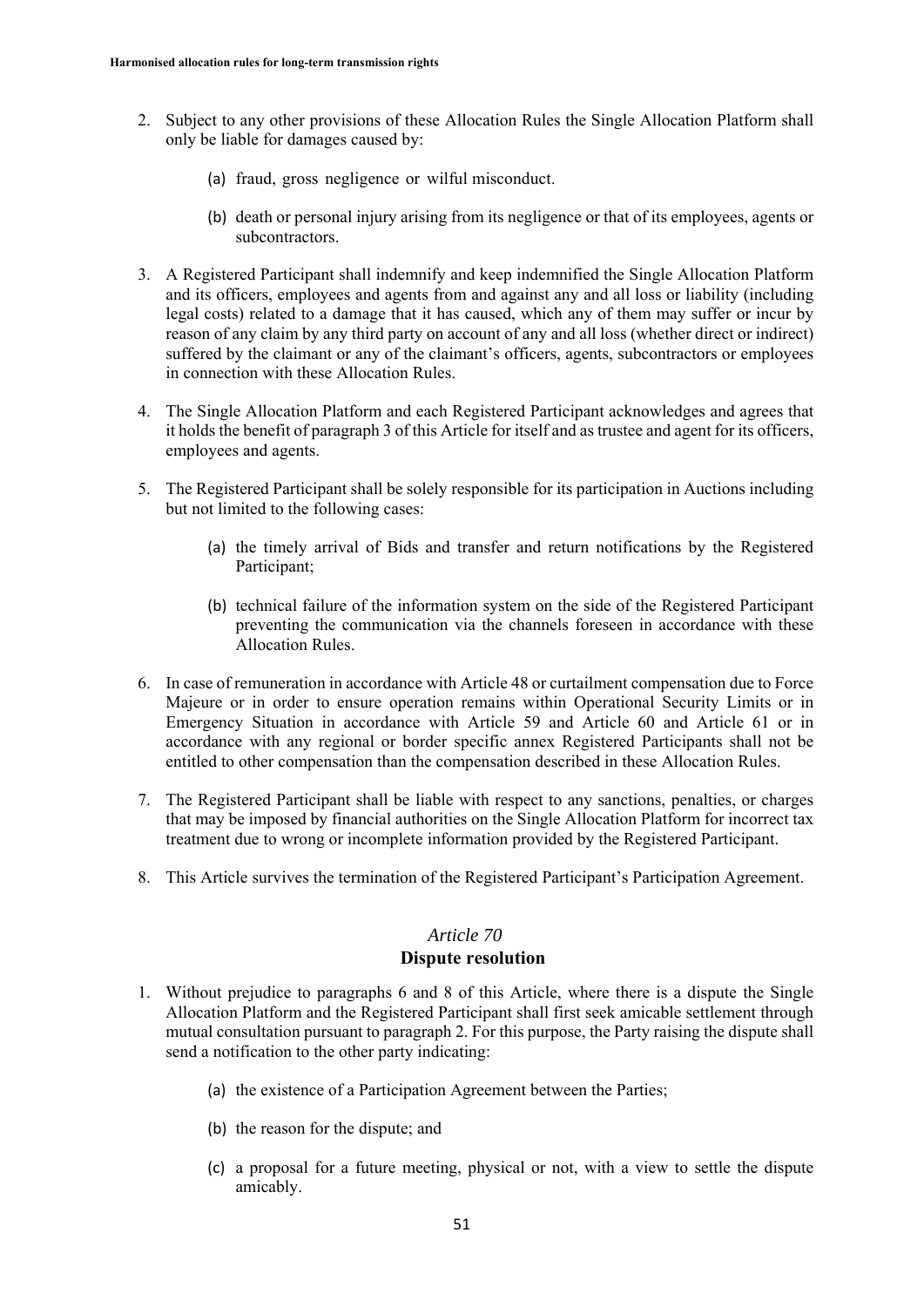2. Subject to any other provisions of these Allocation Rules the Single Allocation Platform shall only be liable for damages caused by:

   (a) fraud, gross negligence or wilful misconduct.

   (b) death or personal injury arising from its negligence or that of its employees, agents or subcontractors.

3. A Registered Participant shall indemnify and keep indemnified the Single Allocation Platform and its officers, employees and agents from and against any and all loss or liability (including legal costs) related to a damage that it has caused, which any of them may suffer or incur by reason of any claim by any third party on account of any and all loss (whether direct or indirect) suffered by the claimant or any of the claimant's officers, agents, subcontractors or employees in connection with these Allocation Rules.

4. The Single Allocation Platform and each Registered Participant acknowledges and agrees that it holds the benefit of paragraph 3 of this Article for itself and as trustee and agent for its officers, employees and agents.

5. The Registered Participant shall be solely responsible for its participation in Auctions including but not limited to the following cases:

   (a) the timely arrival of Bids and transfer and return notifications by the Registered Participant;

   (b) technical failure of the information system on the side of the Registered Participant preventing the communication via the channels foreseen in accordance with these Allocation Rules.

6. In case of remuneration in accordance with Article 48 or curtailment compensation due to Force Majeure or in order to ensure operation remains within Operational Security Limits or in Emergency Situation in accordance with Article 59 and Article 60 and Article 61 or in accordance with any regional or border specific annex Registered Participants shall not be entitled to other compensation than the compensation described in these Allocation Rules.

7. The Registered Participant shall be liable with respect to any sanctions, penalties, or charges that may be imposed by financial authorities on the Single Allocation Platform for incorrect tax treatment due to wrong or incomplete information provided by the Registered Participant.

8. This Article survives the termination of the Registered Participant's Participation Agreement.

## *Article 70*
## Dispute resolution

1. Without prejudice to paragraphs 6 and 8 of this Article, where there is a dispute the Single Allocation Platform and the Registered Participant shall first seek amicable settlement through mutual consultation pursuant to paragraph 2. For this purpose, the Party raising the dispute shall send a notification to the other party indicating:

   (a) the existence of a Participation Agreement between the Parties;

   (b) the reason for the dispute; and

   (c) a proposal for a future meeting, physical or not, with a view to settle the dispute amicably.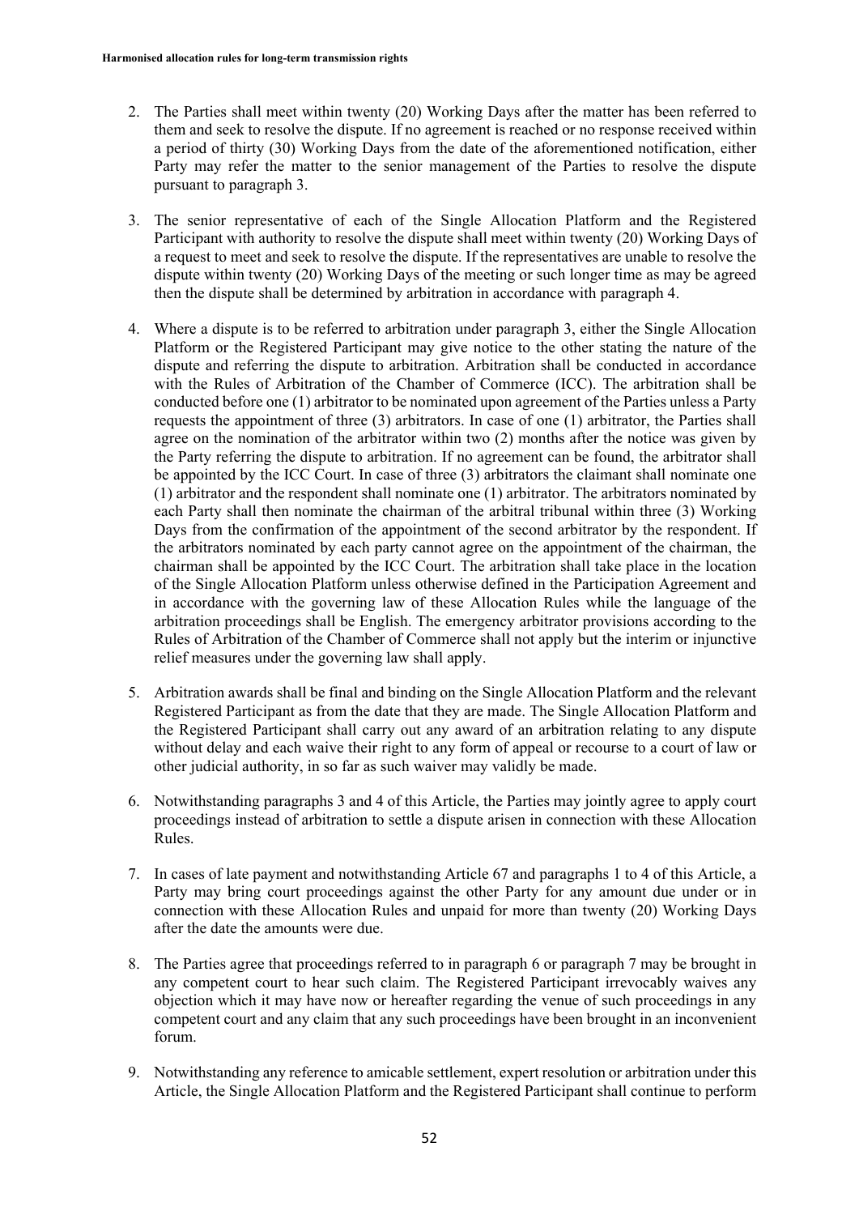2. The Parties shall meet within twenty (20) Working Days after the matter has been referred to them and seek to resolve the dispute. If no agreement is reached or no response received within a period of thirty (30) Working Days from the date of the aforementioned notification, either Party may refer the matter to the senior management of the Parties to resolve the dispute pursuant to paragraph 3.

3. The senior representative of each of the Single Allocation Platform and the Registered Participant with authority to resolve the dispute shall meet within twenty (20) Working Days of a request to meet and seek to resolve the dispute. If the representatives are unable to resolve the dispute within twenty (20) Working Days of the meeting or such longer time as may be agreed then the dispute shall be determined by arbitration in accordance with paragraph 4.

4. Where a dispute is to be referred to arbitration under paragraph 3, either the Single Allocation Platform or the Registered Participant may give notice to the other stating the nature of the dispute and referring the dispute to arbitration. Arbitration shall be conducted in accordance with the Rules of Arbitration of the Chamber of Commerce (ICC). The arbitration shall be conducted before one (1) arbitrator to be nominated upon agreement of the Parties unless a Party requests the appointment of three (3) arbitrators. In case of one (1) arbitrator, the Parties shall agree on the nomination of the arbitrator within two (2) months after the notice was given by the Party referring the dispute to arbitration. If no agreement can be found, the arbitrator shall be appointed by the ICC Court. In case of three (3) arbitrators the claimant shall nominate one (1) arbitrator and the respondent shall nominate one (1) arbitrator. The arbitrators nominated by each Party shall then nominate the chairman of the arbitral tribunal within three (3) Working Days from the confirmation of the appointment of the second arbitrator by the respondent. If the arbitrators nominated by each party cannot agree on the appointment of the chairman, the chairman shall be appointed by the ICC Court. The arbitration shall take place in the location of the Single Allocation Platform unless otherwise defined in the Participation Agreement and in accordance with the governing law of these Allocation Rules while the language of the arbitration proceedings shall be English. The emergency arbitrator provisions according to the Rules of Arbitration of the Chamber of Commerce shall not apply but the interim or injunctive relief measures under the governing law shall apply.

5. Arbitration awards shall be final and binding on the Single Allocation Platform and the relevant Registered Participant as from the date that they are made. The Single Allocation Platform and the Registered Participant shall carry out any award of an arbitration relating to any dispute without delay and each waive their right to any form of appeal or recourse to a court of law or other judicial authority, in so far as such waiver may validly be made.

6. Notwithstanding paragraphs 3 and 4 of this Article, the Parties may jointly agree to apply court proceedings instead of arbitration to settle a dispute arisen in connection with these Allocation Rules.

7. In cases of late payment and notwithstanding Article 67 and paragraphs 1 to 4 of this Article, a Party may bring court proceedings against the other Party for any amount due under or in connection with these Allocation Rules and unpaid for more than twenty (20) Working Days after the date the amounts were due.

8. The Parties agree that proceedings referred to in paragraph 6 or paragraph 7 may be brought in any competent court to hear such claim. The Registered Participant irrevocably waives any objection which it may have now or hereafter regarding the venue of such proceedings in any competent court and any claim that any such proceedings have been brought in an inconvenient forum.

9. Notwithstanding any reference to amicable settlement, expert resolution or arbitration under this Article, the Single Allocation Platform and the Registered Participant shall continue to perform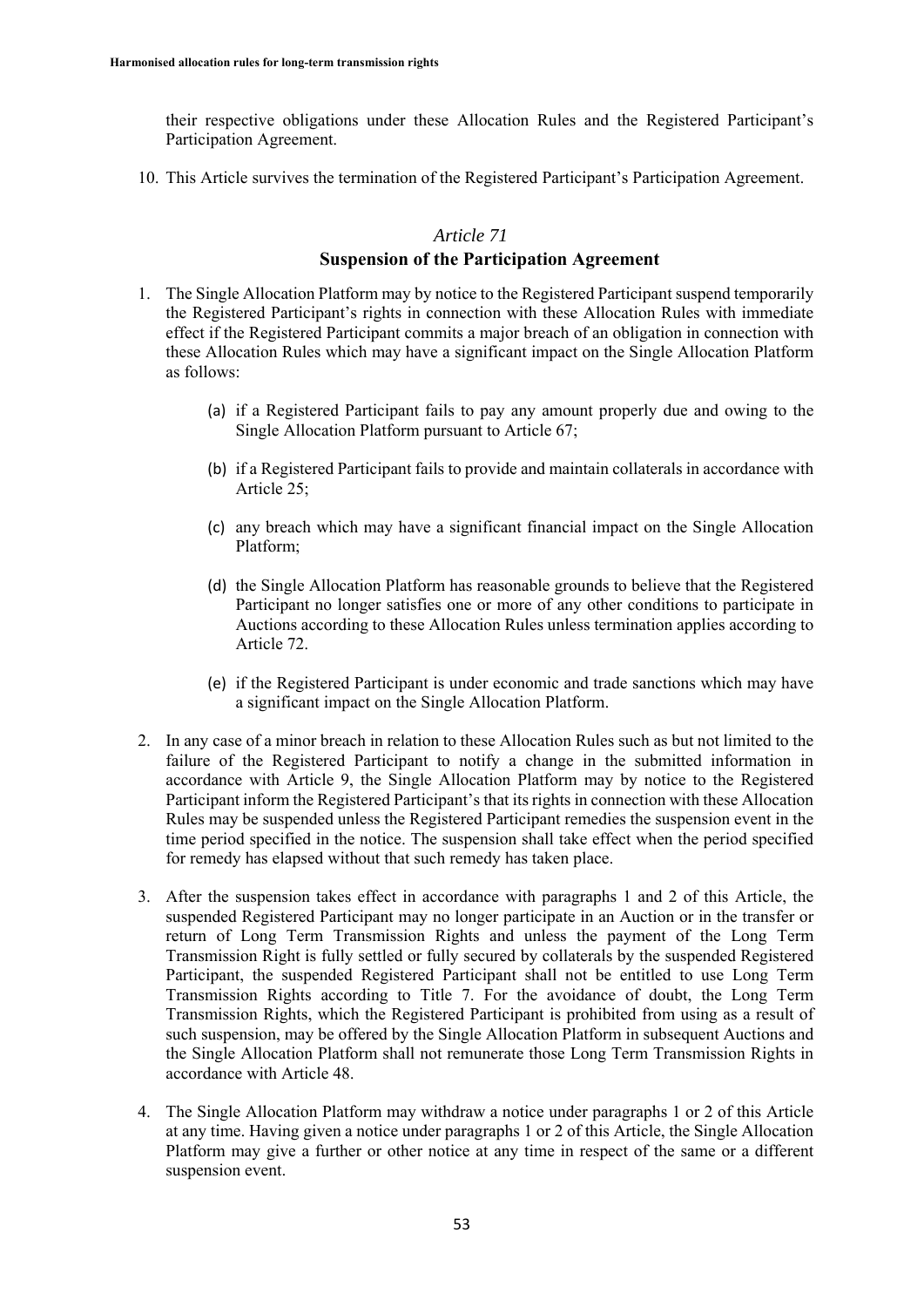their respective obligations under these Allocation Rules and the Registered Participant's Participation Agreement.

10. This Article survives the termination of the Registered Participant's Participation Agreement.

## *Article 71*
## **Suspension of the Participation Agreement**

1. The Single Allocation Platform may by notice to the Registered Participant suspend temporarily the Registered Participant's rights in connection with these Allocation Rules with immediate effect if the Registered Participant commits a major breach of an obligation in connection with these Allocation Rules which may have a significant impact on the Single Allocation Platform as follows:

   (a) if a Registered Participant fails to pay any amount properly due and owing to the Single Allocation Platform pursuant to Article 67;

   (b) if a Registered Participant fails to provide and maintain collaterals in accordance with Article 25;

   (c) any breach which may have a significant financial impact on the Single Allocation Platform;

   (d) the Single Allocation Platform has reasonable grounds to believe that the Registered Participant no longer satisfies one or more of any other conditions to participate in Auctions according to these Allocation Rules unless termination applies according to Article 72.

   (e) if the Registered Participant is under economic and trade sanctions which may have a significant impact on the Single Allocation Platform.

2. In any case of a minor breach in relation to these Allocation Rules such as but not limited to the failure of the Registered Participant to notify a change in the submitted information in accordance with Article 9, the Single Allocation Platform may by notice to the Registered Participant inform the Registered Participant's that its rights in connection with these Allocation Rules may be suspended unless the Registered Participant remedies the suspension event in the time period specified in the notice. The suspension shall take effect when the period specified for remedy has elapsed without that such remedy has taken place.

3. After the suspension takes effect in accordance with paragraphs 1 and 2 of this Article, the suspended Registered Participant may no longer participate in an Auction or in the transfer or return of Long Term Transmission Rights and unless the payment of the Long Term Transmission Right is fully settled or fully secured by collaterals by the suspended Registered Participant, the suspended Registered Participant shall not be entitled to use Long Term Transmission Rights according to Title 7. For the avoidance of doubt, the Long Term Transmission Rights, which the Registered Participant is prohibited from using as a result of such suspension, may be offered by the Single Allocation Platform in subsequent Auctions and the Single Allocation Platform shall not remunerate those Long Term Transmission Rights in accordance with Article 48.

4. The Single Allocation Platform may withdraw a notice under paragraphs 1 or 2 of this Article at any time. Having given a notice under paragraphs 1 or 2 of this Article, the Single Allocation Platform may give a further or other notice at any time in respect of the same or a different suspension event.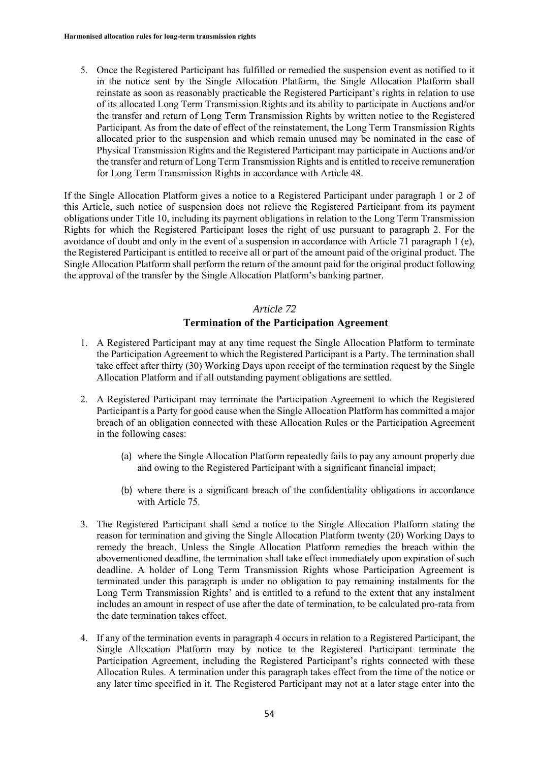5. Once the Registered Participant has fulfilled or remedied the suspension event as notified to it in the notice sent by the Single Allocation Platform, the Single Allocation Platform shall reinstate as soon as reasonably practicable the Registered Participant's rights in relation to use of its allocated Long Term Transmission Rights and its ability to participate in Auctions and/or the transfer and return of Long Term Transmission Rights by written notice to the Registered Participant. As from the date of effect of the reinstatement, the Long Term Transmission Rights allocated prior to the suspension and which remain unused may be nominated in the case of Physical Transmission Rights and the Registered Participant may participate in Auctions and/or the transfer and return of Long Term Transmission Rights and is entitled to receive remuneration for Long Term Transmission Rights in accordance with Article 48.

If the Single Allocation Platform gives a notice to a Registered Participant under paragraph 1 or 2 of this Article, such notice of suspension does not relieve the Registered Participant from its payment obligations under Title 10, including its payment obligations in relation to the Long Term Transmission Rights for which the Registered Participant loses the right of use pursuant to paragraph 2. For the avoidance of doubt and only in the event of a suspension in accordance with Article 71 paragraph 1 (e), the Registered Participant is entitled to receive all or part of the amount paid of the original product. The Single Allocation Platform shall perform the return of the amount paid for the original product following the approval of the transfer by the Single Allocation Platform's banking partner.

## *Article 72*
## Termination of the Participation Agreement

1. A Registered Participant may at any time request the Single Allocation Platform to terminate the Participation Agreement to which the Registered Participant is a Party. The termination shall take effect after thirty (30) Working Days upon receipt of the termination request by the Single Allocation Platform and if all outstanding payment obligations are settled.

2. A Registered Participant may terminate the Participation Agreement to which the Registered Participant is a Party for good cause when the Single Allocation Platform has committed a major breach of an obligation connected with these Allocation Rules or the Participation Agreement in the following cases:

    (a) where the Single Allocation Platform repeatedly fails to pay any amount properly due and owing to the Registered Participant with a significant financial impact;

    (b) where there is a significant breach of the confidentiality obligations in accordance with Article 75.

3. The Registered Participant shall send a notice to the Single Allocation Platform stating the reason for termination and giving the Single Allocation Platform twenty (20) Working Days to remedy the breach. Unless the Single Allocation Platform remedies the breach within the abovementioned deadline, the termination shall take effect immediately upon expiration of such deadline. A holder of Long Term Transmission Rights whose Participation Agreement is terminated under this paragraph is under no obligation to pay remaining instalments for the Long Term Transmission Rights' and is entitled to a refund to the extent that any instalment includes an amount in respect of use after the date of termination, to be calculated pro-rata from the date termination takes effect.

4. If any of the termination events in paragraph 4 occurs in relation to a Registered Participant, the Single Allocation Platform may by notice to the Registered Participant terminate the Participation Agreement, including the Registered Participant's rights connected with these Allocation Rules. A termination under this paragraph takes effect from the time of the notice or any later time specified in it. The Registered Participant may not at a later stage enter into the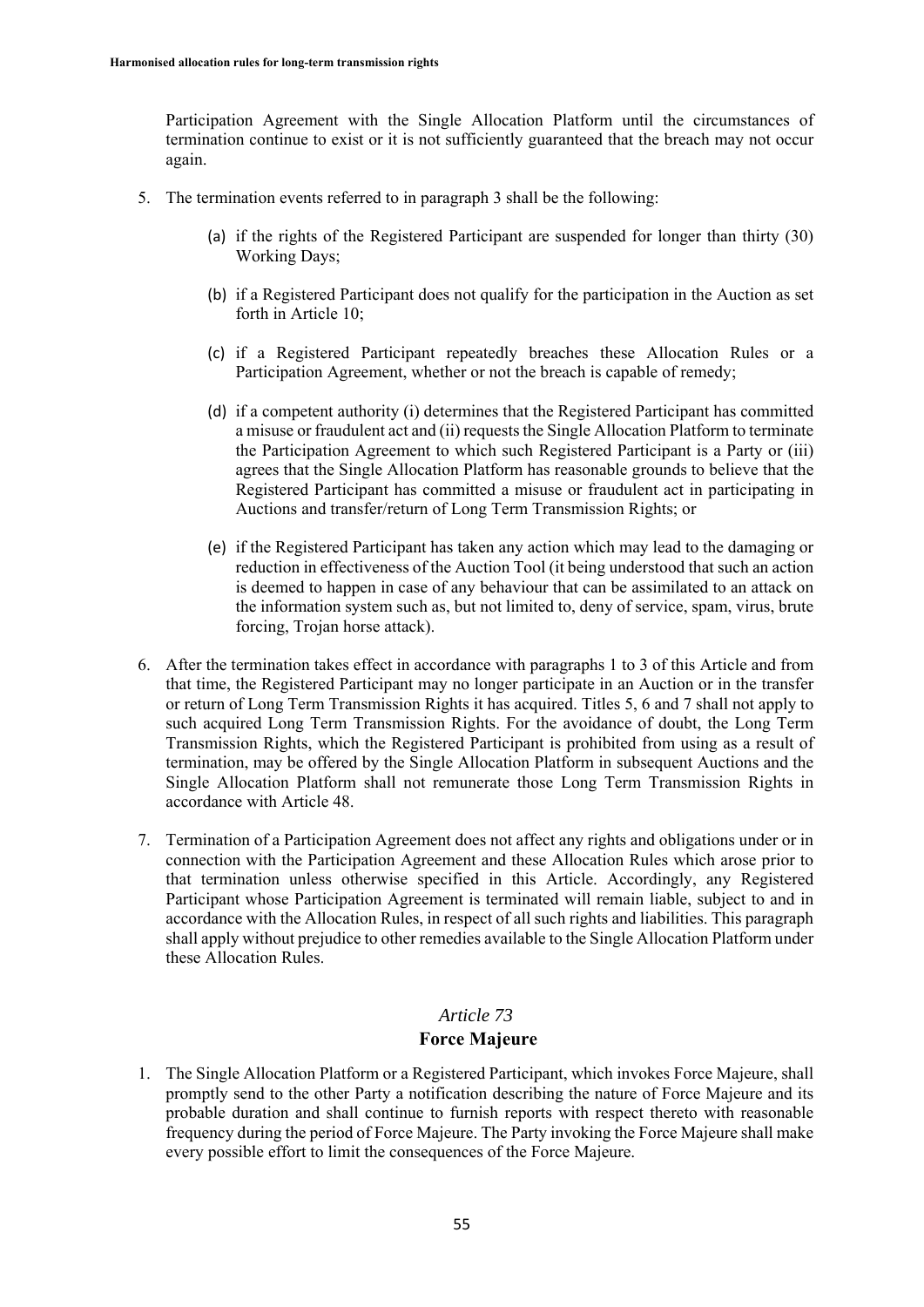Participation Agreement with the Single Allocation Platform until the circumstances of termination continue to exist or it is not sufficiently guaranteed that the breach may not occur again.

5. The termination events referred to in paragraph 3 shall be the following:

   (a) if the rights of the Registered Participant are suspended for longer than thirty (30) Working Days;

   (b) if a Registered Participant does not qualify for the participation in the Auction as set forth in Article 10;

   (c) if a Registered Participant repeatedly breaches these Allocation Rules or a Participation Agreement, whether or not the breach is capable of remedy;

   (d) if a competent authority (i) determines that the Registered Participant has committed a misuse or fraudulent act and (ii) requests the Single Allocation Platform to terminate the Participation Agreement to which such Registered Participant is a Party or (iii) agrees that the Single Allocation Platform has reasonable grounds to believe that the Registered Participant has committed a misuse or fraudulent act in participating in Auctions and transfer/return of Long Term Transmission Rights; or

   (e) if the Registered Participant has taken any action which may lead to the damaging or reduction in effectiveness of the Auction Tool (it being understood that such an action is deemed to happen in case of any behaviour that can be assimilated to an attack on the information system such as, but not limited to, deny of service, spam, virus, brute forcing, Trojan horse attack).

6. After the termination takes effect in accordance with paragraphs 1 to 3 of this Article and from that time, the Registered Participant may no longer participate in an Auction or in the transfer or return of Long Term Transmission Rights it has acquired. Titles 5, 6 and 7 shall not apply to such acquired Long Term Transmission Rights. For the avoidance of doubt, the Long Term Transmission Rights, which the Registered Participant is prohibited from using as a result of termination, may be offered by the Single Allocation Platform in subsequent Auctions and the Single Allocation Platform shall not remunerate those Long Term Transmission Rights in accordance with Article 48.

7. Termination of a Participation Agreement does not affect any rights and obligations under or in connection with the Participation Agreement and these Allocation Rules which arose prior to that termination unless otherwise specified in this Article. Accordingly, any Registered Participant whose Participation Agreement is terminated will remain liable, subject to and in accordance with the Allocation Rules, in respect of all such rights and liabilities. This paragraph shall apply without prejudice to other remedies available to the Single Allocation Platform under these Allocation Rules.

## *Article 73*
## Force Majeure

1. The Single Allocation Platform or a Registered Participant, which invokes Force Majeure, shall promptly send to the other Party a notification describing the nature of Force Majeure and its probable duration and shall continue to furnish reports with respect thereto with reasonable frequency during the period of Force Majeure. The Party invoking the Force Majeure shall make every possible effort to limit the consequences of the Force Majeure.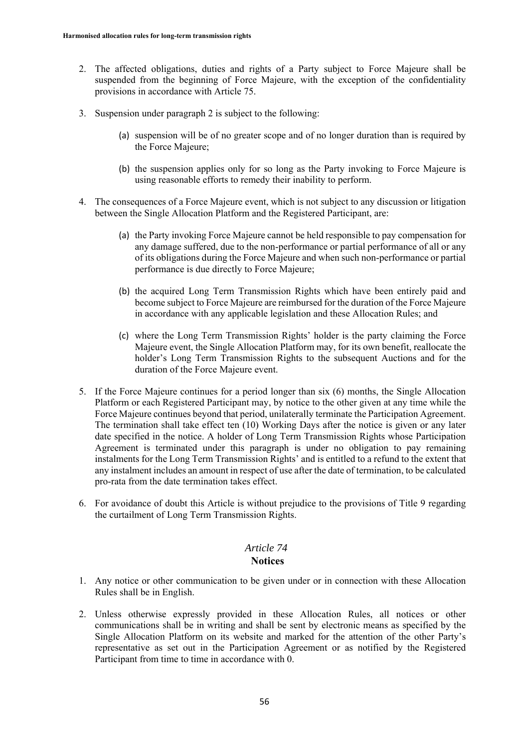2. The affected obligations, duties and rights of a Party subject to Force Majeure shall be suspended from the beginning of Force Majeure, with the exception of the confidentiality provisions in accordance with Article 75.

3. Suspension under paragraph 2 is subject to the following:

   (a) suspension will be of no greater scope and of no longer duration than is required by the Force Majeure;

   (b) the suspension applies only for so long as the Party invoking to Force Majeure is using reasonable efforts to remedy their inability to perform.

4. The consequences of a Force Majeure event, which is not subject to any discussion or litigation between the Single Allocation Platform and the Registered Participant, are:

   (a) the Party invoking Force Majeure cannot be held responsible to pay compensation for any damage suffered, due to the non-performance or partial performance of all or any of its obligations during the Force Majeure and when such non-performance or partial performance is due directly to Force Majeure;

   (b) the acquired Long Term Transmission Rights which have been entirely paid and become subject to Force Majeure are reimbursed for the duration of the Force Majeure in accordance with any applicable legislation and these Allocation Rules; and

   (c) where the Long Term Transmission Rights' holder is the party claiming the Force Majeure event, the Single Allocation Platform may, for its own benefit, reallocate the holder's Long Term Transmission Rights to the subsequent Auctions and for the duration of the Force Majeure event.

5. If the Force Majeure continues for a period longer than six (6) months, the Single Allocation Platform or each Registered Participant may, by notice to the other given at any time while the Force Majeure continues beyond that period, unilaterally terminate the Participation Agreement. The termination shall take effect ten (10) Working Days after the notice is given or any later date specified in the notice. A holder of Long Term Transmission Rights whose Participation Agreement is terminated under this paragraph is under no obligation to pay remaining instalments for the Long Term Transmission Rights' and is entitled to a refund to the extent that any instalment includes an amount in respect of use after the date of termination, to be calculated pro-rata from the date termination takes effect.

6. For avoidance of doubt this Article is without prejudice to the provisions of Title 9 regarding the curtailment of Long Term Transmission Rights.

## *Article 74*
## **Notices**

1. Any notice or other communication to be given under or in connection with these Allocation Rules shall be in English.

2. Unless otherwise expressly provided in these Allocation Rules, all notices or other communications shall be in writing and shall be sent by electronic means as specified by the Single Allocation Platform on its website and marked for the attention of the other Party's representative as set out in the Participation Agreement or as notified by the Registered Participant from time to time in accordance with 0.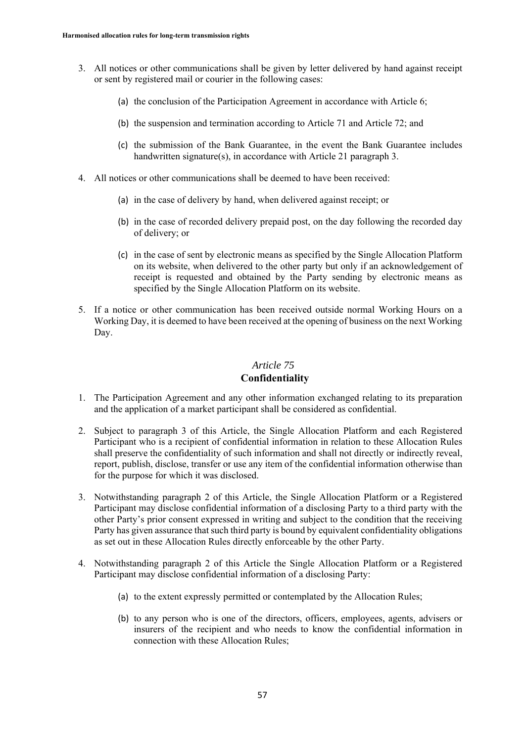3. All notices or other communications shall be given by letter delivered by hand against receipt or sent by registered mail or courier in the following cases:

   (a) the conclusion of the Participation Agreement in accordance with Article 6;

   (b) the suspension and termination according to Article 71 and Article 72; and

   (c) the submission of the Bank Guarantee, in the event the Bank Guarantee includes handwritten signature(s), in accordance with Article 21 paragraph 3.

4. All notices or other communications shall be deemed to have been received:

   (a) in the case of delivery by hand, when delivered against receipt; or

   (b) in the case of recorded delivery prepaid post, on the day following the recorded day of delivery; or

   (c) in the case of sent by electronic means as specified by the Single Allocation Platform on its website, when delivered to the other party but only if an acknowledgement of receipt is requested and obtained by the Party sending by electronic means as specified by the Single Allocation Platform on its website.

5. If a notice or other communication has been received outside normal Working Hours on a Working Day, it is deemed to have been received at the opening of business on the next Working Day.

## *Article 75*
## **Confidentiality**

1. The Participation Agreement and any other information exchanged relating to its preparation and the application of a market participant shall be considered as confidential.

2. Subject to paragraph 3 of this Article, the Single Allocation Platform and each Registered Participant who is a recipient of confidential information in relation to these Allocation Rules shall preserve the confidentiality of such information and shall not directly or indirectly reveal, report, publish, disclose, transfer or use any item of the confidential information otherwise than for the purpose for which it was disclosed.

3. Notwithstanding paragraph 2 of this Article, the Single Allocation Platform or a Registered Participant may disclose confidential information of a disclosing Party to a third party with the other Party's prior consent expressed in writing and subject to the condition that the receiving Party has given assurance that such third party is bound by equivalent confidentiality obligations as set out in these Allocation Rules directly enforceable by the other Party.

4. Notwithstanding paragraph 2 of this Article the Single Allocation Platform or a Registered Participant may disclose confidential information of a disclosing Party:

   (a) to the extent expressly permitted or contemplated by the Allocation Rules;

   (b) to any person who is one of the directors, officers, employees, agents, advisers or insurers of the recipient and who needs to know the confidential information in connection with these Allocation Rules;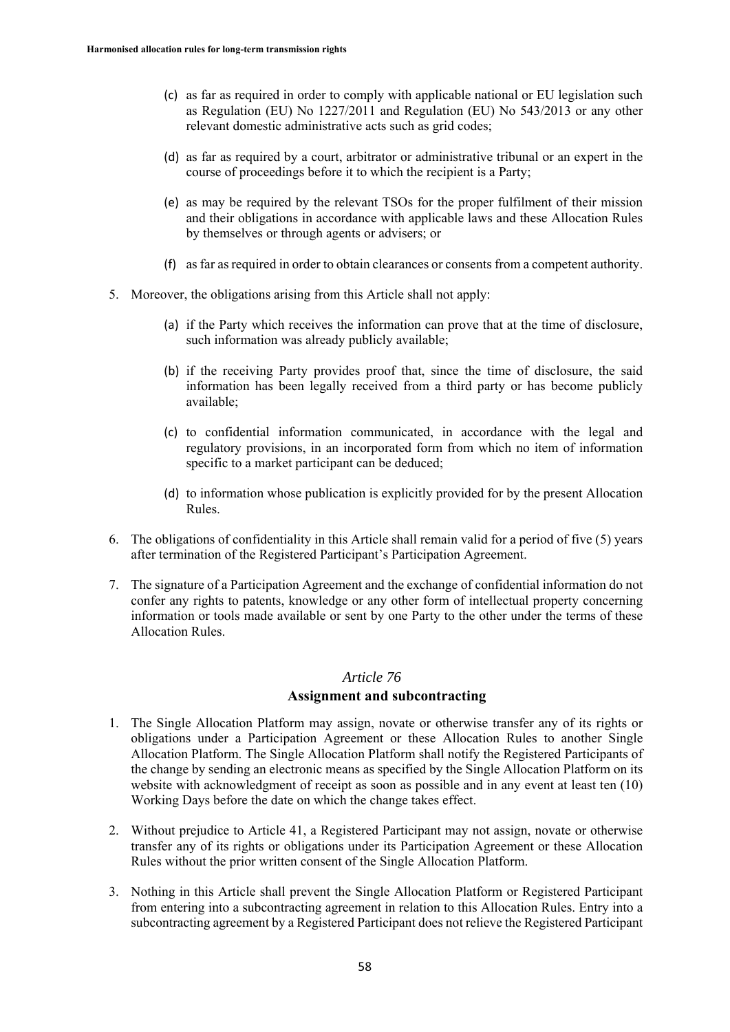(c) as far as required in order to comply with applicable national or EU legislation such as Regulation (EU) No 1227/2011 and Regulation (EU) No 543/2013 or any other relevant domestic administrative acts such as grid codes;

(d) as far as required by a court, arbitrator or administrative tribunal or an expert in the course of proceedings before it to which the recipient is a Party;

(e) as may be required by the relevant TSOs for the proper fulfilment of their mission and their obligations in accordance with applicable laws and these Allocation Rules by themselves or through agents or advisers; or

(f) as far as required in order to obtain clearances or consents from a competent authority.

5. Moreover, the obligations arising from this Article shall not apply:

(a) if the Party which receives the information can prove that at the time of disclosure, such information was already publicly available;

(b) if the receiving Party provides proof that, since the time of disclosure, the said information has been legally received from a third party or has become publicly available;

(c) to confidential information communicated, in accordance with the legal and regulatory provisions, in an incorporated form from which no item of information specific to a market participant can be deduced;

(d) to information whose publication is explicitly provided for by the present Allocation Rules.

6. The obligations of confidentiality in this Article shall remain valid for a period of five (5) years after termination of the Registered Participant's Participation Agreement.

7. The signature of a Participation Agreement and the exchange of confidential information do not confer any rights to patents, knowledge or any other form of intellectual property concerning information or tools made available or sent by one Party to the other under the terms of these Allocation Rules.

### *Article 76*
### Assignment and subcontracting

1. The Single Allocation Platform may assign, novate or otherwise transfer any of its rights or obligations under a Participation Agreement or these Allocation Rules to another Single Allocation Platform. The Single Allocation Platform shall notify the Registered Participants of the change by sending an electronic means as specified by the Single Allocation Platform on its website with acknowledgment of receipt as soon as possible and in any event at least ten (10) Working Days before the date on which the change takes effect.

2. Without prejudice to Article 41, a Registered Participant may not assign, novate or otherwise transfer any of its rights or obligations under its Participation Agreement or these Allocation Rules without the prior written consent of the Single Allocation Platform.

3. Nothing in this Article shall prevent the Single Allocation Platform or Registered Participant from entering into a subcontracting agreement in relation to this Allocation Rules. Entry into a subcontracting agreement by a Registered Participant does not relieve the Registered Participant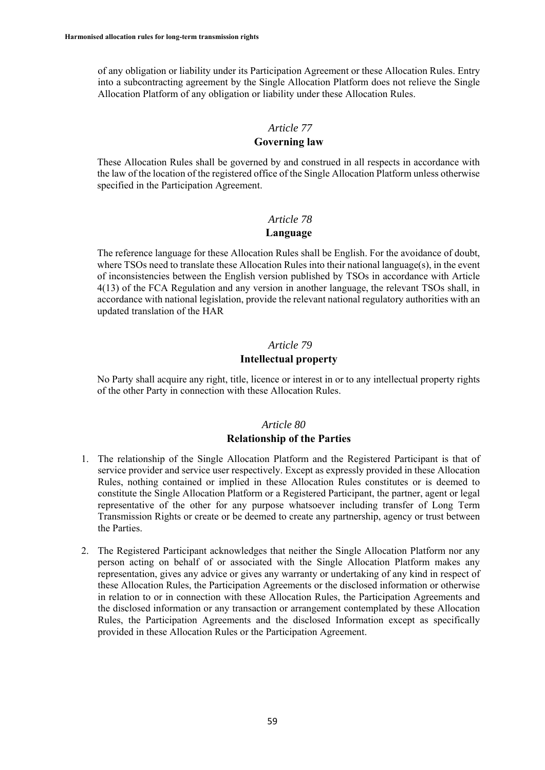of any obligation or liability under its Participation Agreement or these Allocation Rules. Entry into a subcontracting agreement by the Single Allocation Platform does not relieve the Single Allocation Platform of any obligation or liability under these Allocation Rules.

## *Article 77*
## Governing law

These Allocation Rules shall be governed by and construed in all respects in accordance with the law of the location of the registered office of the Single Allocation Platform unless otherwise specified in the Participation Agreement.

## *Article 78*
## Language

The reference language for these Allocation Rules shall be English. For the avoidance of doubt, where TSOs need to translate these Allocation Rules into their national language(s), in the event of inconsistencies between the English version published by TSOs in accordance with Article 4(13) of the FCA Regulation and any version in another language, the relevant TSOs shall, in accordance with national legislation, provide the relevant national regulatory authorities with an updated translation of the HAR

## *Article 79*
## Intellectual property

No Party shall acquire any right, title, licence or interest in or to any intellectual property rights of the other Party in connection with these Allocation Rules.

## *Article 80*
## Relationship of the Parties

1. The relationship of the Single Allocation Platform and the Registered Participant is that of service provider and service user respectively. Except as expressly provided in these Allocation Rules, nothing contained or implied in these Allocation Rules constitutes or is deemed to constitute the Single Allocation Platform or a Registered Participant, the partner, agent or legal representative of the other for any purpose whatsoever including transfer of Long Term Transmission Rights or create or be deemed to create any partnership, agency or trust between the Parties.

2. The Registered Participant acknowledges that neither the Single Allocation Platform nor any person acting on behalf of or associated with the Single Allocation Platform makes any representation, gives any advice or gives any warranty or undertaking of any kind in respect of these Allocation Rules, the Participation Agreements or the disclosed information or otherwise in relation to or in connection with these Allocation Rules, the Participation Agreements and the disclosed information or any transaction or arrangement contemplated by these Allocation Rules, the Participation Agreements and the disclosed Information except as specifically provided in these Allocation Rules or the Participation Agreement.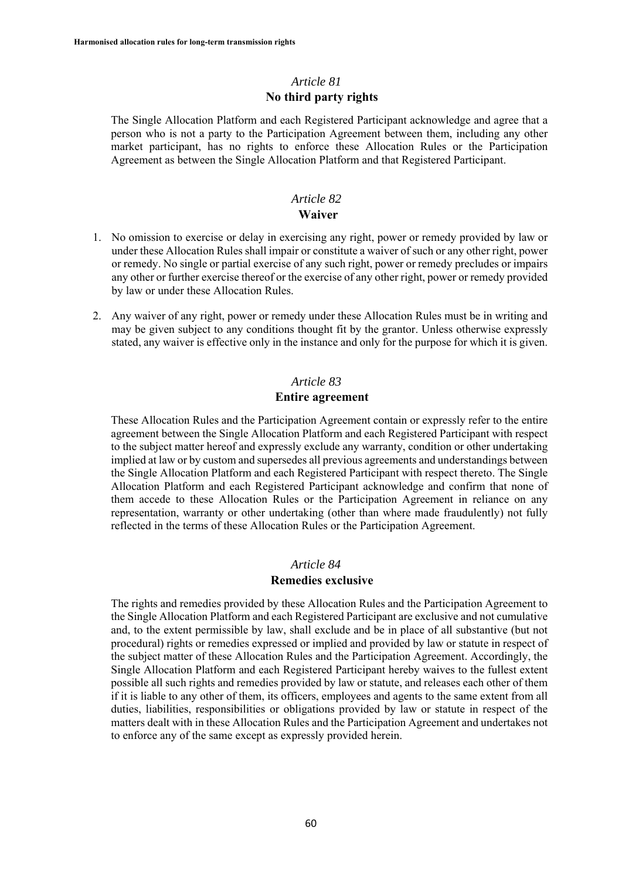### *Article 81*
### No third party rights

The Single Allocation Platform and each Registered Participant acknowledge and agree that a person who is not a party to the Participation Agreement between them, including any other market participant, has no rights to enforce these Allocation Rules or the Participation Agreement as between the Single Allocation Platform and that Registered Participant.

### *Article 82*
### Waiver

1. No omission to exercise or delay in exercising any right, power or remedy provided by law or under these Allocation Rules shall impair or constitute a waiver of such or any other right, power or remedy. No single or partial exercise of any such right, power or remedy precludes or impairs any other or further exercise thereof or the exercise of any other right, power or remedy provided by law or under these Allocation Rules.

2. Any waiver of any right, power or remedy under these Allocation Rules must be in writing and may be given subject to any conditions thought fit by the grantor. Unless otherwise expressly stated, any waiver is effective only in the instance and only for the purpose for which it is given.

### *Article 83*
### Entire agreement

These Allocation Rules and the Participation Agreement contain or expressly refer to the entire agreement between the Single Allocation Platform and each Registered Participant with respect to the subject matter hereof and expressly exclude any warranty, condition or other undertaking implied at law or by custom and supersedes all previous agreements and understandings between the Single Allocation Platform and each Registered Participant with respect thereto. The Single Allocation Platform and each Registered Participant acknowledge and confirm that none of them accede to these Allocation Rules or the Participation Agreement in reliance on any representation, warranty or other undertaking (other than where made fraudulently) not fully reflected in the terms of these Allocation Rules or the Participation Agreement.

### *Article 84*
### Remedies exclusive

The rights and remedies provided by these Allocation Rules and the Participation Agreement to the Single Allocation Platform and each Registered Participant are exclusive and not cumulative and, to the extent permissible by law, shall exclude and be in place of all substantive (but not procedural) rights or remedies expressed or implied and provided by law or statute in respect of the subject matter of these Allocation Rules and the Participation Agreement. Accordingly, the Single Allocation Platform and each Registered Participant hereby waives to the fullest extent possible all such rights and remedies provided by law or statute, and releases each other of them if it is liable to any other of them, its officers, employees and agents to the same extent from all duties, liabilities, responsibilities or obligations provided by law or statute in respect of the matters dealt with in these Allocation Rules and the Participation Agreement and undertakes not to enforce any of the same except as expressly provided herein.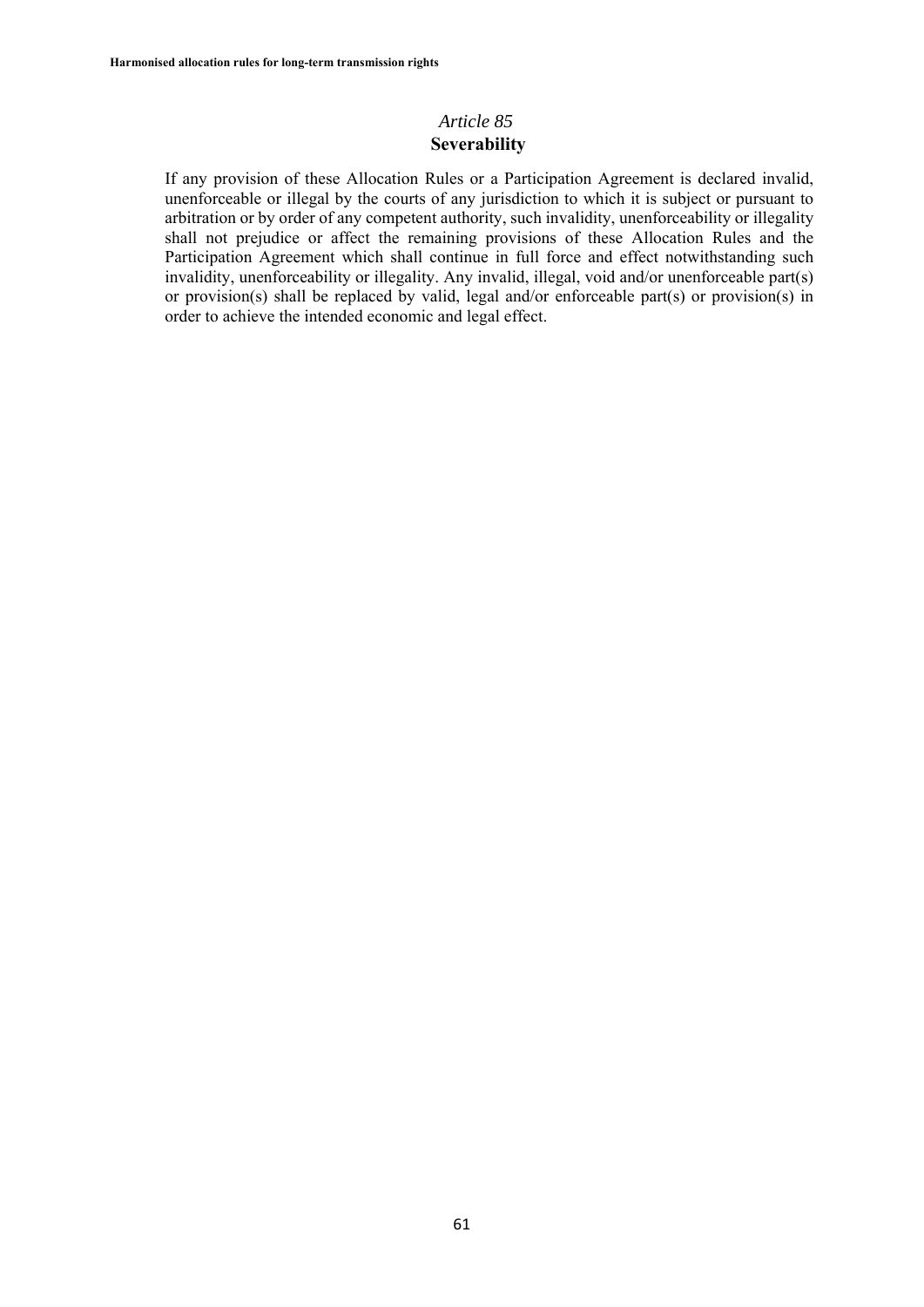## *Article 85*
## Severability

If any provision of these Allocation Rules or a Participation Agreement is declared invalid, unenforceable or illegal by the courts of any jurisdiction to which it is subject or pursuant to arbitration or by order of any competent authority, such invalidity, unenforceability or illegality shall not prejudice or affect the remaining provisions of these Allocation Rules and the Participation Agreement which shall continue in full force and effect notwithstanding such invalidity, unenforceability or illegality. Any invalid, illegal, void and/or unenforceable part(s) or provision(s) shall be replaced by valid, legal and/or enforceable part(s) or provision(s) in order to achieve the intended economic and legal effect.